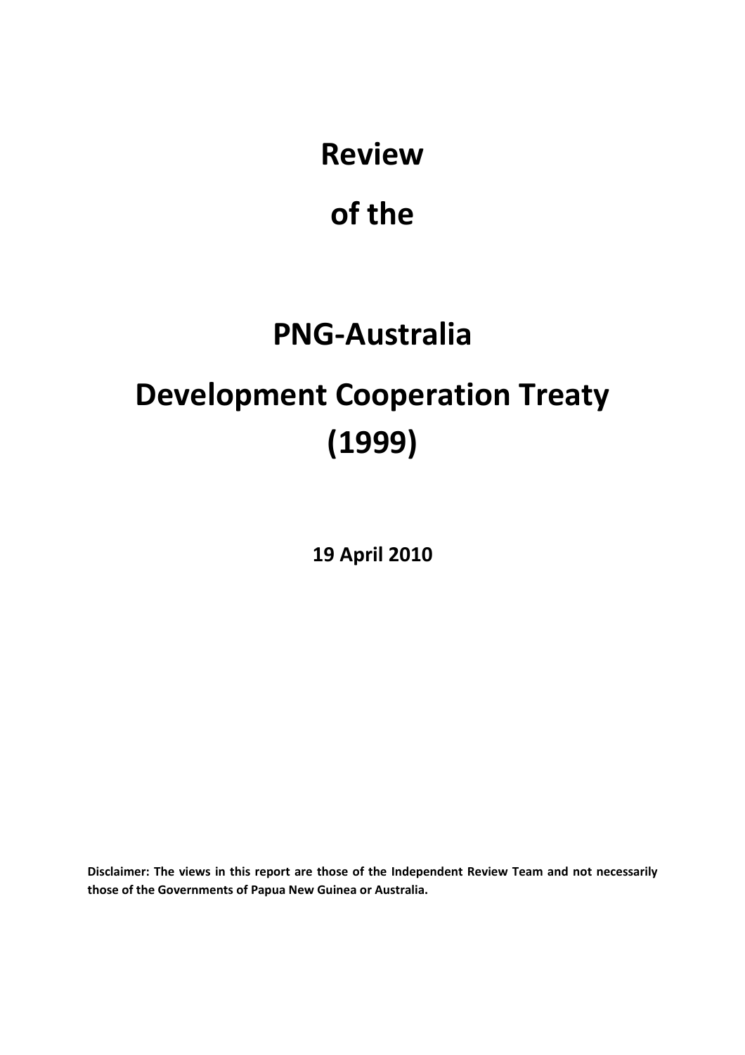# Review

# of the

# PNG-Australia

# Development Cooperation Treaty (1999)

**19 April 2010**

**Disclaimer: The views in this report are those of the Independent Review Team and not necessarily those of the Governments of Papua New Guinea or Australia.**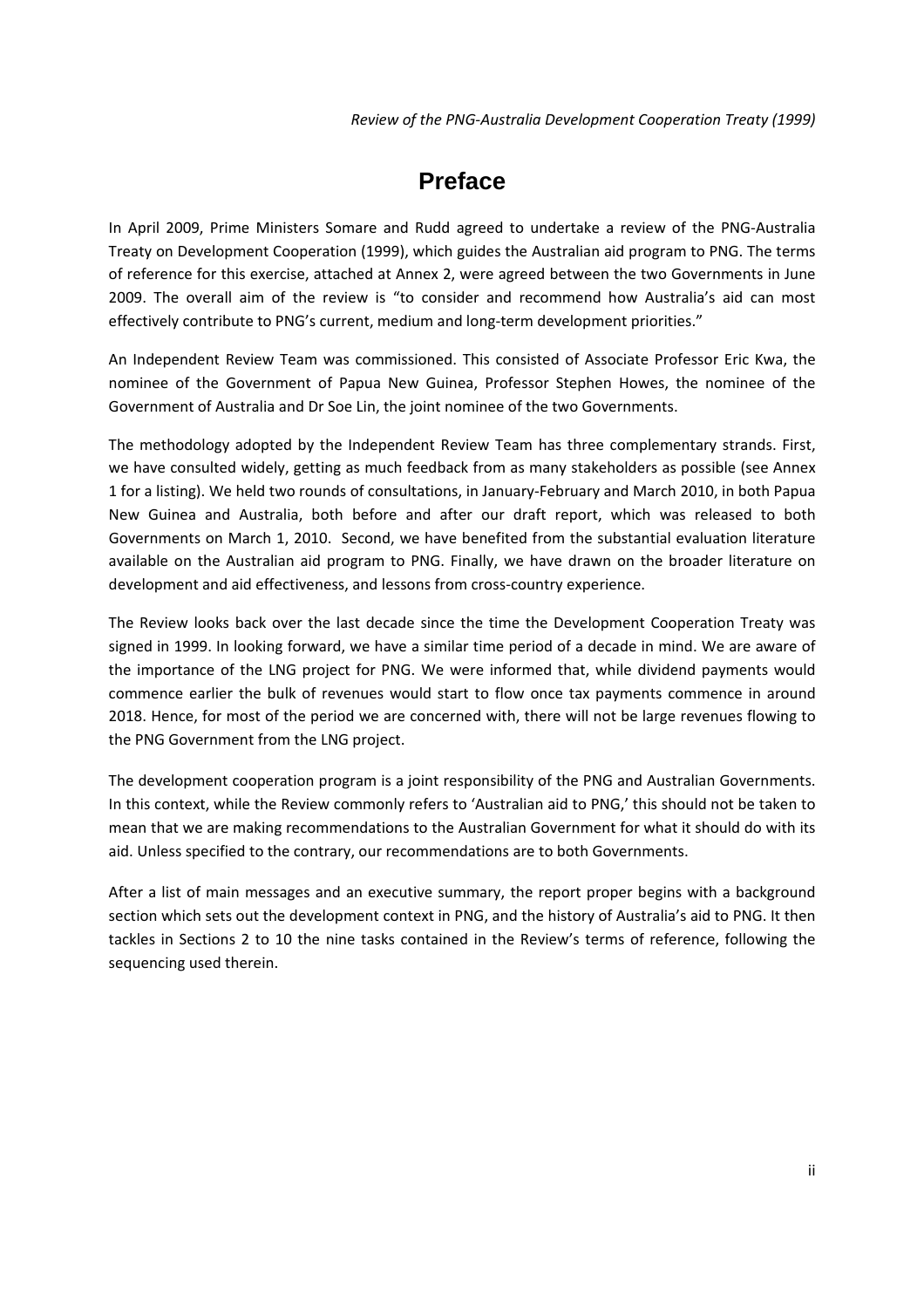# Preface

In April 2009, Prime Ministers Somare and Rudd agreed to undertake a review of the PNG-Australia Treaty on Development Cooperation (1999), which guides the Australian aid program to PNG. The terms of reference for this exercise, attached at Annex 2, were agreed between the two Governments in June 2009. The overall aim of the review is "to consider and recommend how Australia's aid can most effectively contribute to PNG's current, medium and long-term development priorities."

An Independent Review Team was commissioned. This consisted of Associate Professor Eric Kwa, the nominee of the Government of Papua New Guinea, Professor Stephen Howes, the nominee of the Government of Australia and Dr Soe Lin, the joint nominee of the two Governments.

The methodology adopted by the Independent Review Team has three complementary strands. First, we have consulted widely, getting as much feedback from as many stakeholders as possible (see Annex 1 for a listing). We held two rounds of consultations, in January-February and March 2010, in both Papua New Guinea and Australia, both before and after our draft report, which was released to both Governments on March 1, 2010. Second, we have benefited from the substantial evaluation literature available on the Australian aid program to PNG. Finally, we have drawn on the broader literature on development and aid effectiveness, and lessons from cross-country experience.

The Review looks back over the last decade since the time the Development Cooperation Treaty was signed in 1999. In looking forward, we have a similar time period of a decade in mind. We are aware of the importance of the LNG project for PNG. We were informed that, while dividend payments would commence earlier the bulk of revenues would start to flow once tax payments commence in around 2018. Hence, for most of the period we are concerned with, there will not be large revenues flowing to the PNG Government from the LNG project.

The development cooperation program is a joint responsibility of the PNG and Australian Governments. In this context, while the Review commonly refers to 'Australian aid to PNG,' this should not be taken to mean that we are making recommendations to the Australian Government for what it should do with its aid. Unless specified to the contrary, our recommendations are to both Governments.

After a list of main messages and an executive summary, the report proper begins with a background section which sets out the development context in PNG, and the history of Australia's aid to PNG. It then tackles in Sections 2 to 10 the nine tasks contained in the Review's terms of reference, following the sequencing used therein.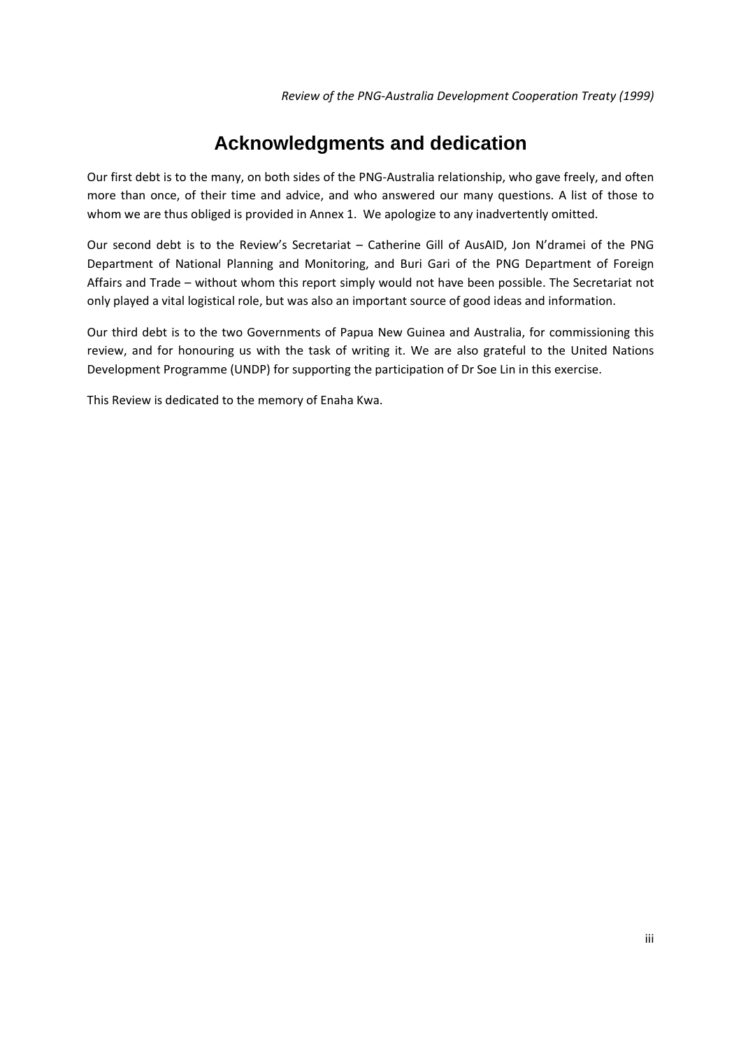# Acknowledgments and dedication

Our first debt is to the many, on both sides of the PNG-Australia relationship, who gave freely, and often more than once, of their time and advice, and who answered our many questions. A list of those to whom we are thus obliged is provided in Annex 1. We apologize to any inadvertently omitted.

Our second debt is to the Review's Secretariat – Catherine Gill of AusAID, Jon N'dramei of the PNG Department of National Planning and Monitoring, and Buri Gari of the PNG Department of Foreign Affairs and Trade – without whom this report simply would not have been possible. The Secretariat not only played a vital logistical role, but was also an important source of good ideas and information.

Our third debt is to the two Governments of Papua New Guinea and Australia, for commissioning this review, and for honouring us with the task of writing it. We are also grateful to the United Nations Development Programme (UNDP) for supporting the participation of Dr Soe Lin in this exercise.

This Review is dedicated to the memory of Enaha Kwa.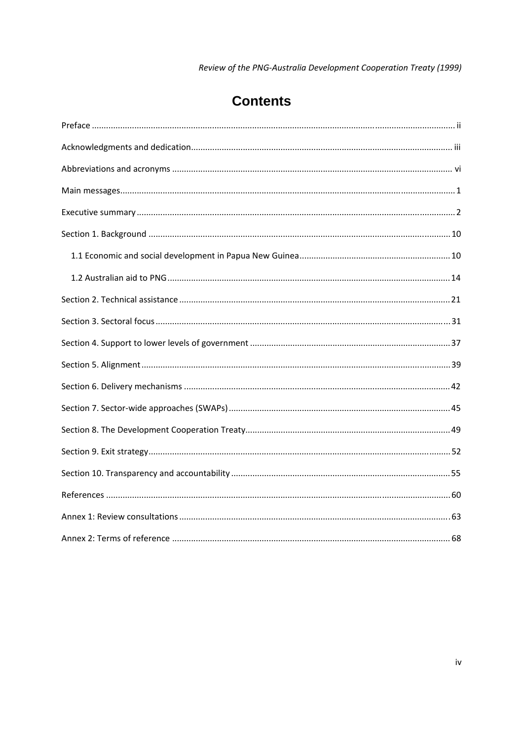# Contents

Preface ........ ii

Acknowledgments and dedication ........ iii

Abbreviations and acronyms ........ vi

Main messages ........ 1

Executive summary ........ 2

Section 1. Background ........ 10

- 1.1 Economic and social development in Papua New Guinea ........ 10
- 1.2 Australian aid to PNG ........ 14

Section 2. Technical assistance ........ 21

Section 3. Sectoral focus ........ 31

Section 4. Support to lower levels of government ........ 37

Section 5. Alignment ........ 39

Section 6. Delivery mechanisms ........ 42

Section 7. Sector-wide approaches (SWAPs) ........ 45

Section 8. The Development Cooperation Treaty ........ 49

Section 9. Exit strategy ........ 52

Section 10. Transparency and accountability ........ 55

References ........ 60

Annex 1: Review consultations ........ 63

Annex 2: Terms of reference ........ 68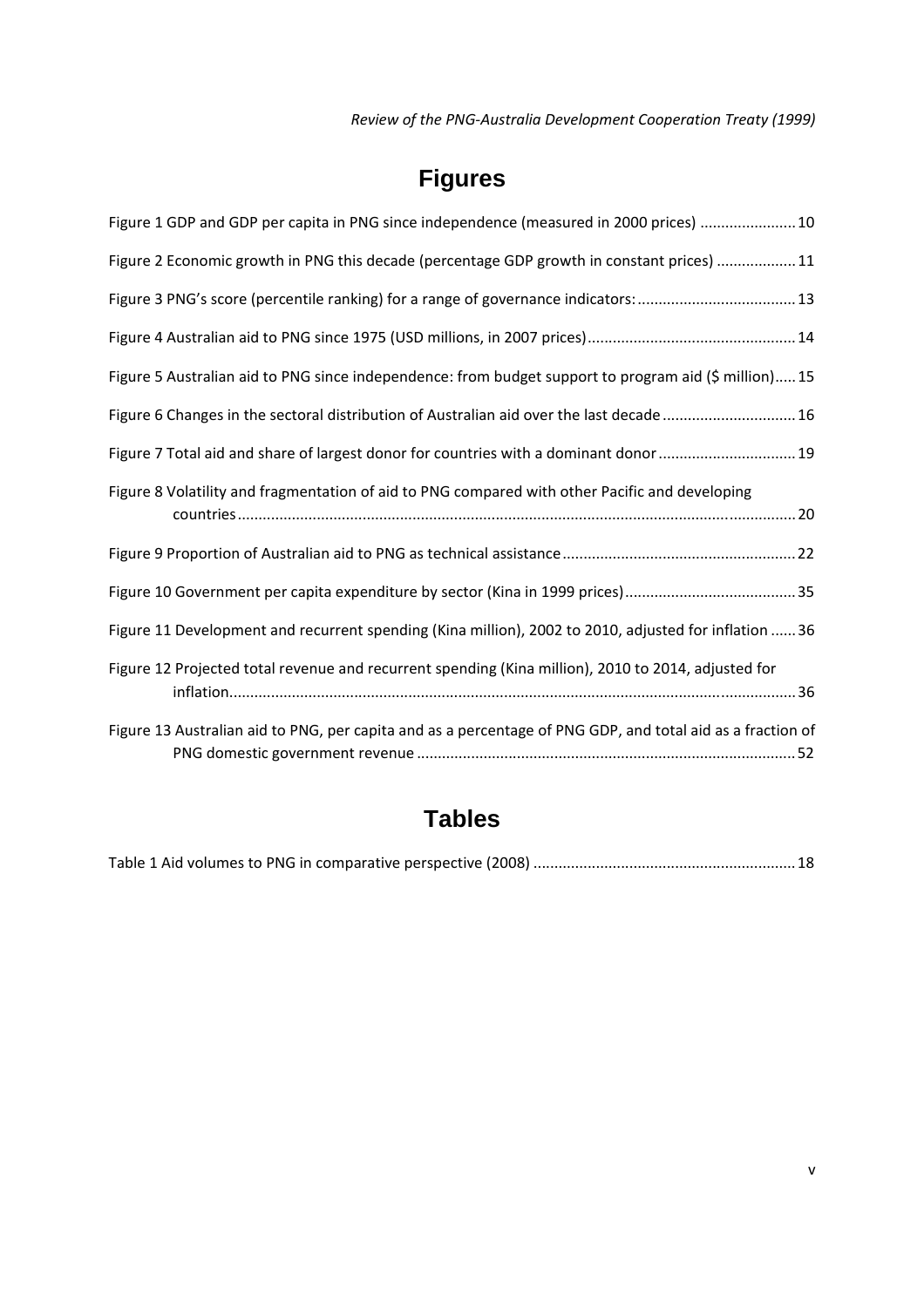# Figures

Figure 1 GDP and GDP per capita in PNG since independence (measured in 2000 prices) ....................... 10

Figure 2 Economic growth in PNG this decade (percentage GDP growth in constant prices) ................... 11

Figure 3 PNG's score (percentile ranking) for a range of governance indicators: ...................................... 13

Figure 4 Australian aid to PNG since 1975 (USD millions, in 2007 prices) ................................................. 14

Figure 5 Australian aid to PNG since independence: from budget support to program aid ($ million) ..... 15

Figure 6 Changes in the sectoral distribution of Australian aid over the last decade ................................ 16

Figure 7 Total aid and share of largest donor for countries with a dominant donor ................................. 19

Figure 8 Volatility and fragmentation of aid to PNG compared with other Pacific and developing countries ..................................................................................................................................... 20

Figure 9 Proportion of Australian aid to PNG as technical assistance ........................................................ 22

Figure 10 Government per capita expenditure by sector (Kina in 1999 prices) ......................................... 35

Figure 11 Development and recurrent spending (Kina million), 2002 to 2010, adjusted for inflation ...... 36

Figure 12 Projected total revenue and recurrent spending (Kina million), 2010 to 2014, adjusted for inflation ....................................................................................................................................... 36

Figure 13 Australian aid to PNG, per capita and as a percentage of PNG GDP, and total aid as a fraction of PNG domestic government revenue .......................................................................................... 52

# Tables

Table 1 Aid volumes to PNG in comparative perspective (2008) ............................................................... 18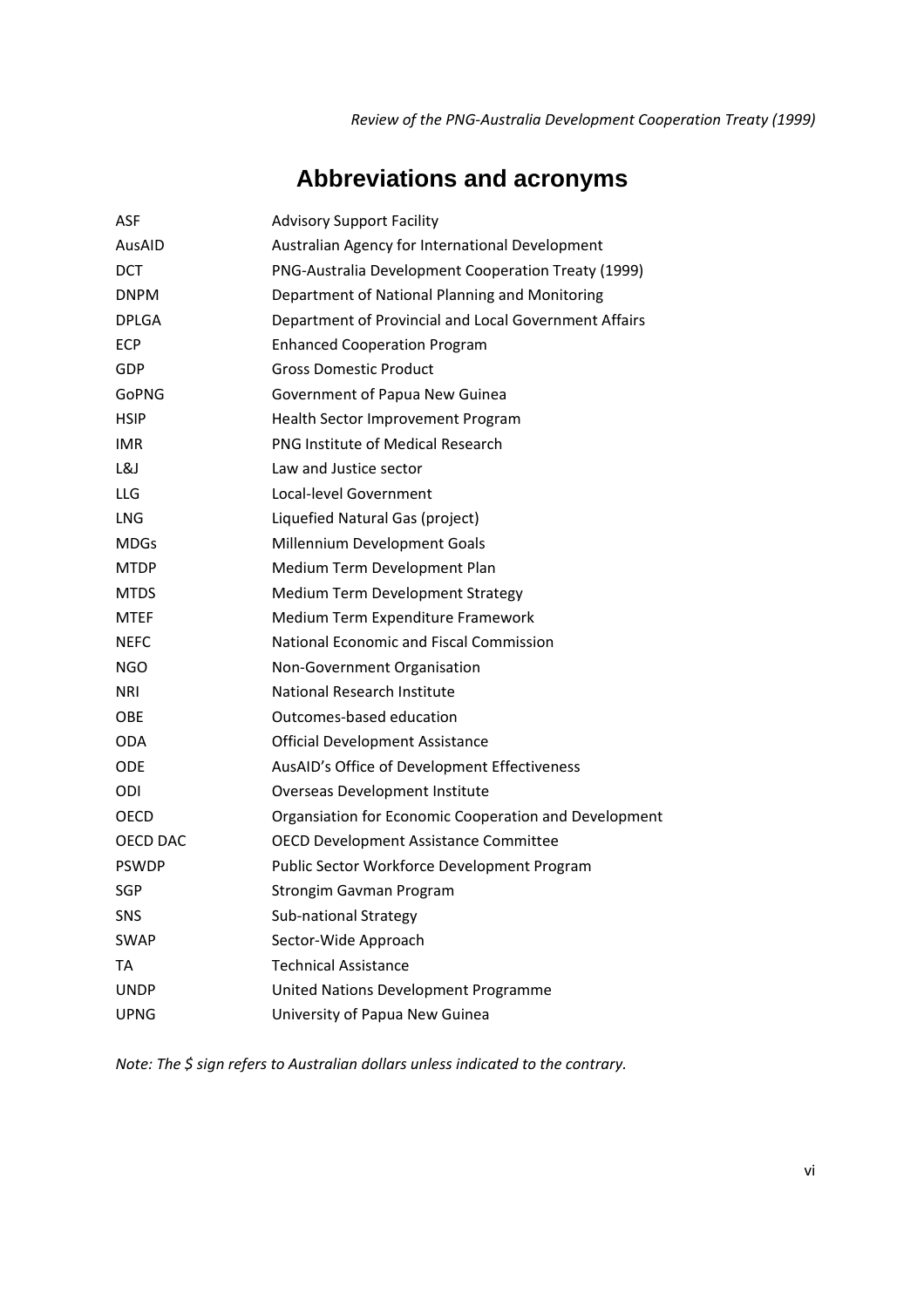# Abbreviations and acronyms

| | |
|---|---|
| ASF | Advisory Support Facility |
| AusAID | Australian Agency for International Development |
| DCT | PNG-Australia Development Cooperation Treaty (1999) |
| DNPM | Department of National Planning and Monitoring |
| DPLGA | Department of Provincial and Local Government Affairs |
| ECP | Enhanced Cooperation Program |
| GDP | Gross Domestic Product |
| GoPNG | Government of Papua New Guinea |
| HSIP | Health Sector Improvement Program |
| IMR | PNG Institute of Medical Research |
| L&J | Law and Justice sector |
| LLG | Local-level Government |
| LNG | Liquefied Natural Gas (project) |
| MDGs | Millennium Development Goals |
| MTDP | Medium Term Development Plan |
| MTDS | Medium Term Development Strategy |
| MTEF | Medium Term Expenditure Framework |
| NEFC | National Economic and Fiscal Commission |
| NGO | Non-Government Organisation |
| NRI | National Research Institute |
| OBE | Outcomes-based education |
| ODA | Official Development Assistance |
| ODE | AusAID's Office of Development Effectiveness |
| ODI | Overseas Development Institute |
| OECD | Organsiation for Economic Cooperation and Development |
| OECD DAC | OECD Development Assistance Committee |
| PSWDP | Public Sector Workforce Development Program |
| SGP | Strongim Gavman Program |
| SNS | Sub-national Strategy |
| SWAP | Sector-Wide Approach |
| TA | Technical Assistance |
| UNDP | United Nations Development Programme |
| UPNG | University of Papua New Guinea |

*Note: The $ sign refers to Australian dollars unless indicated to the contrary.*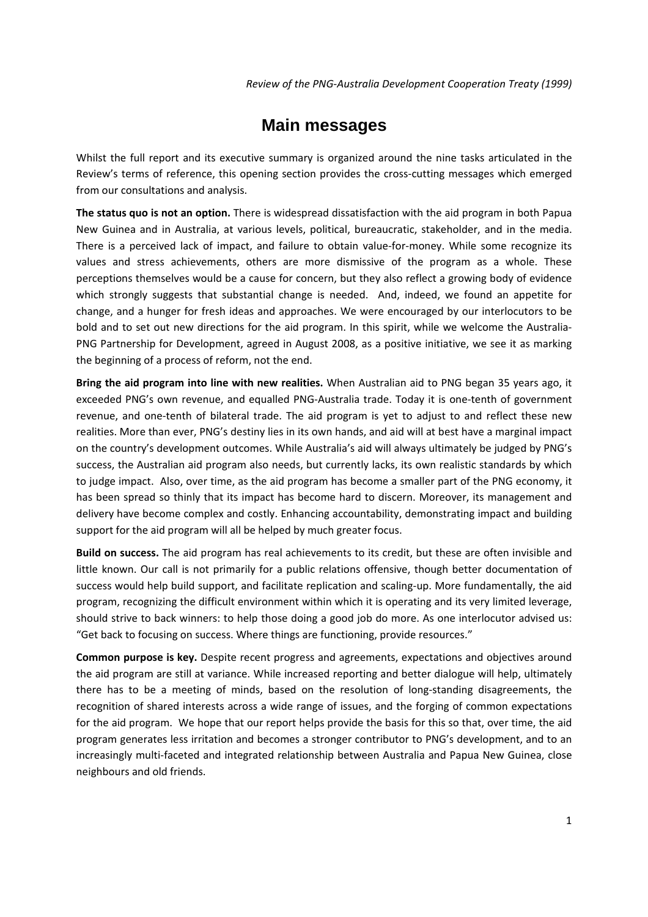# Main messages

Whilst the full report and its executive summary is organized around the nine tasks articulated in the Review's terms of reference, this opening section provides the cross-cutting messages which emerged from our consultations and analysis.

**The status quo is not an option.** There is widespread dissatisfaction with the aid program in both Papua New Guinea and in Australia, at various levels, political, bureaucratic, stakeholder, and in the media. There is a perceived lack of impact, and failure to obtain value-for-money. While some recognize its values and stress achievements, others are more dismissive of the program as a whole. These perceptions themselves would be a cause for concern, but they also reflect a growing body of evidence which strongly suggests that substantial change is needed. And, indeed, we found an appetite for change, and a hunger for fresh ideas and approaches. We were encouraged by our interlocutors to be bold and to set out new directions for the aid program. In this spirit, while we welcome the Australia-PNG Partnership for Development, agreed in August 2008, as a positive initiative, we see it as marking the beginning of a process of reform, not the end.

**Bring the aid program into line with new realities.** When Australian aid to PNG began 35 years ago, it exceeded PNG's own revenue, and equalled PNG-Australia trade. Today it is one-tenth of government revenue, and one-tenth of bilateral trade. The aid program is yet to adjust to and reflect these new realities. More than ever, PNG's destiny lies in its own hands, and aid will at best have a marginal impact on the country's development outcomes. While Australia's aid will always ultimately be judged by PNG's success, the Australian aid program also needs, but currently lacks, its own realistic standards by which to judge impact. Also, over time, as the aid program has become a smaller part of the PNG economy, it has been spread so thinly that its impact has become hard to discern. Moreover, its management and delivery have become complex and costly. Enhancing accountability, demonstrating impact and building support for the aid program will all be helped by much greater focus.

**Build on success.** The aid program has real achievements to its credit, but these are often invisible and little known. Our call is not primarily for a public relations offensive, though better documentation of success would help build support, and facilitate replication and scaling-up. More fundamentally, the aid program, recognizing the difficult environment within which it is operating and its very limited leverage, should strive to back winners: to help those doing a good job do more. As one interlocutor advised us: "Get back to focusing on success. Where things are functioning, provide resources."

**Common purpose is key.** Despite recent progress and agreements, expectations and objectives around the aid program are still at variance. While increased reporting and better dialogue will help, ultimately there has to be a meeting of minds, based on the resolution of long-standing disagreements, the recognition of shared interests across a wide range of issues, and the forging of common expectations for the aid program. We hope that our report helps provide the basis for this so that, over time, the aid program generates less irritation and becomes a stronger contributor to PNG's development, and to an increasingly multi-faceted and integrated relationship between Australia and Papua New Guinea, close neighbours and old friends.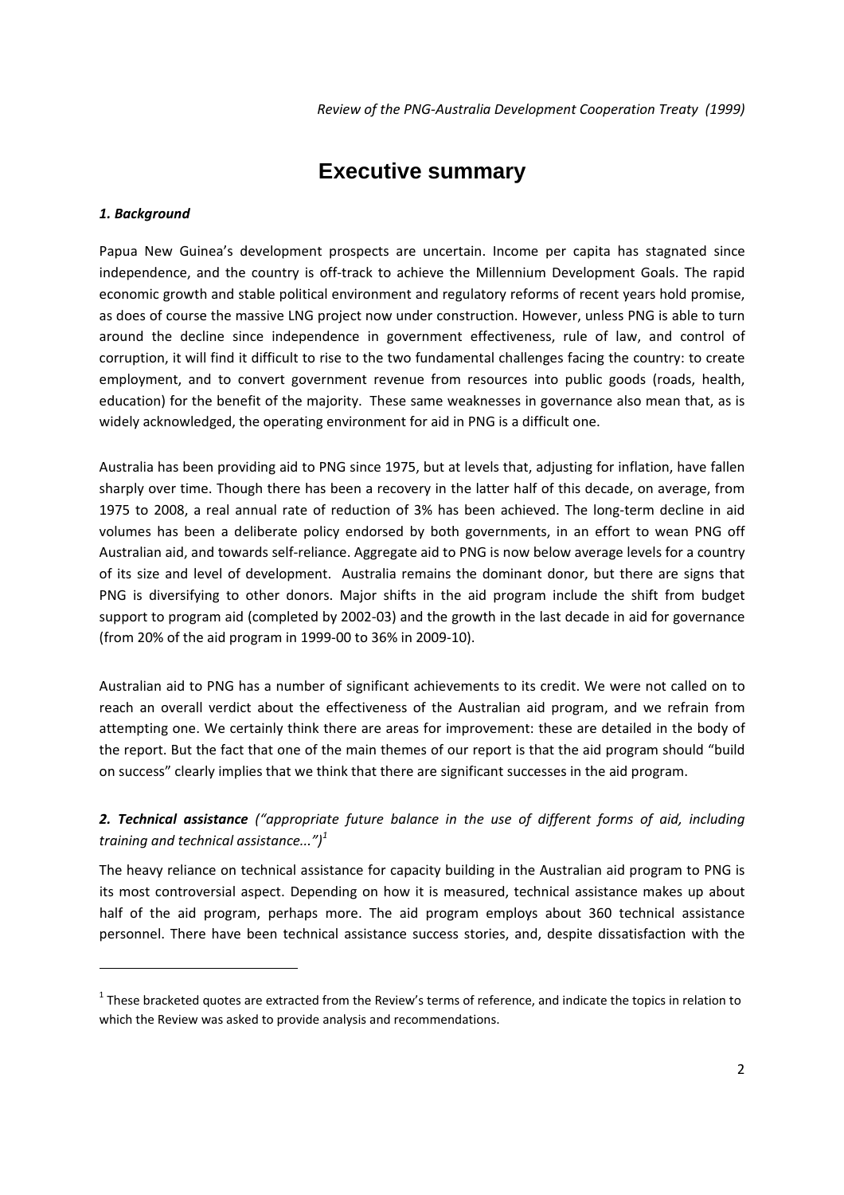# Executive summary

### *1. Background*

Papua New Guinea's development prospects are uncertain. Income per capita has stagnated since independence, and the country is off-track to achieve the Millennium Development Goals. The rapid economic growth and stable political environment and regulatory reforms of recent years hold promise, as does of course the massive LNG project now under construction. However, unless PNG is able to turn around the decline since independence in government effectiveness, rule of law, and control of corruption, it will find it difficult to rise to the two fundamental challenges facing the country: to create employment, and to convert government revenue from resources into public goods (roads, health, education) for the benefit of the majority. These same weaknesses in governance also mean that, as is widely acknowledged, the operating environment for aid in PNG is a difficult one.

Australia has been providing aid to PNG since 1975, but at levels that, adjusting for inflation, have fallen sharply over time. Though there has been a recovery in the latter half of this decade, on average, from 1975 to 2008, a real annual rate of reduction of 3% has been achieved. The long-term decline in aid volumes has been a deliberate policy endorsed by both governments, in an effort to wean PNG off Australian aid, and towards self-reliance. Aggregate aid to PNG is now below average levels for a country of its size and level of development. Australia remains the dominant donor, but there are signs that PNG is diversifying to other donors. Major shifts in the aid program include the shift from budget support to program aid (completed by 2002-03) and the growth in the last decade in aid for governance (from 20% of the aid program in 1999-00 to 36% in 2009-10).

Australian aid to PNG has a number of significant achievements to its credit. We were not called on to reach an overall verdict about the effectiveness of the Australian aid program, and we refrain from attempting one. We certainly think there are areas for improvement: these are detailed in the body of the report. But the fact that one of the main themes of our report is that the aid program should "build on success" clearly implies that we think that there are significant successes in the aid program.

### ***2. Technical assistance*** *("appropriate future balance in the use of different forms of aid, including training and technical assistance...")*[1]

The heavy reliance on technical assistance for capacity building in the Australian aid program to PNG is its most controversial aspect. Depending on how it is measured, technical assistance makes up about half of the aid program, perhaps more. The aid program employs about 360 technical assistance personnel. There have been technical assistance success stories, and, despite dissatisfaction with the

---

[1] These bracketed quotes are extracted from the Review's terms of reference, and indicate the topics in relation to which the Review was asked to provide analysis and recommendations.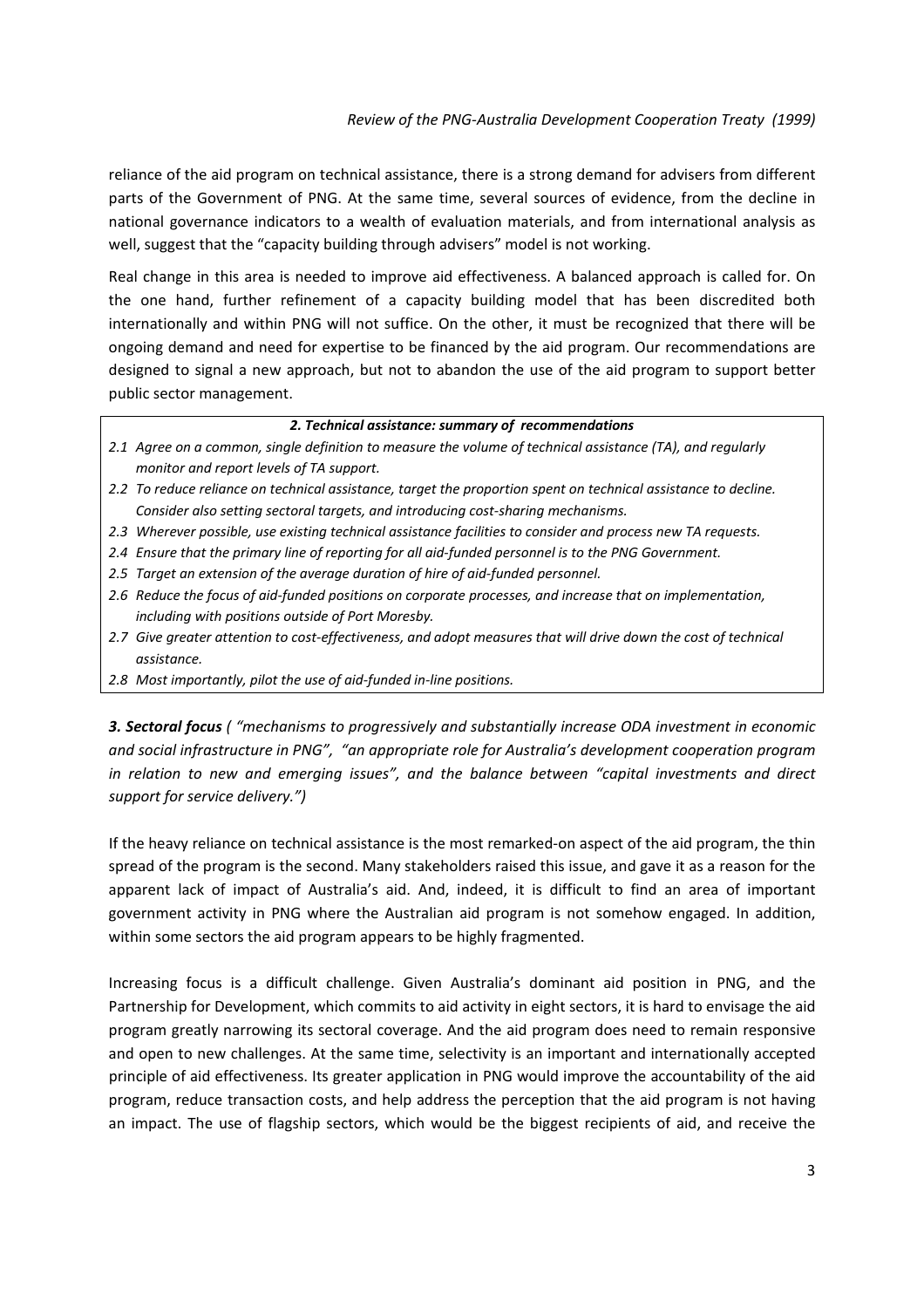reliance of the aid program on technical assistance, there is a strong demand for advisers from different parts of the Government of PNG. At the same time, several sources of evidence, from the decline in national governance indicators to a wealth of evaluation materials, and from international analysis as well, suggest that the "capacity building through advisers" model is not working.

Real change in this area is needed to improve aid effectiveness. A balanced approach is called for. On the one hand, further refinement of a capacity building model that has been discredited both internationally and within PNG will not suffice. On the other, it must be recognized that there will be ongoing demand and need for expertise to be financed by the aid program. Our recommendations are designed to signal a new approach, but not to abandon the use of the aid program to support better public sector management.

> ***2. Technical assistance: summary of recommendations***
>
> *2.1 Agree on a common, single definition to measure the volume of technical assistance (TA), and regularly monitor and report levels of TA support.*
>
> *2.2 To reduce reliance on technical assistance, target the proportion spent on technical assistance to decline. Consider also setting sectoral targets, and introducing cost-sharing mechanisms.*
>
> *2.3 Wherever possible, use existing technical assistance facilities to consider and process new TA requests.*
>
> *2.4 Ensure that the primary line of reporting for all aid-funded personnel is to the PNG Government.*
>
> *2.5 Target an extension of the average duration of hire of aid-funded personnel.*
>
> *2.6 Reduce the focus of aid-funded positions on corporate processes, and increase that on implementation, including with positions outside of Port Moresby.*
>
> *2.7 Give greater attention to cost-effectiveness, and adopt measures that will drive down the cost of technical assistance.*
>
> *2.8 Most importantly, pilot the use of aid-funded in-line positions.*

***3. Sectoral focus*** *( "mechanisms to progressively and substantially increase ODA investment in economic and social infrastructure in PNG", "an appropriate role for Australia's development cooperation program in relation to new and emerging issues", and the balance between "capital investments and direct support for service delivery.")*

If the heavy reliance on technical assistance is the most remarked-on aspect of the aid program, the thin spread of the program is the second. Many stakeholders raised this issue, and gave it as a reason for the apparent lack of impact of Australia's aid. And, indeed, it is difficult to find an area of important government activity in PNG where the Australian aid program is not somehow engaged. In addition, within some sectors the aid program appears to be highly fragmented.

Increasing focus is a difficult challenge. Given Australia's dominant aid position in PNG, and the Partnership for Development, which commits to aid activity in eight sectors, it is hard to envisage the aid program greatly narrowing its sectoral coverage. And the aid program does need to remain responsive and open to new challenges. At the same time, selectivity is an important and internationally accepted principle of aid effectiveness. Its greater application in PNG would improve the accountability of the aid program, reduce transaction costs, and help address the perception that the aid program is not having an impact. The use of flagship sectors, which would be the biggest recipients of aid, and receive the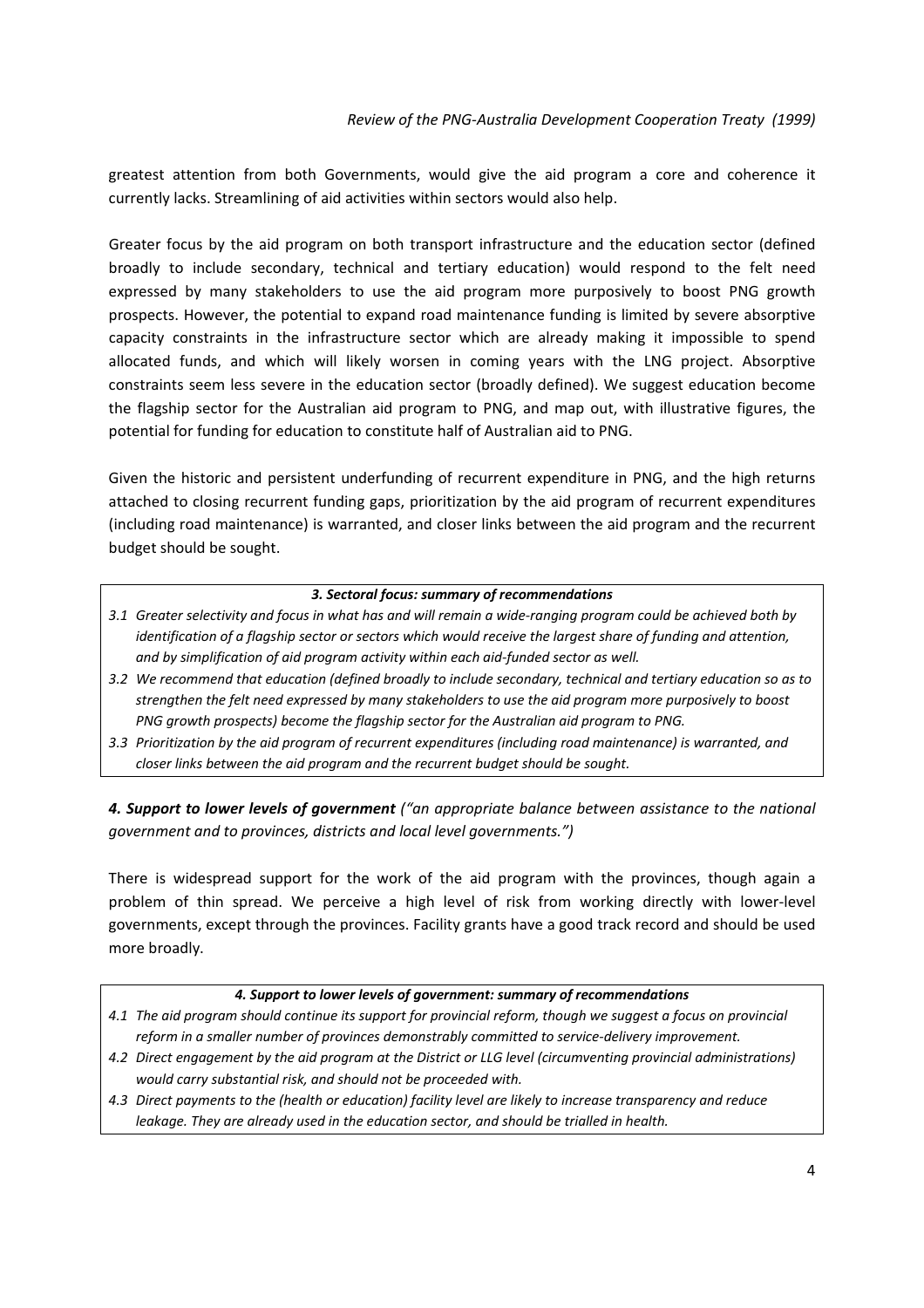greatest attention from both Governments, would give the aid program a core and coherence it currently lacks. Streamlining of aid activities within sectors would also help.

Greater focus by the aid program on both transport infrastructure and the education sector (defined broadly to include secondary, technical and tertiary education) would respond to the felt need expressed by many stakeholders to use the aid program more purposively to boost PNG growth prospects. However, the potential to expand road maintenance funding is limited by severe absorptive capacity constraints in the infrastructure sector which are already making it impossible to spend allocated funds, and which will likely worsen in coming years with the LNG project. Absorptive constraints seem less severe in the education sector (broadly defined). We suggest education become the flagship sector for the Australian aid program to PNG, and map out, with illustrative figures, the potential for funding for education to constitute half of Australian aid to PNG.

Given the historic and persistent underfunding of recurrent expenditure in PNG, and the high returns attached to closing recurrent funding gaps, prioritization by the aid program of recurrent expenditures (including road maintenance) is warranted, and closer links between the aid program and the recurrent budget should be sought.

> ***3. Sectoral focus: summary of recommendations***
>
> *3.1 Greater selectivity and focus in what has and will remain a wide-ranging program could be achieved both by identification of a flagship sector or sectors which would receive the largest share of funding and attention, and by simplification of aid program activity within each aid-funded sector as well.*
>
> *3.2 We recommend that education (defined broadly to include secondary, technical and tertiary education so as to strengthen the felt need expressed by many stakeholders to use the aid program more purposively to boost PNG growth prospects) become the flagship sector for the Australian aid program to PNG.*
>
> *3.3 Prioritization by the aid program of recurrent expenditures (including road maintenance) is warranted, and closer links between the aid program and the recurrent budget should be sought.*

***4. Support to lower levels of government*** *("an appropriate balance between assistance to the national government and to provinces, districts and local level governments.")*

There is widespread support for the work of the aid program with the provinces, though again a problem of thin spread. We perceive a high level of risk from working directly with lower-level governments, except through the provinces. Facility grants have a good track record and should be used more broadly.

> ***4. Support to lower levels of government: summary of recommendations***
>
> *4.1 The aid program should continue its support for provincial reform, though we suggest a focus on provincial reform in a smaller number of provinces demonstrably committed to service-delivery improvement.*
>
> *4.2 Direct engagement by the aid program at the District or LLG level (circumventing provincial administrations) would carry substantial risk, and should not be proceeded with.*
>
> *4.3 Direct payments to the (health or education) facility level are likely to increase transparency and reduce leakage. They are already used in the education sector, and should be trialled in health.*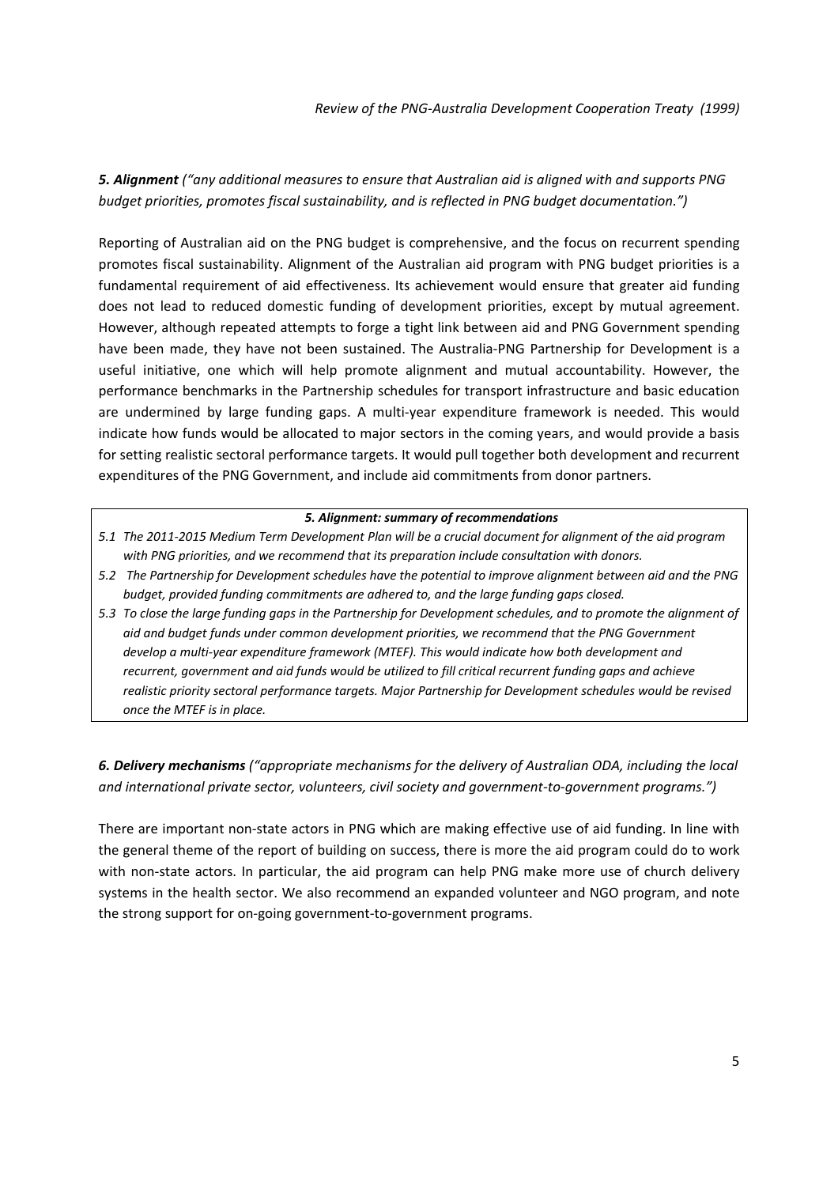***5. Alignment*** *("any additional measures to ensure that Australian aid is aligned with and supports PNG budget priorities, promotes fiscal sustainability, and is reflected in PNG budget documentation.")*

Reporting of Australian aid on the PNG budget is comprehensive, and the focus on recurrent spending promotes fiscal sustainability. Alignment of the Australian aid program with PNG budget priorities is a fundamental requirement of aid effectiveness. Its achievement would ensure that greater aid funding does not lead to reduced domestic funding of development priorities, except by mutual agreement. However, although repeated attempts to forge a tight link between aid and PNG Government spending have been made, they have not been sustained. The Australia-PNG Partnership for Development is a useful initiative, one which will help promote alignment and mutual accountability. However, the performance benchmarks in the Partnership schedules for transport infrastructure and basic education are undermined by large funding gaps. A multi-year expenditure framework is needed. This would indicate how funds would be allocated to major sectors in the coming years, and would provide a basis for setting realistic sectoral performance targets. It would pull together both development and recurrent expenditures of the PNG Government, and include aid commitments from donor partners.

***5. Alignment: summary of recommendations***

*5.1 The 2011-2015 Medium Term Development Plan will be a crucial document for alignment of the aid program with PNG priorities, and we recommend that its preparation include consultation with donors.*

*5.2 The Partnership for Development schedules have the potential to improve alignment between aid and the PNG budget, provided funding commitments are adhered to, and the large funding gaps closed.*

*5.3 To close the large funding gaps in the Partnership for Development schedules, and to promote the alignment of aid and budget funds under common development priorities, we recommend that the PNG Government develop a multi-year expenditure framework (MTEF). This would indicate how both development and recurrent, government and aid funds would be utilized to fill critical recurrent funding gaps and achieve realistic priority sectoral performance targets. Major Partnership for Development schedules would be revised once the MTEF is in place.*

***6. Delivery mechanisms*** *("appropriate mechanisms for the delivery of Australian ODA, including the local and international private sector, volunteers, civil society and government-to-government programs.")*

There are important non-state actors in PNG which are making effective use of aid funding. In line with the general theme of the report of building on success, there is more the aid program could do to work with non-state actors. In particular, the aid program can help PNG make more use of church delivery systems in the health sector. We also recommend an expanded volunteer and NGO program, and note the strong support for on-going government-to-government programs.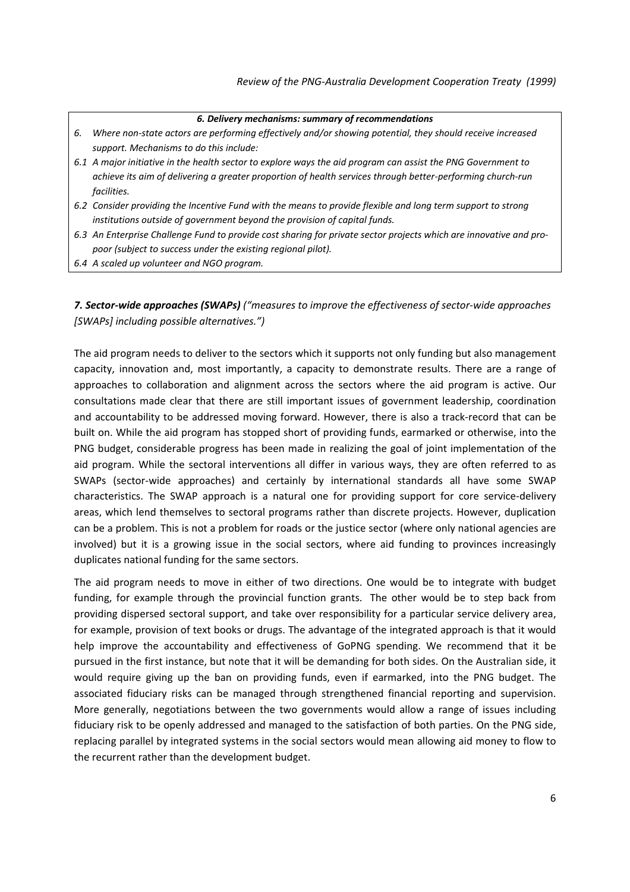***6. Delivery mechanisms: summary of recommendations***

*6. Where non-state actors are performing effectively and/or showing potential, they should receive increased support. Mechanisms to do this include:*

*6.1 A major initiative in the health sector to explore ways the aid program can assist the PNG Government to achieve its aim of delivering a greater proportion of health services through better-performing church-run facilities.*

*6.2 Consider providing the Incentive Fund with the means to provide flexible and long term support to strong institutions outside of government beyond the provision of capital funds.*

*6.3 An Enterprise Challenge Fund to provide cost sharing for private sector projects which are innovative and pro-poor (subject to success under the existing regional pilot).*

*6.4 A scaled up volunteer and NGO program.*

### *7. Sector-wide approaches (SWAPs) ("measures to improve the effectiveness of sector-wide approaches [SWAPs] including possible alternatives.")*

The aid program needs to deliver to the sectors which it supports not only funding but also management capacity, innovation and, most importantly, a capacity to demonstrate results. There are a range of approaches to collaboration and alignment across the sectors where the aid program is active. Our consultations made clear that there are still important issues of government leadership, coordination and accountability to be addressed moving forward. However, there is also a track-record that can be built on. While the aid program has stopped short of providing funds, earmarked or otherwise, into the PNG budget, considerable progress has been made in realizing the goal of joint implementation of the aid program. While the sectoral interventions all differ in various ways, they are often referred to as SWAPs (sector-wide approaches) and certainly by international standards all have some SWAP characteristics. The SWAP approach is a natural one for providing support for core service-delivery areas, which lend themselves to sectoral programs rather than discrete projects. However, duplication can be a problem. This is not a problem for roads or the justice sector (where only national agencies are involved) but it is a growing issue in the social sectors, where aid funding to provinces increasingly duplicates national funding for the same sectors.

The aid program needs to move in either of two directions. One would be to integrate with budget funding, for example through the provincial function grants. The other would be to step back from providing dispersed sectoral support, and take over responsibility for a particular service delivery area, for example, provision of text books or drugs. The advantage of the integrated approach is that it would help improve the accountability and effectiveness of GoPNG spending. We recommend that it be pursued in the first instance, but note that it will be demanding for both sides. On the Australian side, it would require giving up the ban on providing funds, even if earmarked, into the PNG budget. The associated fiduciary risks can be managed through strengthened financial reporting and supervision. More generally, negotiations between the two governments would allow a range of issues including fiduciary risk to be openly addressed and managed to the satisfaction of both parties. On the PNG side, replacing parallel by integrated systems in the social sectors would mean allowing aid money to flow to the recurrent rather than the development budget.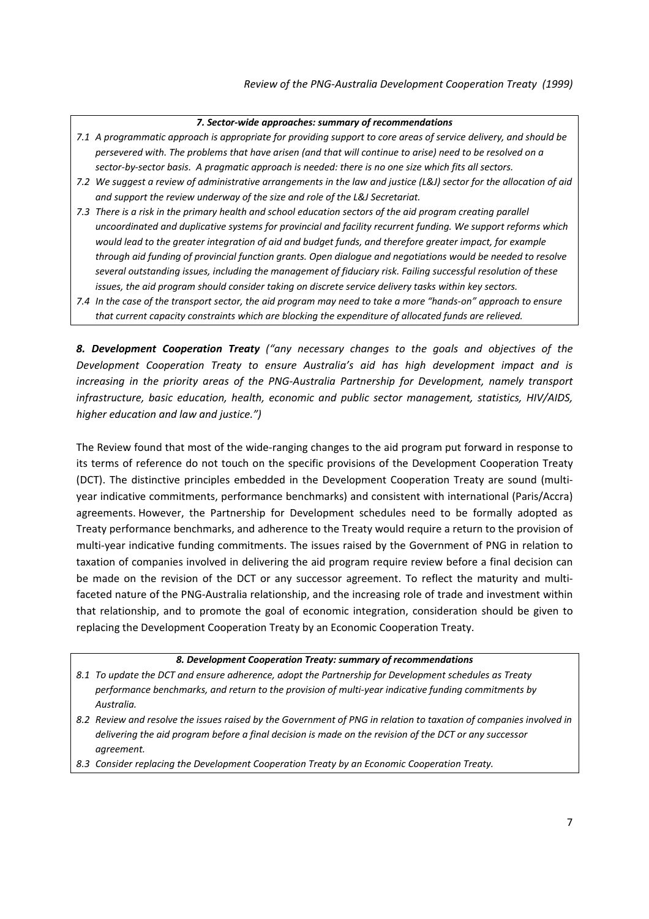**7. Sector-wide approaches: summary of recommendations**

*7.1 A programmatic approach is appropriate for providing support to core areas of service delivery, and should be persevered with. The problems that have arisen (and that will continue to arise) need to be resolved on a sector-by-sector basis. A pragmatic approach is needed: there is no one size which fits all sectors.*

*7.2 We suggest a review of administrative arrangements in the law and justice (L&J) sector for the allocation of aid and support the review underway of the size and role of the L&J Secretariat.*

*7.3 There is a risk in the primary health and school education sectors of the aid program creating parallel uncoordinated and duplicative systems for provincial and facility recurrent funding. We support reforms which would lead to the greater integration of aid and budget funds, and therefore greater impact, for example through aid funding of provincial function grants. Open dialogue and negotiations would be needed to resolve several outstanding issues, including the management of fiduciary risk. Failing successful resolution of these issues, the aid program should consider taking on discrete service delivery tasks within key sectors.*

*7.4 In the case of the transport sector, the aid program may need to take a more "hands-on" approach to ensure that current capacity constraints which are blocking the expenditure of allocated funds are relieved.*

***8. Development Cooperation Treaty*** *("any necessary changes to the goals and objectives of the Development Cooperation Treaty to ensure Australia's aid has high development impact and is increasing in the priority areas of the PNG-Australia Partnership for Development, namely transport infrastructure, basic education, health, economic and public sector management, statistics, HIV/AIDS, higher education and law and justice.")*

The Review found that most of the wide-ranging changes to the aid program put forward in response to its terms of reference do not touch on the specific provisions of the Development Cooperation Treaty (DCT). The distinctive principles embedded in the Development Cooperation Treaty are sound (multi-year indicative commitments, performance benchmarks) and consistent with international (Paris/Accra) agreements. However, the Partnership for Development schedules need to be formally adopted as Treaty performance benchmarks, and adherence to the Treaty would require a return to the provision of multi-year indicative funding commitments. The issues raised by the Government of PNG in relation to taxation of companies involved in delivering the aid program require review before a final decision can be made on the revision of the DCT or any successor agreement. To reflect the maturity and multi-faceted nature of the PNG-Australia relationship, and the increasing role of trade and investment within that relationship, and to promote the goal of economic integration, consideration should be given to replacing the Development Cooperation Treaty by an Economic Cooperation Treaty.

**8. Development Cooperation Treaty: summary of recommendations**

*8.1 To update the DCT and ensure adherence, adopt the Partnership for Development schedules as Treaty performance benchmarks, and return to the provision of multi-year indicative funding commitments by Australia.*

*8.2 Review and resolve the issues raised by the Government of PNG in relation to taxation of companies involved in delivering the aid program before a final decision is made on the revision of the DCT or any successor agreement.*

*8.3 Consider replacing the Development Cooperation Treaty by an Economic Cooperation Treaty.*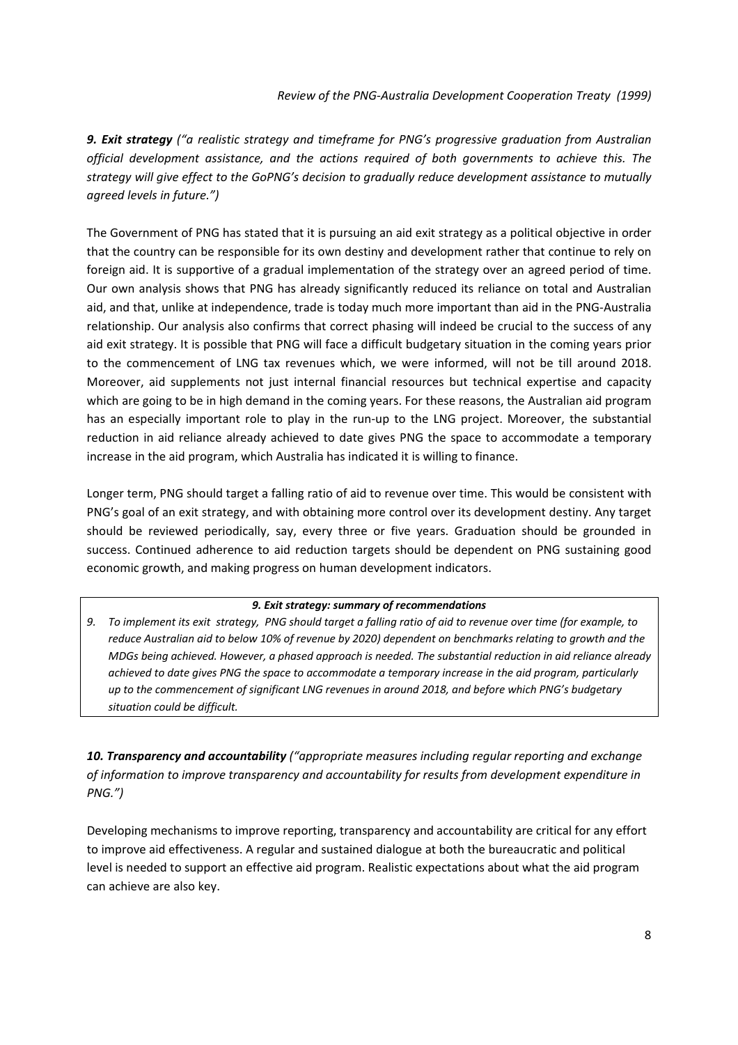***9. Exit strategy*** *("a realistic strategy and timeframe for PNG's progressive graduation from Australian official development assistance, and the actions required of both governments to achieve this. The strategy will give effect to the GoPNG's decision to gradually reduce development assistance to mutually agreed levels in future.")*

The Government of PNG has stated that it is pursuing an aid exit strategy as a political objective in order that the country can be responsible for its own destiny and development rather that continue to rely on foreign aid. It is supportive of a gradual implementation of the strategy over an agreed period of time. Our own analysis shows that PNG has already significantly reduced its reliance on total and Australian aid, and that, unlike at independence, trade is today much more important than aid in the PNG-Australia relationship. Our analysis also confirms that correct phasing will indeed be crucial to the success of any aid exit strategy. It is possible that PNG will face a difficult budgetary situation in the coming years prior to the commencement of LNG tax revenues which, we were informed, will not be till around 2018. Moreover, aid supplements not just internal financial resources but technical expertise and capacity which are going to be in high demand in the coming years. For these reasons, the Australian aid program has an especially important role to play in the run-up to the LNG project. Moreover, the substantial reduction in aid reliance already achieved to date gives PNG the space to accommodate a temporary increase in the aid program, which Australia has indicated it is willing to finance.

Longer term, PNG should target a falling ratio of aid to revenue over time. This would be consistent with PNG's goal of an exit strategy, and with obtaining more control over its development destiny. Any target should be reviewed periodically, say, every three or five years. Graduation should be grounded in success. Continued adherence to aid reduction targets should be dependent on PNG sustaining good economic growth, and making progress on human development indicators.

***9. Exit strategy: summary of recommendations***

*9. To implement its exit strategy, PNG should target a falling ratio of aid to revenue over time (for example, to reduce Australian aid to below 10% of revenue by 2020) dependent on benchmarks relating to growth and the MDGs being achieved. However, a phased approach is needed. The substantial reduction in aid reliance already achieved to date gives PNG the space to accommodate a temporary increase in the aid program, particularly up to the commencement of significant LNG revenues in around 2018, and before which PNG's budgetary situation could be difficult.*

***10. Transparency and accountability*** *("appropriate measures including regular reporting and exchange of information to improve transparency and accountability for results from development expenditure in PNG.")*

Developing mechanisms to improve reporting, transparency and accountability are critical for any effort to improve aid effectiveness. A regular and sustained dialogue at both the bureaucratic and political level is needed to support an effective aid program. Realistic expectations about what the aid program can achieve are also key.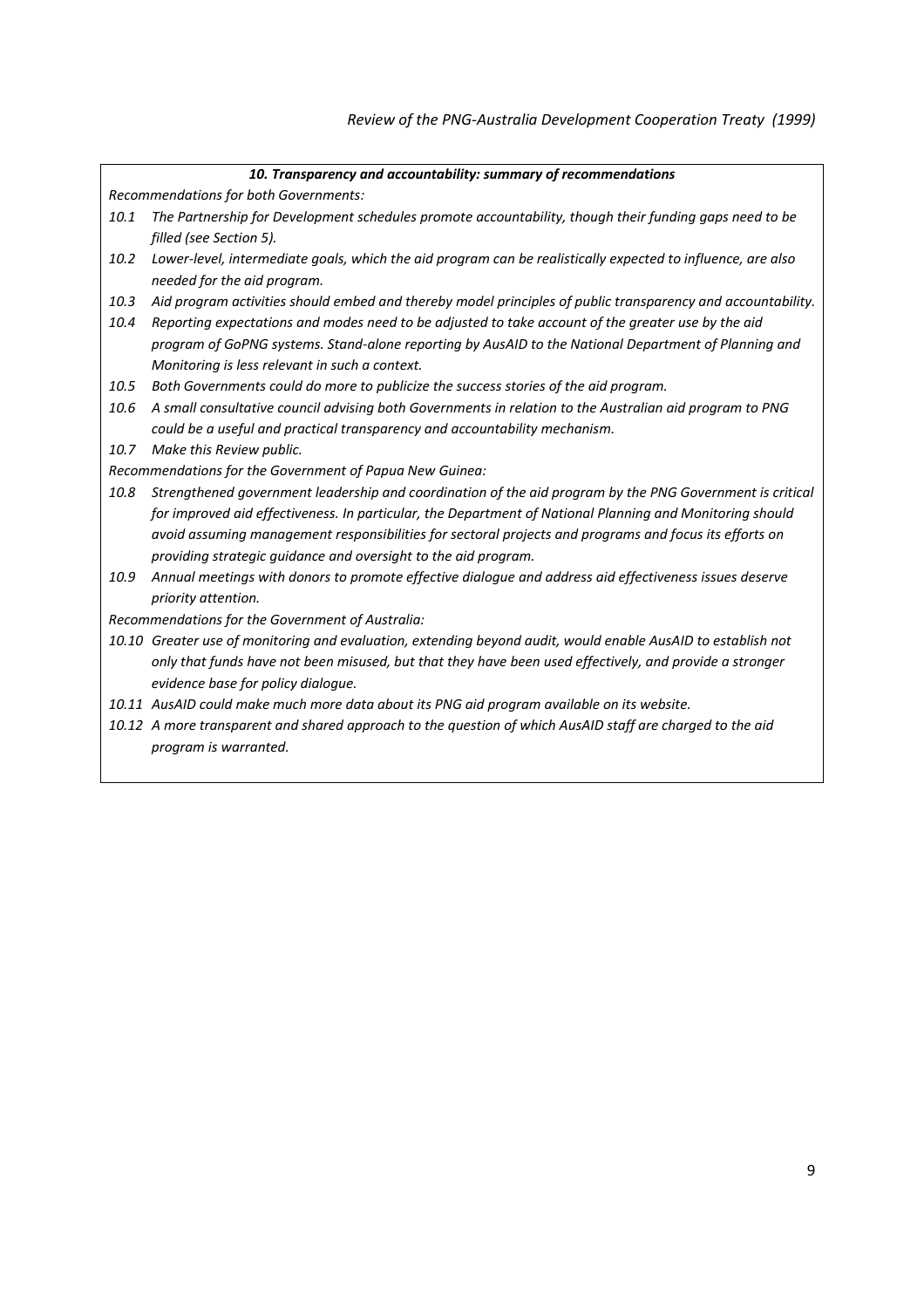### *10. Transparency and accountability: summary of recommendations*

*Recommendations for both Governments:*

- *10.1 The Partnership for Development schedules promote accountability, though their funding gaps need to be filled (see Section 5).*
- *10.2 Lower-level, intermediate goals, which the aid program can be realistically expected to influence, are also needed for the aid program.*
- *10.3 Aid program activities should embed and thereby model principles of public transparency and accountability.*
- *10.4 Reporting expectations and modes need to be adjusted to take account of the greater use by the aid program of GoPNG systems. Stand-alone reporting by AusAID to the National Department of Planning and Monitoring is less relevant in such a context.*
- *10.5 Both Governments could do more to publicize the success stories of the aid program.*
- *10.6 A small consultative council advising both Governments in relation to the Australian aid program to PNG could be a useful and practical transparency and accountability mechanism.*
- *10.7 Make this Review public.*

*Recommendations for the Government of Papua New Guinea:*

- *10.8 Strengthened government leadership and coordination of the aid program by the PNG Government is critical for improved aid effectiveness. In particular, the Department of National Planning and Monitoring should avoid assuming management responsibilities for sectoral projects and programs and focus its efforts on providing strategic guidance and oversight to the aid program.*
- *10.9 Annual meetings with donors to promote effective dialogue and address aid effectiveness issues deserve priority attention.*

*Recommendations for the Government of Australia:*

- *10.10 Greater use of monitoring and evaluation, extending beyond audit, would enable AusAID to establish not only that funds have not been misused, but that they have been used effectively, and provide a stronger evidence base for policy dialogue.*
- *10.11 AusAID could make much more data about its PNG aid program available on its website.*
- *10.12 A more transparent and shared approach to the question of which AusAID staff are charged to the aid program is warranted.*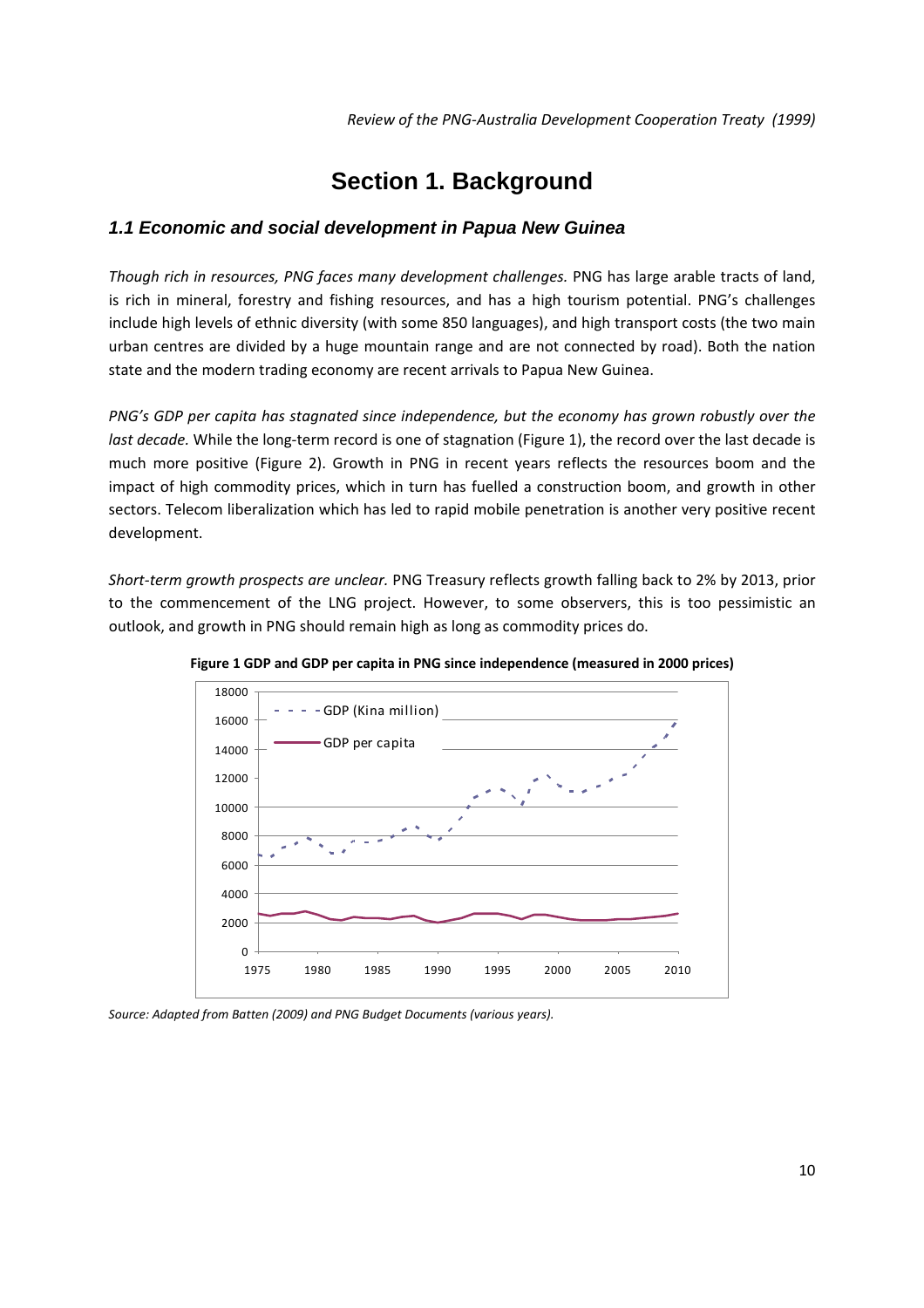# Section 1. Background

## 1.1 Economic and social development in Papua New Guinea

*Though rich in resources, PNG faces many development challenges.* PNG has large arable tracts of land, is rich in mineral, forestry and fishing resources, and has a high tourism potential. PNG's challenges include high levels of ethnic diversity (with some 850 languages), and high transport costs (the two main urban centres are divided by a huge mountain range and are not connected by road). Both the nation state and the modern trading economy are recent arrivals to Papua New Guinea.

*PNG's GDP per capita has stagnated since independence, but the economy has grown robustly over the last decade.* While the long-term record is one of stagnation (Figure 1), the record over the last decade is much more positive (Figure 2). Growth in PNG in recent years reflects the resources boom and the impact of high commodity prices, which in turn has fuelled a construction boom, and growth in other sectors. Telecom liberalization which has led to rapid mobile penetration is another very positive recent development.

*Short-term growth prospects are unclear.* PNG Treasury reflects growth falling back to 2% by 2013, prior to the commencement of the LNG project. However, to some observers, this is too pessimistic an outlook, and growth in PNG should remain high as long as commodity prices do.

**Figure 1 GDP and GDP per capita in PNG since independence (measured in 2000 prices)**

*Source: Adapted from Batten (2009) and PNG Budget Documents (various years).*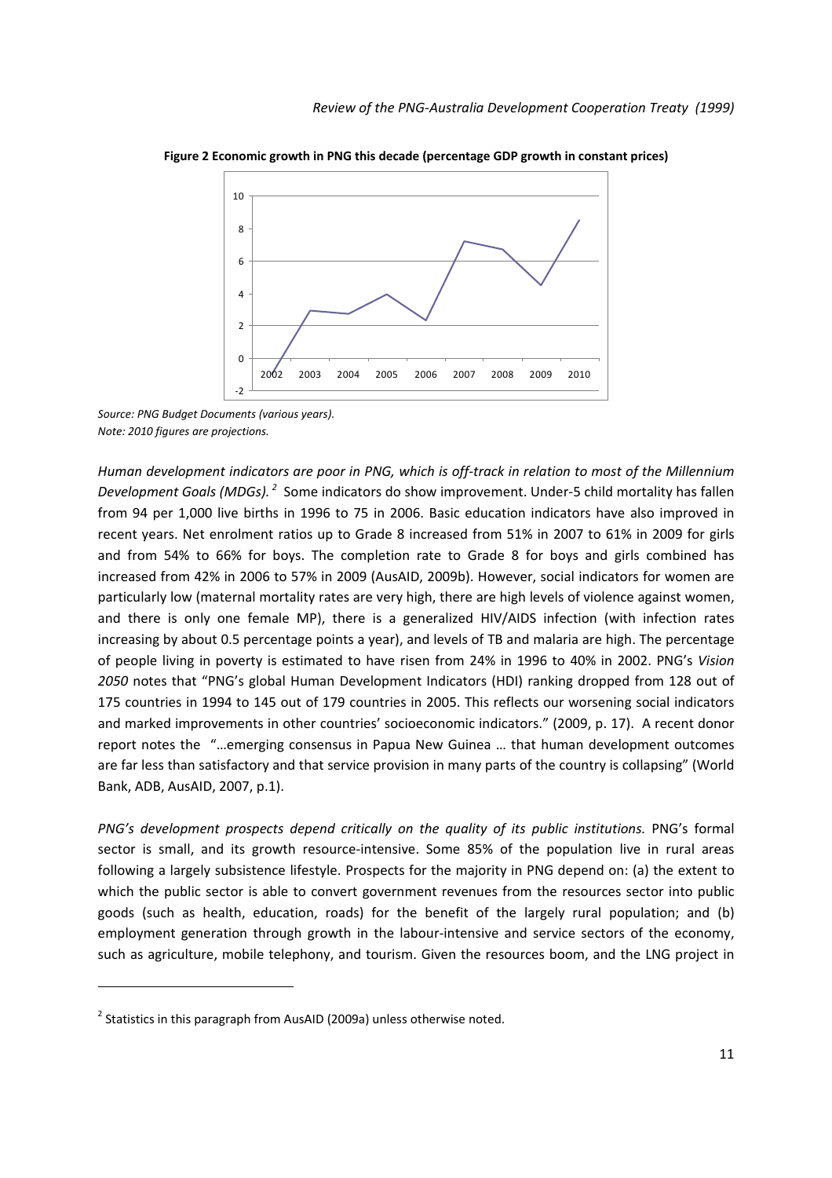**Figure 2 Economic growth in PNG this decade (percentage GDP growth in constant prices)**

*Source: PNG Budget Documents (various years).*
*Note: 2010 figures are projections.*

*Human development indicators are poor in PNG, which is off-track in relation to most of the Millennium Development Goals (MDGs).* [2] Some indicators do show improvement. Under-5 child mortality has fallen from 94 per 1,000 live births in 1996 to 75 in 2006. Basic education indicators have also improved in recent years. Net enrolment ratios up to Grade 8 increased from 51% in 2007 to 61% in 2009 for girls and from 54% to 66% for boys. The completion rate to Grade 8 for boys and girls combined has increased from 42% in 2006 to 57% in 2009 (AusAID, 2009b). However, social indicators for women are particularly low (maternal mortality rates are very high, there are high levels of violence against women, and there is only one female MP), there is a generalized HIV/AIDS infection (with infection rates increasing by about 0.5 percentage points a year), and levels of TB and malaria are high. The percentage of people living in poverty is estimated to have risen from 24% in 1996 to 40% in 2002. PNG's *Vision 2050* notes that "PNG's global Human Development Indicators (HDI) ranking dropped from 128 out of 175 countries in 1994 to 145 out of 179 countries in 2005. This reflects our worsening social indicators and marked improvements in other countries' socioeconomic indicators." (2009, p. 17). A recent donor report notes the "…emerging consensus in Papua New Guinea … that human development outcomes are far less than satisfactory and that service provision in many parts of the country is collapsing" (World Bank, ADB, AusAID, 2007, p.1).

*PNG's development prospects depend critically on the quality of its public institutions.* PNG's formal sector is small, and its growth resource-intensive. Some 85% of the population live in rural areas following a largely subsistence lifestyle. Prospects for the majority in PNG depend on: (a) the extent to which the public sector is able to convert government revenues from the resources sector into public goods (such as health, education, roads) for the benefit of the largely rural population; and (b) employment generation through growth in the labour-intensive and service sectors of the economy, such as agriculture, mobile telephony, and tourism. Given the resources boom, and the LNG project in

---

[2] Statistics in this paragraph from AusAID (2009a) unless otherwise noted.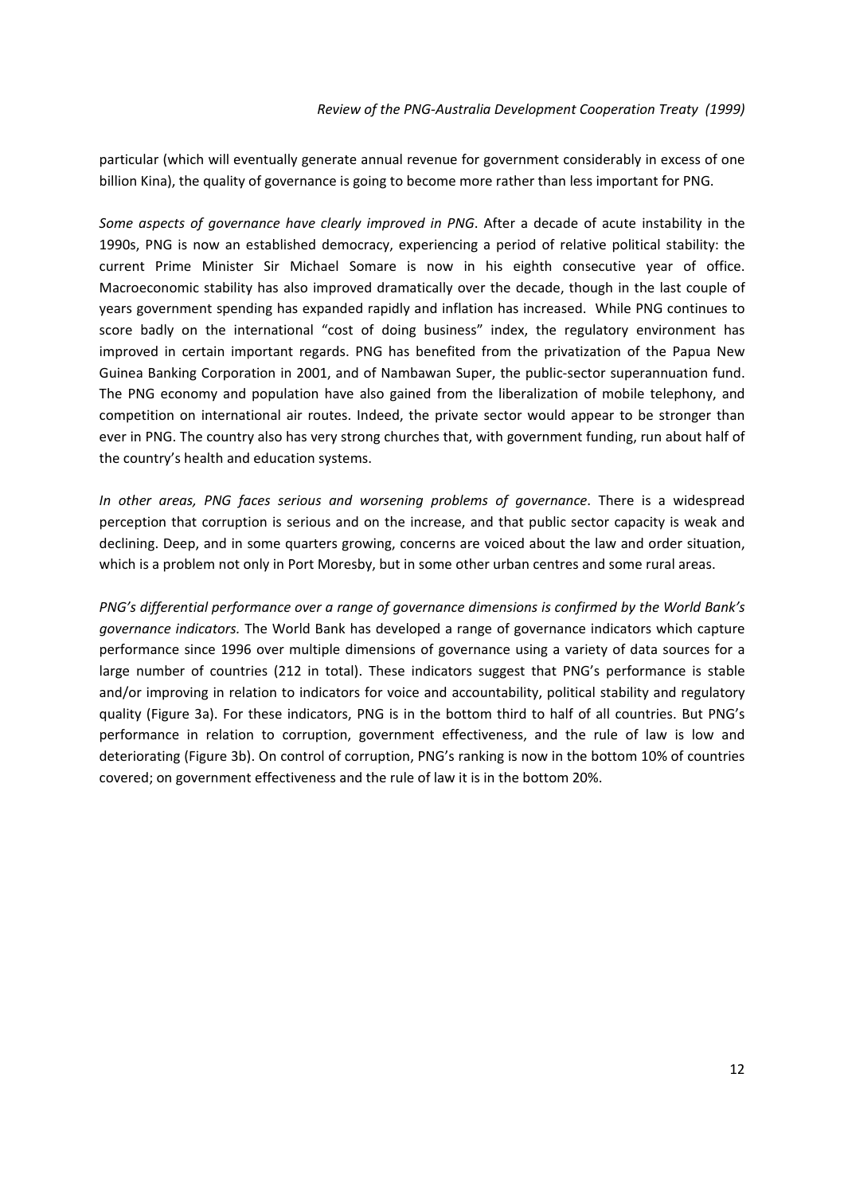particular (which will eventually generate annual revenue for government considerably in excess of one billion Kina), the quality of governance is going to become more rather than less important for PNG.

*Some aspects of governance have clearly improved in PNG*. After a decade of acute instability in the 1990s, PNG is now an established democracy, experiencing a period of relative political stability: the current Prime Minister Sir Michael Somare is now in his eighth consecutive year of office. Macroeconomic stability has also improved dramatically over the decade, though in the last couple of years government spending has expanded rapidly and inflation has increased. While PNG continues to score badly on the international "cost of doing business" index, the regulatory environment has improved in certain important regards. PNG has benefited from the privatization of the Papua New Guinea Banking Corporation in 2001, and of Nambawan Super, the public-sector superannuation fund. The PNG economy and population have also gained from the liberalization of mobile telephony, and competition on international air routes. Indeed, the private sector would appear to be stronger than ever in PNG. The country also has very strong churches that, with government funding, run about half of the country's health and education systems.

*In other areas, PNG faces serious and worsening problems of governance*. There is a widespread perception that corruption is serious and on the increase, and that public sector capacity is weak and declining. Deep, and in some quarters growing, concerns are voiced about the law and order situation, which is a problem not only in Port Moresby, but in some other urban centres and some rural areas.

*PNG's differential performance over a range of governance dimensions is confirmed by the World Bank's governance indicators.* The World Bank has developed a range of governance indicators which capture performance since 1996 over multiple dimensions of governance using a variety of data sources for a large number of countries (212 in total). These indicators suggest that PNG's performance is stable and/or improving in relation to indicators for voice and accountability, political stability and regulatory quality (Figure 3a). For these indicators, PNG is in the bottom third to half of all countries. But PNG's performance in relation to corruption, government effectiveness, and the rule of law is low and deteriorating (Figure 3b). On control of corruption, PNG's ranking is now in the bottom 10% of countries covered; on government effectiveness and the rule of law it is in the bottom 20%.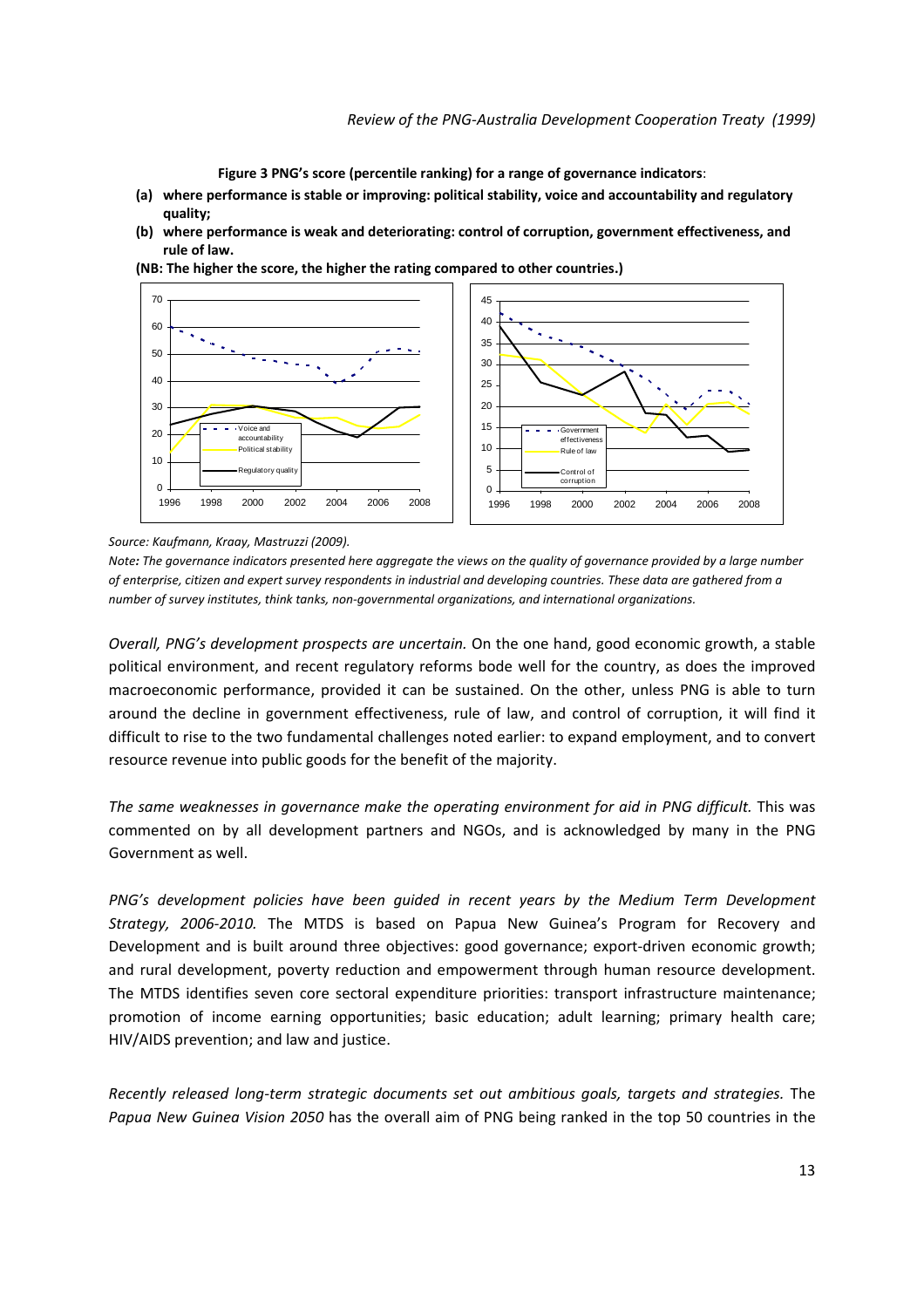**Figure 3 PNG's score (percentile ranking) for a range of governance indicators**:

**(a) where performance is stable or improving: political stability, voice and accountability and regulatory quality;**

**(b) where performance is weak and deteriorating: control of corruption, government effectiveness, and rule of law.**

**(NB: The higher the score, the higher the rating compared to other countries.)**

*Source: Kaufmann, Kraay, Mastruzzi (2009).*

*Note: The governance indicators presented here aggregate the views on the quality of governance provided by a large number of enterprise, citizen and expert survey respondents in industrial and developing countries. These data are gathered from a number of survey institutes, think tanks, non-governmental organizations, and international organizations.*

*Overall, PNG's development prospects are uncertain.* On the one hand, good economic growth, a stable political environment, and recent regulatory reforms bode well for the country, as does the improved macroeconomic performance, provided it can be sustained. On the other, unless PNG is able to turn around the decline in government effectiveness, rule of law, and control of corruption, it will find it difficult to rise to the two fundamental challenges noted earlier: to expand employment, and to convert resource revenue into public goods for the benefit of the majority.

*The same weaknesses in governance make the operating environment for aid in PNG difficult.* This was commented on by all development partners and NGOs, and is acknowledged by many in the PNG Government as well.

*PNG's development policies have been guided in recent years by the Medium Term Development Strategy, 2006-2010.* The MTDS is based on Papua New Guinea's Program for Recovery and Development and is built around three objectives: good governance; export-driven economic growth; and rural development, poverty reduction and empowerment through human resource development. The MTDS identifies seven core sectoral expenditure priorities: transport infrastructure maintenance; promotion of income earning opportunities; basic education; adult learning; primary health care; HIV/AIDS prevention; and law and justice.

*Recently released long-term strategic documents set out ambitious goals, targets and strategies.* The *Papua New Guinea Vision 2050* has the overall aim of PNG being ranked in the top 50 countries in the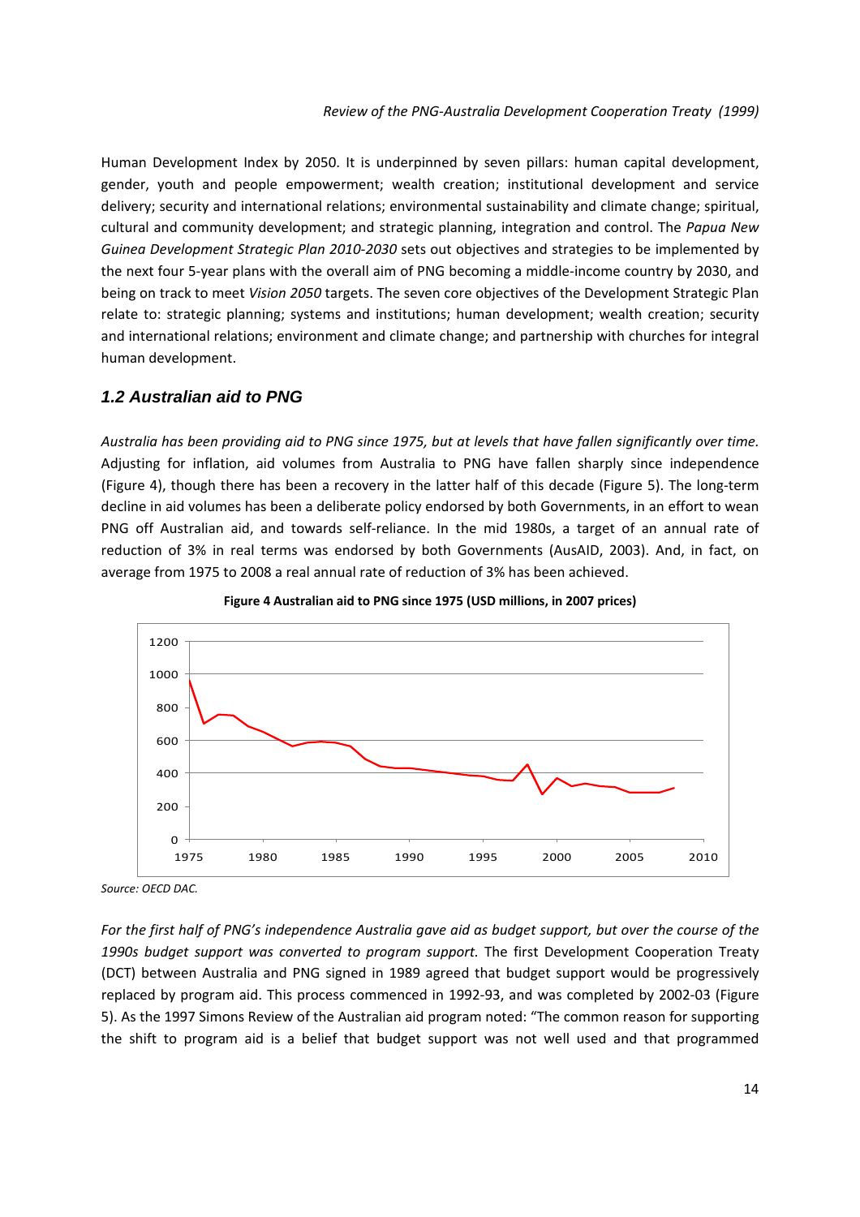Human Development Index by 2050. It is underpinned by seven pillars: human capital development, gender, youth and people empowerment; wealth creation; institutional development and service delivery; security and international relations; environmental sustainability and climate change; spiritual, cultural and community development; and strategic planning, integration and control. The *Papua New Guinea Development Strategic Plan 2010-2030* sets out objectives and strategies to be implemented by the next four 5-year plans with the overall aim of PNG becoming a middle-income country by 2030, and being on track to meet *Vision 2050* targets. The seven core objectives of the Development Strategic Plan relate to: strategic planning; systems and institutions; human development; wealth creation; security and international relations; environment and climate change; and partnership with churches for integral human development.

### *1.2 Australian aid to PNG*

*Australia has been providing aid to PNG since 1975, but at levels that have fallen significantly over time.* Adjusting for inflation, aid volumes from Australia to PNG have fallen sharply since independence (Figure 4), though there has been a recovery in the latter half of this decade (Figure 5). The long-term decline in aid volumes has been a deliberate policy endorsed by both Governments, in an effort to wean PNG off Australian aid, and towards self-reliance. In the mid 1980s, a target of an annual rate of reduction of 3% in real terms was endorsed by both Governments (AusAID, 2003). And, in fact, on average from 1975 to 2008 a real annual rate of reduction of 3% has been achieved.

**Figure 4 Australian aid to PNG since 1975 (USD millions, in 2007 prices)**

*Source: OECD DAC.*

*For the first half of PNG's independence Australia gave aid as budget support, but over the course of the 1990s budget support was converted to program support.* The first Development Cooperation Treaty (DCT) between Australia and PNG signed in 1989 agreed that budget support would be progressively replaced by program aid. This process commenced in 1992-93, and was completed by 2002-03 (Figure 5). As the 1997 Simons Review of the Australian aid program noted: "The common reason for supporting the shift to program aid is a belief that budget support was not well used and that programmed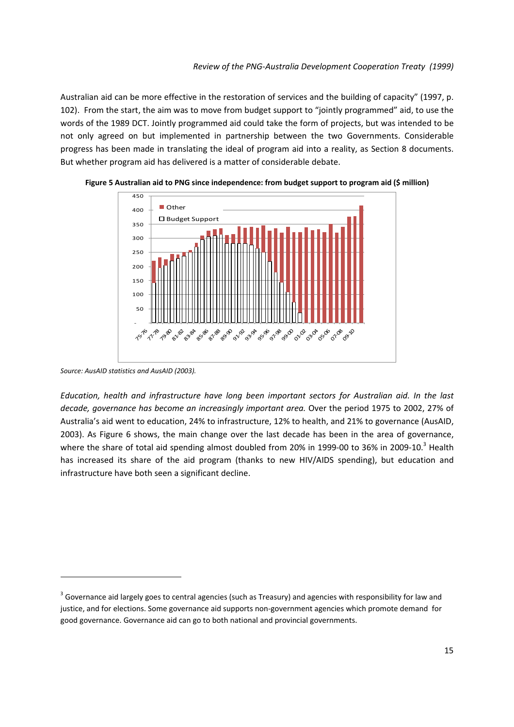Australian aid can be more effective in the restoration of services and the building of capacity" (1997, p. 102). From the start, the aim was to move from budget support to "jointly programmed" aid, to use the words of the 1989 DCT. Jointly programmed aid could take the form of projects, but was intended to be not only agreed on but implemented in partnership between the two Governments. Considerable progress has been made in translating the ideal of program aid into a reality, as Section 8 documents. But whether program aid has delivered is a matter of considerable debate.

**Figure 5 Australian aid to PNG since independence: from budget support to program aid ($ million)**

*Source: AusAID statistics and AusAID (2003).*

*Education, health and infrastructure have long been important sectors for Australian aid. In the last decade, governance has become an increasingly important area.* Over the period 1975 to 2002, 27% of Australia's aid went to education, 24% to infrastructure, 12% to health, and 21% to governance (AusAID, 2003). As Figure 6 shows, the main change over the last decade has been in the area of governance, where the share of total aid spending almost doubled from 20% in 1999-00 to 36% in 2009-10.[3] Health has increased its share of the aid program (thanks to new HIV/AIDS spending), but education and infrastructure have both seen a significant decline.

[3] Governance aid largely goes to central agencies (such as Treasury) and agencies with responsibility for law and justice, and for elections. Some governance aid supports non-government agencies which promote demand for good governance. Governance aid can go to both national and provincial governments.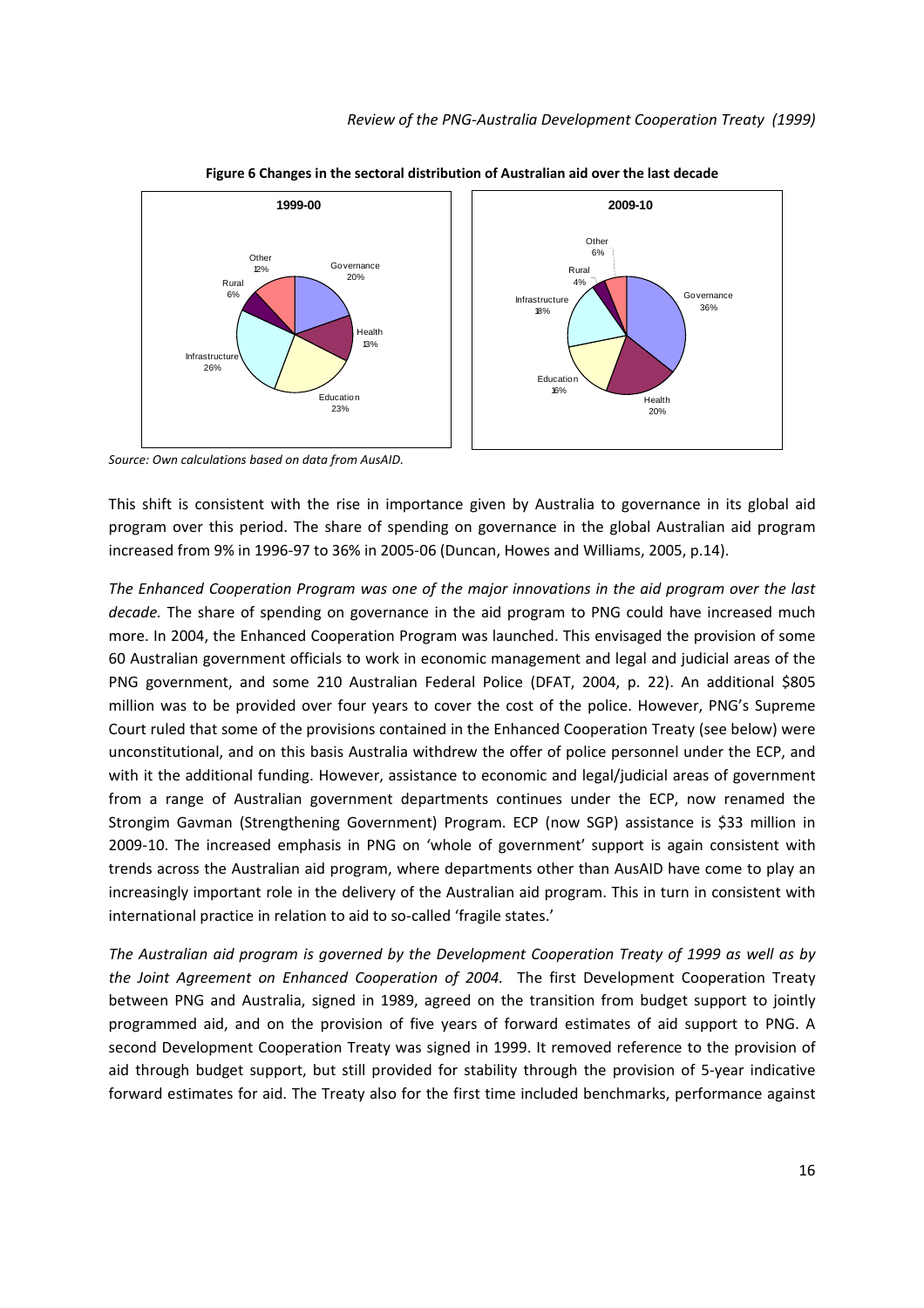**Figure 6 Changes in the sectoral distribution of Australian aid over the last decade**

| Sector | 1999-00 | 2009-10 |
|---|---|---|
| Governance | 20% | 36% |
| Health | 13% | 20% |
| Education | 23% | 16% |
| Infrastructure | 26% | 18% |
| Rural | 6% | 4% |
| Other | 12% | 6% |

*Source: Own calculations based on data from AusAID.*

This shift is consistent with the rise in importance given by Australia to governance in its global aid program over this period. The share of spending on governance in the global Australian aid program increased from 9% in 1996-97 to 36% in 2005-06 (Duncan, Howes and Williams, 2005, p.14).

*The Enhanced Cooperation Program was one of the major innovations in the aid program over the last decade.* The share of spending on governance in the aid program to PNG could have increased much more. In 2004, the Enhanced Cooperation Program was launched. This envisaged the provision of some 60 Australian government officials to work in economic management and legal and judicial areas of the PNG government, and some 210 Australian Federal Police (DFAT, 2004, p. 22). An additional $805 million was to be provided over four years to cover the cost of the police. However, PNG's Supreme Court ruled that some of the provisions contained in the Enhanced Cooperation Treaty (see below) were unconstitutional, and on this basis Australia withdrew the offer of police personnel under the ECP, and with it the additional funding. However, assistance to economic and legal/judicial areas of government from a range of Australian government departments continues under the ECP, now renamed the Strongim Gavman (Strengthening Government) Program. ECP (now SGP) assistance is $33 million in 2009-10. The increased emphasis in PNG on 'whole of government' support is again consistent with trends across the Australian aid program, where departments other than AusAID have come to play an increasingly important role in the delivery of the Australian aid program. This in turn in consistent with international practice in relation to aid to so-called 'fragile states.'

*The Australian aid program is governed by the Development Cooperation Treaty of 1999 as well as by the Joint Agreement on Enhanced Cooperation of 2004.* The first Development Cooperation Treaty between PNG and Australia, signed in 1989, agreed on the transition from budget support to jointly programmed aid, and on the provision of five years of forward estimates of aid support to PNG. A second Development Cooperation Treaty was signed in 1999. It removed reference to the provision of aid through budget support, but still provided for stability through the provision of 5-year indicative forward estimates for aid. The Treaty also for the first time included benchmarks, performance against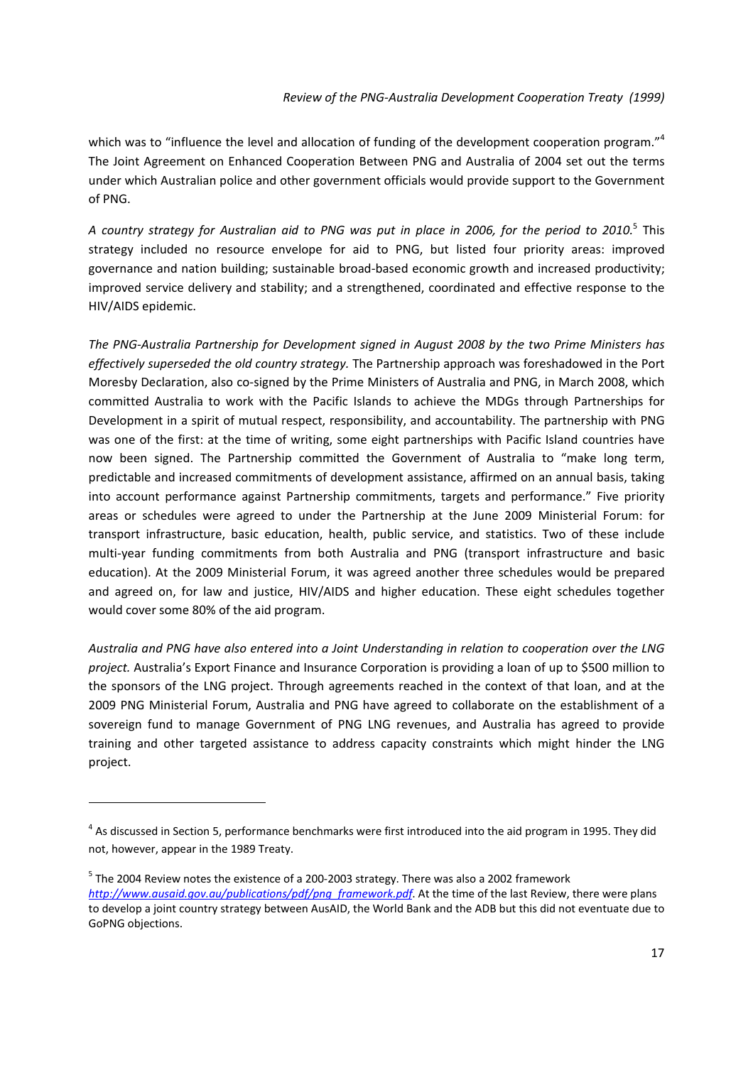which was to "influence the level and allocation of funding of the development cooperation program."[4] The Joint Agreement on Enhanced Cooperation Between PNG and Australia of 2004 set out the terms under which Australian police and other government officials would provide support to the Government of PNG.

*A country strategy for Australian aid to PNG was put in place in 2006, for the period to 2010.*[5] This strategy included no resource envelope for aid to PNG, but listed four priority areas: improved governance and nation building; sustainable broad-based economic growth and increased productivity; improved service delivery and stability; and a strengthened, coordinated and effective response to the HIV/AIDS epidemic.

*The PNG-Australia Partnership for Development signed in August 2008 by the two Prime Ministers has effectively superseded the old country strategy.* The Partnership approach was foreshadowed in the Port Moresby Declaration, also co-signed by the Prime Ministers of Australia and PNG, in March 2008, which committed Australia to work with the Pacific Islands to achieve the MDGs through Partnerships for Development in a spirit of mutual respect, responsibility, and accountability. The partnership with PNG was one of the first: at the time of writing, some eight partnerships with Pacific Island countries have now been signed. The Partnership committed the Government of Australia to "make long term, predictable and increased commitments of development assistance, affirmed on an annual basis, taking into account performance against Partnership commitments, targets and performance." Five priority areas or schedules were agreed to under the Partnership at the June 2009 Ministerial Forum: for transport infrastructure, basic education, health, public service, and statistics. Two of these include multi-year funding commitments from both Australia and PNG (transport infrastructure and basic education). At the 2009 Ministerial Forum, it was agreed another three schedules would be prepared and agreed on, for law and justice, HIV/AIDS and higher education. These eight schedules together would cover some 80% of the aid program.

*Australia and PNG have also entered into a Joint Understanding in relation to cooperation over the LNG project.* Australia's Export Finance and Insurance Corporation is providing a loan of up to $500 million to the sponsors of the LNG project. Through agreements reached in the context of that loan, and at the 2009 PNG Ministerial Forum, Australia and PNG have agreed to collaborate on the establishment of a sovereign fund to manage Government of PNG LNG revenues, and Australia has agreed to provide training and other targeted assistance to address capacity constraints which might hinder the LNG project.

---

[4] As discussed in Section 5, performance benchmarks were first introduced into the aid program in 1995. They did not, however, appear in the 1989 Treaty.

[5] The 2004 Review notes the existence of a 200-2003 strategy. There was also a 2002 framework *http://www.ausaid.gov.au/publications/pdf/png_framework.pdf*. At the time of the last Review, there were plans to develop a joint country strategy between AusAID, the World Bank and the ADB but this did not eventuate due to GoPNG objections.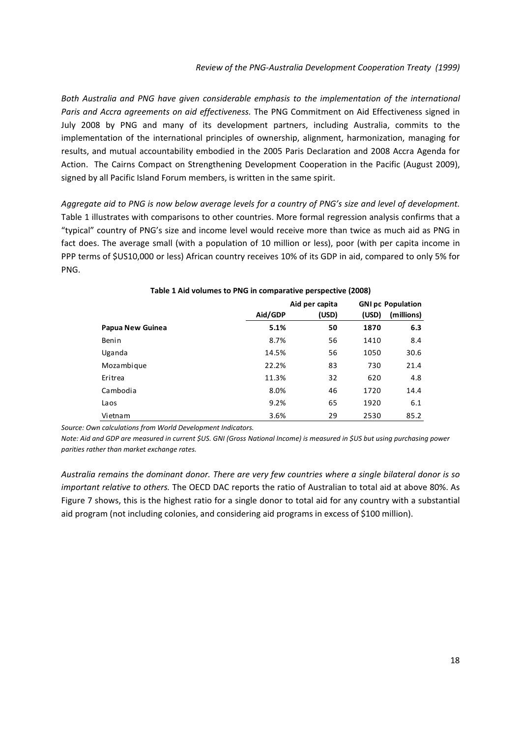*Both Australia and PNG have given considerable emphasis to the implementation of the international Paris and Accra agreements on aid effectiveness.* The PNG Commitment on Aid Effectiveness signed in July 2008 by PNG and many of its development partners, including Australia, commits to the implementation of the international principles of ownership, alignment, harmonization, managing for results, and mutual accountability embodied in the 2005 Paris Declaration and 2008 Accra Agenda for Action. The Cairns Compact on Strengthening Development Cooperation in the Pacific (August 2009), signed by all Pacific Island Forum members, is written in the same spirit.

*Aggregate aid to PNG is now below average levels for a country of PNG's size and level of development.* Table 1 illustrates with comparisons to other countries. More formal regression analysis confirms that a "typical" country of PNG's size and income level would receive more than twice as much aid as PNG in fact does. The average small (with a population of 10 million or less), poor (with per capita income in PPP terms of $US10,000 or less) African country receives 10% of its GDP in aid, compared to only 5% for PNG.

**Table 1 Aid volumes to PNG in comparative perspective (2008)**

| | Aid/GDP | Aid per capita (USD) | GNI pc (USD) | Population (millions) |
|---|---|---|---|---|
| **Papua New Guinea** | **5.1%** | **50** | **1870** | **6.3** |
| Benin | 8.7% | 56 | 1410 | 8.4 |
| Uganda | 14.5% | 56 | 1050 | 30.6 |
| Mozambique | 22.2% | 83 | 730 | 21.4 |
| Eritrea | 11.3% | 32 | 620 | 4.8 |
| Cambodia | 8.0% | 46 | 1720 | 14.4 |
| Laos | 9.2% | 65 | 1920 | 6.1 |
| Vietnam | 3.6% | 29 | 2530 | 85.2 |

*Source: Own calculations from World Development Indicators.*

*Note: Aid and GDP are measured in current $US. GNI (Gross National Income) is measured in $US but using purchasing power parities rather than market exchange rates.*

*Australia remains the dominant donor. There are very few countries where a single bilateral donor is so important relative to others.* The OECD DAC reports the ratio of Australian to total aid at above 80%. As Figure 7 shows, this is the highest ratio for a single donor to total aid for any country with a substantial aid program (not including colonies, and considering aid programs in excess of $100 million).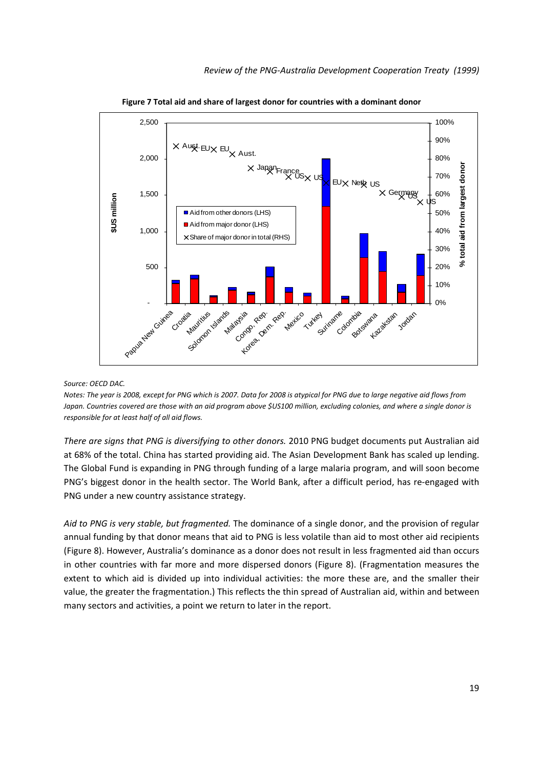**Figure 7 Total aid and share of largest donor for countries with a dominant donor**

*Source: OECD DAC.*

*Notes: The year is 2008, except for PNG which is 2007. Data for 2008 is atypical for PNG due to large negative aid flows from Japan. Countries covered are those with an aid program above $US100 million, excluding colonies, and where a single donor is responsible for at least half of all aid flows.*

*There are signs that PNG is diversifying to other donors.* 2010 PNG budget documents put Australian aid at 68% of the total. China has started providing aid. The Asian Development Bank has scaled up lending. The Global Fund is expanding in PNG through funding of a large malaria program, and will soon become PNG's biggest donor in the health sector. The World Bank, after a difficult period, has re-engaged with PNG under a new country assistance strategy.

*Aid to PNG is very stable, but fragmented.* The dominance of a single donor, and the provision of regular annual funding by that donor means that aid to PNG is less volatile than aid to most other aid recipients (Figure 8). However, Australia's dominance as a donor does not result in less fragmented aid than occurs in other countries with far more and more dispersed donors (Figure 8). (Fragmentation measures the extent to which aid is divided up into individual activities: the more these are, and the smaller their value, the greater the fragmentation.) This reflects the thin spread of Australian aid, within and between many sectors and activities, a point we return to later in the report.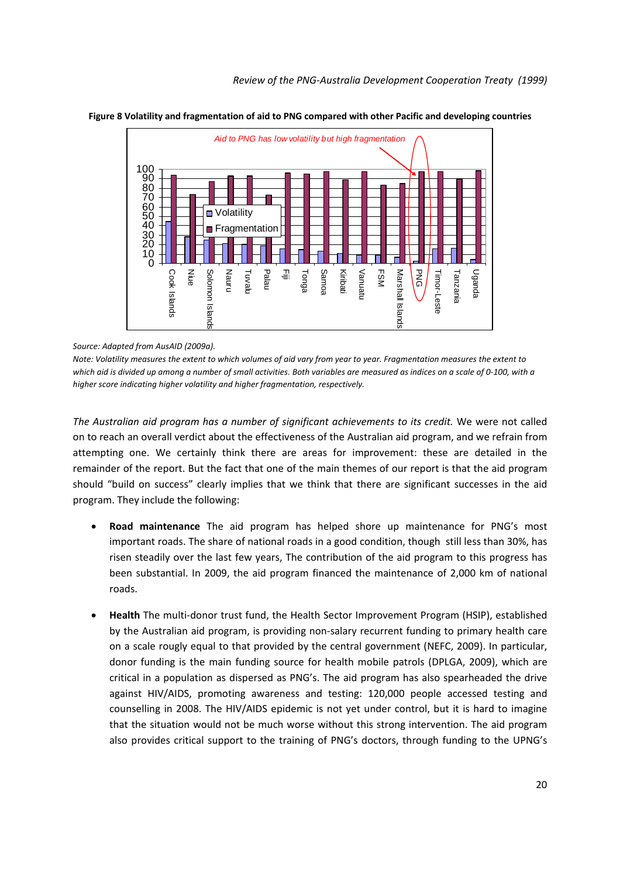**Figure 8 Volatility and fragmentation of aid to PNG compared with other Pacific and developing countries**

*Source: Adapted from AusAID (2009a).*

*Note: Volatility measures the extent to which volumes of aid vary from year to year. Fragmentation measures the extent to which aid is divided up among a number of small activities. Both variables are measured as indices on a scale of 0-100, with a higher score indicating higher volatility and higher fragmentation, respectively.*

*The Australian aid program has a number of significant achievements to its credit.* We were not called on to reach an overall verdict about the effectiveness of the Australian aid program, and we refrain from attempting one. We certainly think there are areas for improvement: these are detailed in the remainder of the report. But the fact that one of the main themes of our report is that the aid program should "build on success" clearly implies that we think that there are significant successes in the aid program. They include the following:

- **Road maintenance** The aid program has helped shore up maintenance for PNG's most important roads. The share of national roads in a good condition, though still less than 30%, has risen steadily over the last few years, The contribution of the aid program to this progress has been substantial. In 2009, the aid program financed the maintenance of 2,000 km of national roads.

- **Health** The multi-donor trust fund, the Health Sector Improvement Program (HSIP), established by the Australian aid program, is providing non-salary recurrent funding to primary health care on a scale roughly equal to that provided by the central government (NEFC, 2009). In particular, donor funding is the main funding source for health mobile patrols (DPLGA, 2009), which are critical in a population as dispersed as PNG's. The aid program has also spearheaded the drive against HIV/AIDS, promoting awareness and testing: 120,000 people accessed testing and counselling in 2008. The HIV/AIDS epidemic is not yet under control, but it is hard to imagine that the situation would not be much worse without this strong intervention. The aid program also provides critical support to the training of PNG's doctors, through funding to the UPNG's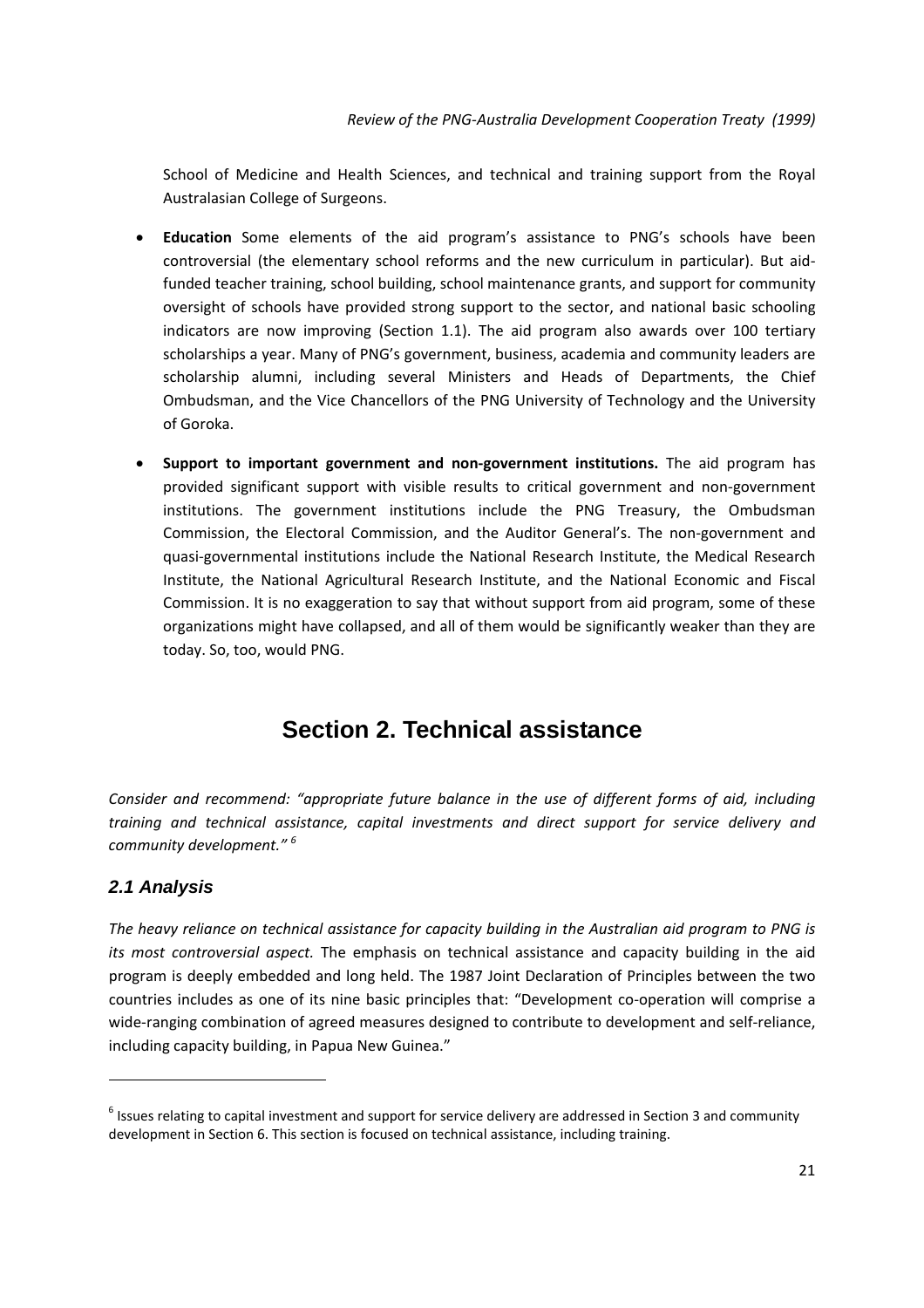School of Medicine and Health Sciences, and technical and training support from the Royal Australasian College of Surgeons.

- **Education** Some elements of the aid program's assistance to PNG's schools have been controversial (the elementary school reforms and the new curriculum in particular). But aid-funded teacher training, school building, school maintenance grants, and support for community oversight of schools have provided strong support to the sector, and national basic schooling indicators are now improving (Section 1.1). The aid program also awards over 100 tertiary scholarships a year. Many of PNG's government, business, academia and community leaders are scholarship alumni, including several Ministers and Heads of Departments, the Chief Ombudsman, and the Vice Chancellors of the PNG University of Technology and the University of Goroka.

- **Support to important government and non-government institutions.** The aid program has provided significant support with visible results to critical government and non-government institutions. The government institutions include the PNG Treasury, the Ombudsman Commission, the Electoral Commission, and the Auditor General's. The non-government and quasi-governmental institutions include the National Research Institute, the Medical Research Institute, the National Agricultural Research Institute, and the National Economic and Fiscal Commission. It is no exaggeration to say that without support from aid program, some of these organizations might have collapsed, and all of them would be significantly weaker than they are today. So, too, would PNG.

# Section 2. Technical assistance

*Consider and recommend: "appropriate future balance in the use of different forms of aid, including training and technical assistance, capital investments and direct support for service delivery and community development."* [6]

## 2.1 Analysis

*The heavy reliance on technical assistance for capacity building in the Australian aid program to PNG is its most controversial aspect.* The emphasis on technical assistance and capacity building in the aid program is deeply embedded and long held. The 1987 Joint Declaration of Principles between the two countries includes as one of its nine basic principles that: "Development co-operation will comprise a wide-ranging combination of agreed measures designed to contribute to development and self-reliance, including capacity building, in Papua New Guinea."

[6] Issues relating to capital investment and support for service delivery are addressed in Section 3 and community development in Section 6. This section is focused on technical assistance, including training.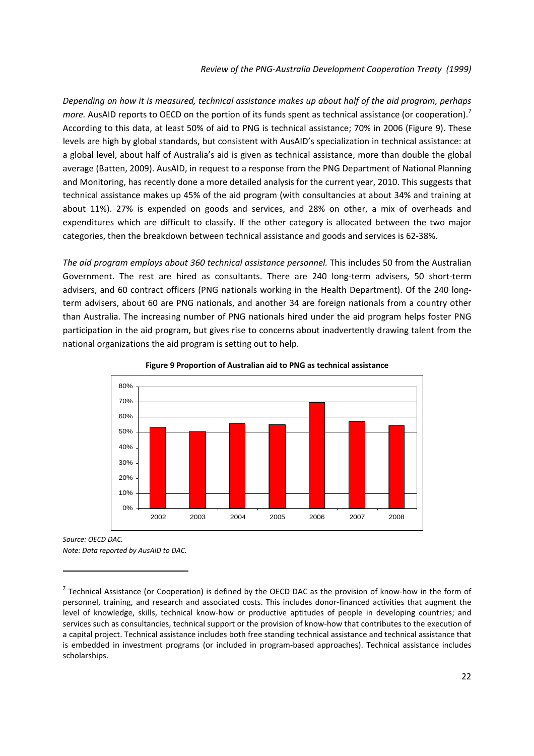*Depending on how it is measured, technical assistance makes up about half of the aid program, perhaps more.* AusAID reports to OECD on the portion of its funds spent as technical assistance (or cooperation).[7] According to this data, at least 50% of aid to PNG is technical assistance; 70% in 2006 (Figure 9). These levels are high by global standards, but consistent with AusAID's specialization in technical assistance: at a global level, about half of Australia's aid is given as technical assistance, more than double the global average (Batten, 2009). AusAID, in request to a response from the PNG Department of National Planning and Monitoring, has recently done a more detailed analysis for the current year, 2010. This suggests that technical assistance makes up 45% of the aid program (with consultancies at about 34% and training at about 11%). 27% is expended on goods and services, and 28% on other, a mix of overheads and expenditures which are difficult to classify. If the other category is allocated between the two major categories, then the breakdown between technical assistance and goods and services is 62-38%.

*The aid program employs about 360 technical assistance personnel.* This includes 50 from the Australian Government. The rest are hired as consultants. There are 240 long-term advisers, 50 short-term advisers, and 60 contract officers (PNG nationals working in the Health Department). Of the 240 long-term advisers, about 60 are PNG nationals, and another 34 are foreign nationals from a country other than Australia. The increasing number of PNG nationals hired under the aid program helps foster PNG participation in the aid program, but gives rise to concerns about inadvertently drawing talent from the national organizations the aid program is setting out to help.

**Figure 9 Proportion of Australian aid to PNG as technical assistance**

*Source: OECD DAC.*
*Note: Data reported by AusAID to DAC.*

---

[7] Technical Assistance (or Cooperation) is defined by the OECD DAC as the provision of know-how in the form of personnel, training, and research and associated costs. This includes donor-financed activities that augment the level of knowledge, skills, technical know-how or productive aptitudes of people in developing countries; and services such as consultancies, technical support or the provision of know-how that contributes to the execution of a capital project. Technical assistance includes both free standing technical assistance and technical assistance that is embedded in investment programs (or included in program-based approaches). Technical assistance includes scholarships.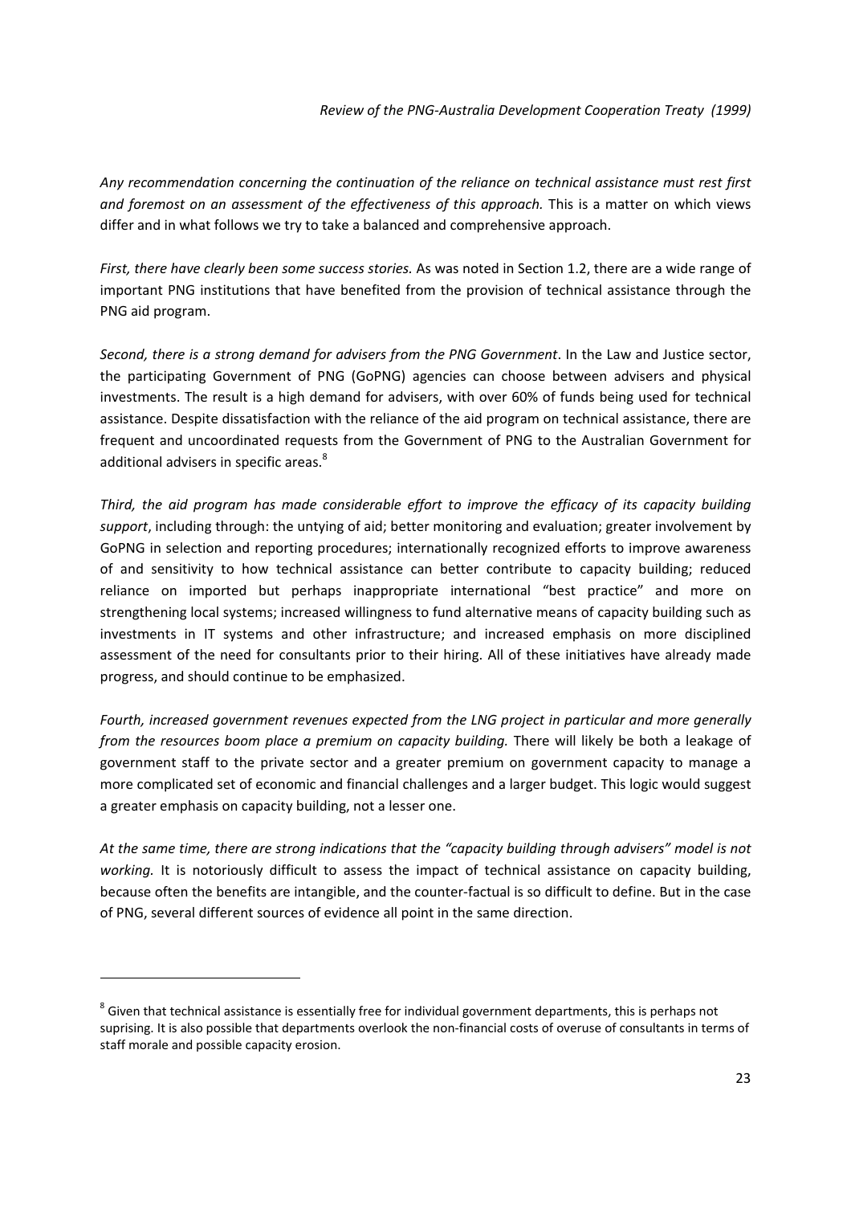*Any recommendation concerning the continuation of the reliance on technical assistance must rest first and foremost on an assessment of the effectiveness of this approach.* This is a matter on which views differ and in what follows we try to take a balanced and comprehensive approach.

*First, there have clearly been some success stories.* As was noted in Section 1.2, there are a wide range of important PNG institutions that have benefited from the provision of technical assistance through the PNG aid program.

*Second, there is a strong demand for advisers from the PNG Government*. In the Law and Justice sector, the participating Government of PNG (GoPNG) agencies can choose between advisers and physical investments. The result is a high demand for advisers, with over 60% of funds being used for technical assistance. Despite dissatisfaction with the reliance of the aid program on technical assistance, there are frequent and uncoordinated requests from the Government of PNG to the Australian Government for additional advisers in specific areas.[8]

*Third, the aid program has made considerable effort to improve the efficacy of its capacity building support*, including through: the untying of aid; better monitoring and evaluation; greater involvement by GoPNG in selection and reporting procedures; internationally recognized efforts to improve awareness of and sensitivity to how technical assistance can better contribute to capacity building; reduced reliance on imported but perhaps inappropriate international "best practice" and more on strengthening local systems; increased willingness to fund alternative means of capacity building such as investments in IT systems and other infrastructure; and increased emphasis on more disciplined assessment of the need for consultants prior to their hiring. All of these initiatives have already made progress, and should continue to be emphasized.

*Fourth, increased government revenues expected from the LNG project in particular and more generally from the resources boom place a premium on capacity building.* There will likely be both a leakage of government staff to the private sector and a greater premium on government capacity to manage a more complicated set of economic and financial challenges and a larger budget. This logic would suggest a greater emphasis on capacity building, not a lesser one.

*At the same time, there are strong indications that the "capacity building through advisers" model is not working.* It is notoriously difficult to assess the impact of technical assistance on capacity building, because often the benefits are intangible, and the counter-factual is so difficult to define. But in the case of PNG, several different sources of evidence all point in the same direction.

---

[8] Given that technical assistance is essentially free for individual government departments, this is perhaps not suprising. It is also possible that departments overlook the non-financial costs of overuse of consultants in terms of staff morale and possible capacity erosion.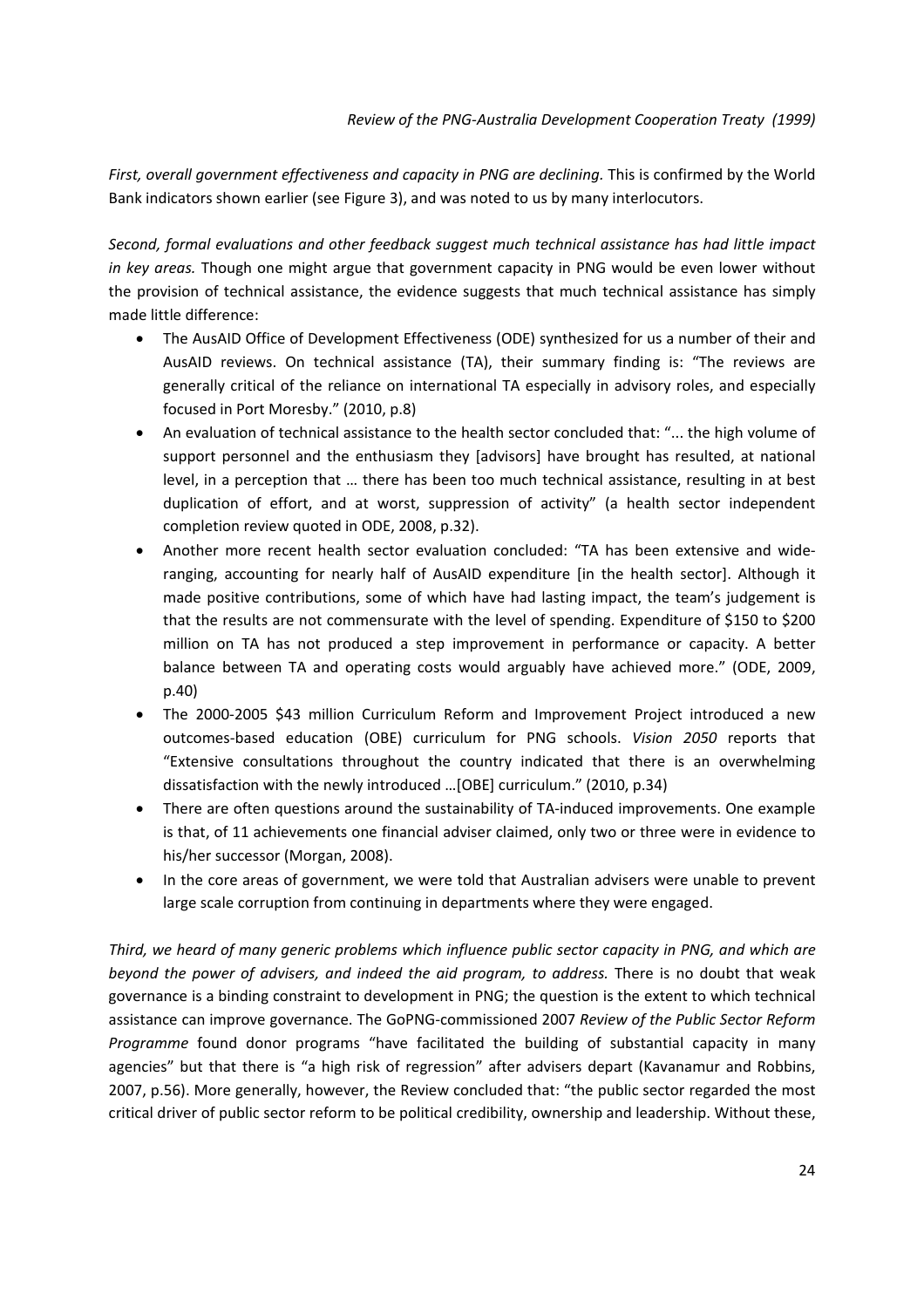*First, overall government effectiveness and capacity in PNG are declining.* This is confirmed by the World Bank indicators shown earlier (see Figure 3), and was noted to us by many interlocutors.

*Second, formal evaluations and other feedback suggest much technical assistance has had little impact in key areas.* Though one might argue that government capacity in PNG would be even lower without the provision of technical assistance, the evidence suggests that much technical assistance has simply made little difference:

- The AusAID Office of Development Effectiveness (ODE) synthesized for us a number of their and AusAID reviews. On technical assistance (TA), their summary finding is: "The reviews are generally critical of the reliance on international TA especially in advisory roles, and especially focused in Port Moresby." (2010, p.8)
- An evaluation of technical assistance to the health sector concluded that: "... the high volume of support personnel and the enthusiasm they [advisors] have brought has resulted, at national level, in a perception that … there has been too much technical assistance, resulting in at best duplication of effort, and at worst, suppression of activity" (a health sector independent completion review quoted in ODE, 2008, p.32).
- Another more recent health sector evaluation concluded: "TA has been extensive and wide-ranging, accounting for nearly half of AusAID expenditure [in the health sector]. Although it made positive contributions, some of which have had lasting impact, the team's judgement is that the results are not commensurate with the level of spending. Expenditure of $150 to $200 million on TA has not produced a step improvement in performance or capacity. A better balance between TA and operating costs would arguably have achieved more." (ODE, 2009, p.40)
- The 2000-2005 $43 million Curriculum Reform and Improvement Project introduced a new outcomes-based education (OBE) curriculum for PNG schools. *Vision 2050* reports that "Extensive consultations throughout the country indicated that there is an overwhelming dissatisfaction with the newly introduced …[OBE] curriculum." (2010, p.34)
- There are often questions around the sustainability of TA-induced improvements. One example is that, of 11 achievements one financial adviser claimed, only two or three were in evidence to his/her successor (Morgan, 2008).
- In the core areas of government, we were told that Australian advisers were unable to prevent large scale corruption from continuing in departments where they were engaged.

*Third, we heard of many generic problems which influence public sector capacity in PNG, and which are beyond the power of advisers, and indeed the aid program, to address.* There is no doubt that weak governance is a binding constraint to development in PNG; the question is the extent to which technical assistance can improve governance. The GoPNG-commissioned 2007 *Review of the Public Sector Reform Programme* found donor programs "have facilitated the building of substantial capacity in many agencies" but that there is "a high risk of regression" after advisers depart (Kavanamur and Robbins, 2007, p.56). More generally, however, the Review concluded that: "the public sector regarded the most critical driver of public sector reform to be political credibility, ownership and leadership. Without these,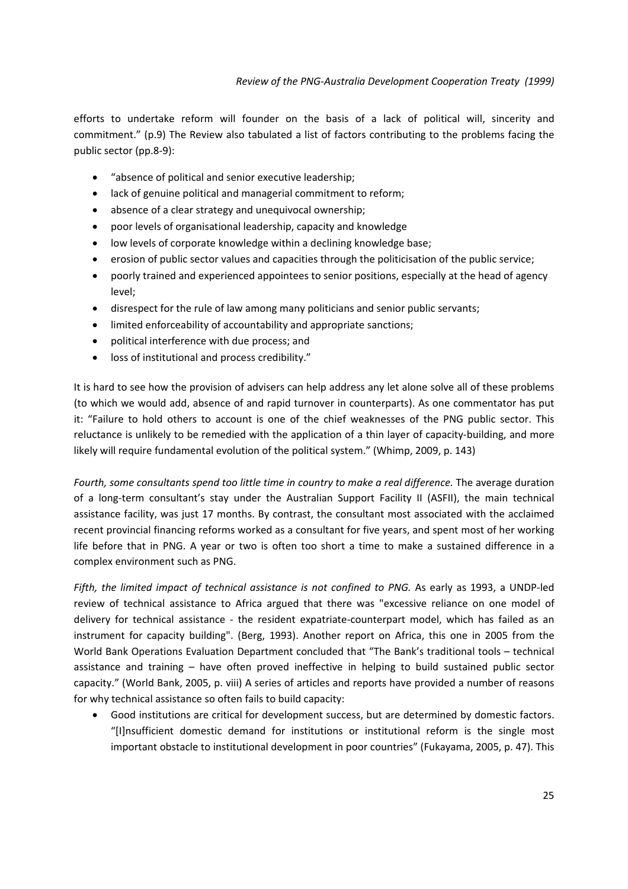efforts to undertake reform will founder on the basis of a lack of political will, sincerity and commitment." (p.9) The Review also tabulated a list of factors contributing to the problems facing the public sector (pp.8-9):

- "absence of political and senior executive leadership;
- lack of genuine political and managerial commitment to reform;
- absence of a clear strategy and unequivocal ownership;
- poor levels of organisational leadership, capacity and knowledge
- low levels of corporate knowledge within a declining knowledge base;
- erosion of public sector values and capacities through the politicisation of the public service;
- poorly trained and experienced appointees to senior positions, especially at the head of agency level;
- disrespect for the rule of law among many politicians and senior public servants;
- limited enforceability of accountability and appropriate sanctions;
- political interference with due process; and
- loss of institutional and process credibility."

It is hard to see how the provision of advisers can help address any let alone solve all of these problems (to which we would add, absence of and rapid turnover in counterparts). As one commentator has put it: "Failure to hold others to account is one of the chief weaknesses of the PNG public sector. This reluctance is unlikely to be remedied with the application of a thin layer of capacity-building, and more likely will require fundamental evolution of the political system." (Whimp, 2009, p. 143)

*Fourth, some consultants spend too little time in country to make a real difference.* The average duration of a long-term consultant's stay under the Australian Support Facility II (ASFII), the main technical assistance facility, was just 17 months. By contrast, the consultant most associated with the acclaimed recent provincial financing reforms worked as a consultant for five years, and spent most of her working life before that in PNG. A year or two is often too short a time to make a sustained difference in a complex environment such as PNG.

*Fifth, the limited impact of technical assistance is not confined to PNG.* As early as 1993, a UNDP-led review of technical assistance to Africa argued that there was "excessive reliance on one model of delivery for technical assistance - the resident expatriate-counterpart model, which has failed as an instrument for capacity building". (Berg, 1993). Another report on Africa, this one in 2005 from the World Bank Operations Evaluation Department concluded that "The Bank's traditional tools – technical assistance and training – have often proved ineffective in helping to build sustained public sector capacity." (World Bank, 2005, p. viii) A series of articles and reports have provided a number of reasons for why technical assistance so often fails to build capacity:

- Good institutions are critical for development success, but are determined by domestic factors. "[I]nsufficient domestic demand for institutions or institutional reform is the single most important obstacle to institutional development in poor countries" (Fukayama, 2005, p. 47). This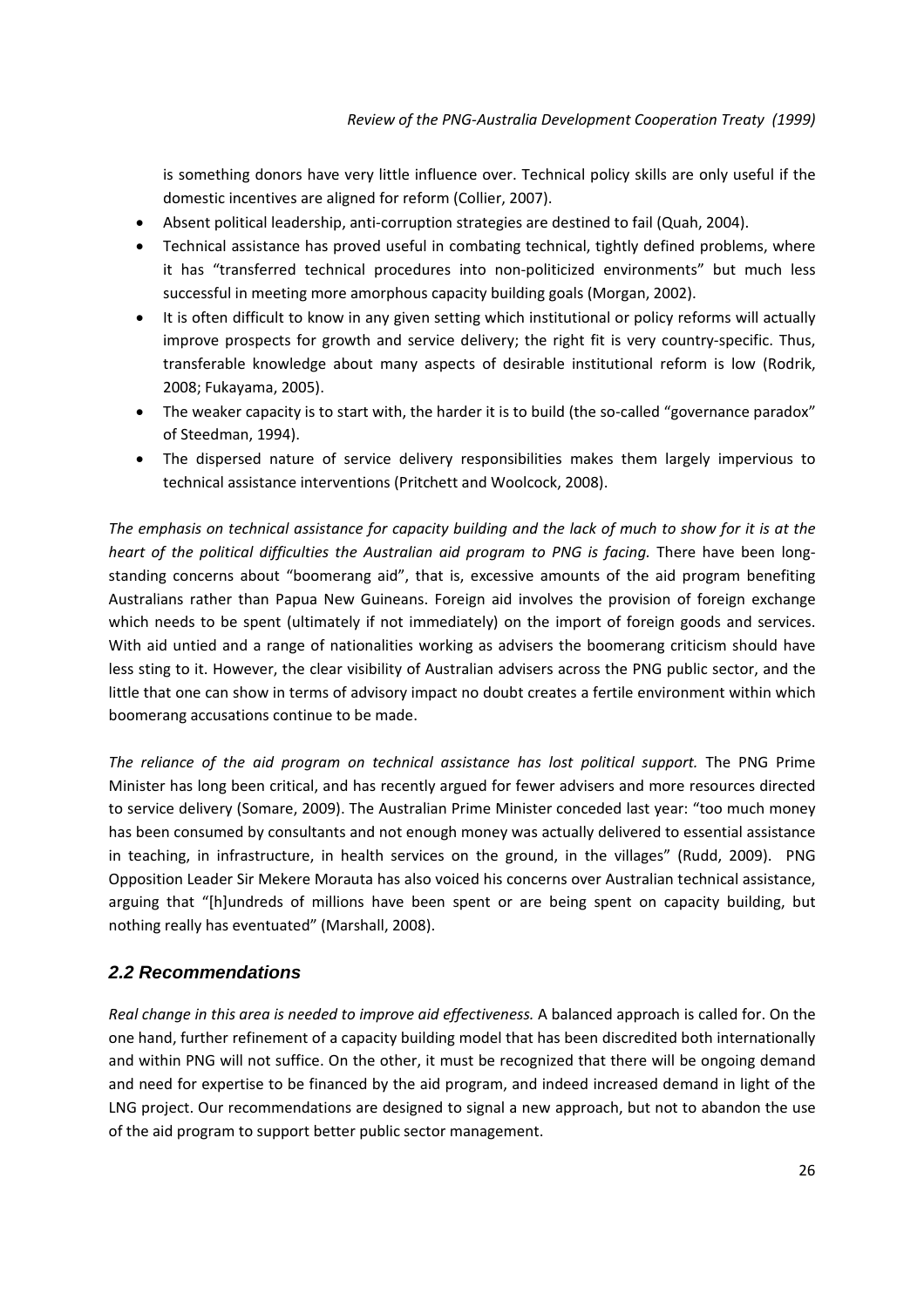is something donors have very little influence over. Technical policy skills are only useful if the domestic incentives are aligned for reform (Collier, 2007).

- Absent political leadership, anti-corruption strategies are destined to fail (Quah, 2004).
- Technical assistance has proved useful in combating technical, tightly defined problems, where it has "transferred technical procedures into non-politicized environments" but much less successful in meeting more amorphous capacity building goals (Morgan, 2002).
- It is often difficult to know in any given setting which institutional or policy reforms will actually improve prospects for growth and service delivery; the right fit is very country-specific. Thus, transferable knowledge about many aspects of desirable institutional reform is low (Rodrik, 2008; Fukayama, 2005).
- The weaker capacity is to start with, the harder it is to build (the so-called "governance paradox" of Steedman, 1994).
- The dispersed nature of service delivery responsibilities makes them largely impervious to technical assistance interventions (Pritchett and Woolcock, 2008).

*The emphasis on technical assistance for capacity building and the lack of much to show for it is at the heart of the political difficulties the Australian aid program to PNG is facing.* There have been long-standing concerns about "boomerang aid", that is, excessive amounts of the aid program benefiting Australians rather than Papua New Guineans. Foreign aid involves the provision of foreign exchange which needs to be spent (ultimately if not immediately) on the import of foreign goods and services. With aid untied and a range of nationalities working as advisers the boomerang criticism should have less sting to it. However, the clear visibility of Australian advisers across the PNG public sector, and the little that one can show in terms of advisory impact no doubt creates a fertile environment within which boomerang accusations continue to be made.

*The reliance of the aid program on technical assistance has lost political support.* The PNG Prime Minister has long been critical, and has recently argued for fewer advisers and more resources directed to service delivery (Somare, 2009). The Australian Prime Minister conceded last year: "too much money has been consumed by consultants and not enough money was actually delivered to essential assistance in teaching, in infrastructure, in health services on the ground, in the villages" (Rudd, 2009). PNG Opposition Leader Sir Mekere Morauta has also voiced his concerns over Australian technical assistance, arguing that "[h]undreds of millions have been spent or are being spent on capacity building, but nothing really has eventuated" (Marshall, 2008).

## 2.2 Recommendations

*Real change in this area is needed to improve aid effectiveness.* A balanced approach is called for. On the one hand, further refinement of a capacity building model that has been discredited both internationally and within PNG will not suffice. On the other, it must be recognized that there will be ongoing demand and need for expertise to be financed by the aid program, and indeed increased demand in light of the LNG project. Our recommendations are designed to signal a new approach, but not to abandon the use of the aid program to support better public sector management.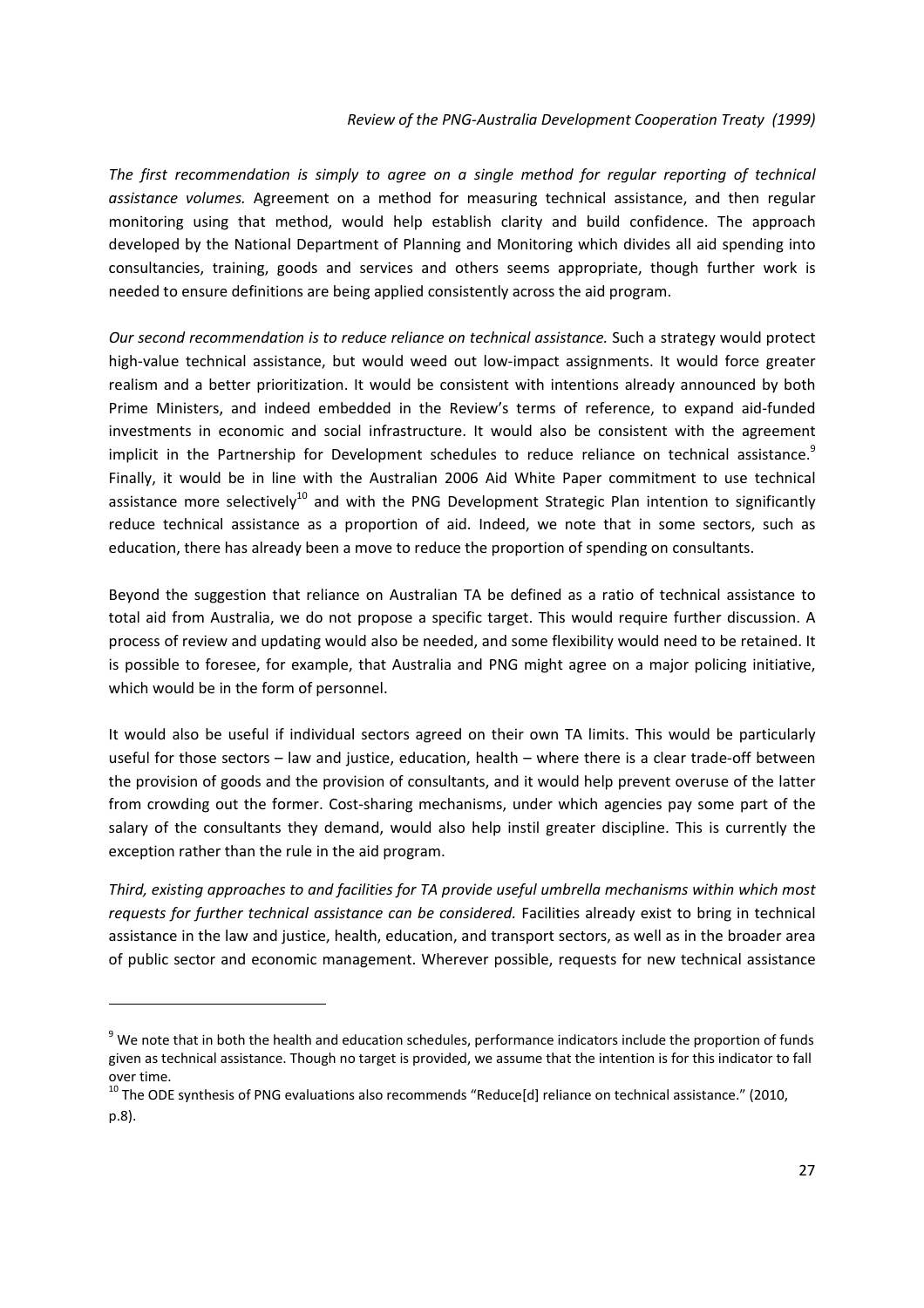*The first recommendation is simply to agree on a single method for regular reporting of technical assistance volumes.* Agreement on a method for measuring technical assistance, and then regular monitoring using that method, would help establish clarity and build confidence. The approach developed by the National Department of Planning and Monitoring which divides all aid spending into consultancies, training, goods and services and others seems appropriate, though further work is needed to ensure definitions are being applied consistently across the aid program.

*Our second recommendation is to reduce reliance on technical assistance.* Such a strategy would protect high-value technical assistance, but would weed out low-impact assignments. It would force greater realism and a better prioritization. It would be consistent with intentions already announced by both Prime Ministers, and indeed embedded in the Review's terms of reference, to expand aid-funded investments in economic and social infrastructure. It would also be consistent with the agreement implicit in the Partnership for Development schedules to reduce reliance on technical assistance.[9] Finally, it would be in line with the Australian 2006 Aid White Paper commitment to use technical assistance more selectively[10] and with the PNG Development Strategic Plan intention to significantly reduce technical assistance as a proportion of aid. Indeed, we note that in some sectors, such as education, there has already been a move to reduce the proportion of spending on consultants.

Beyond the suggestion that reliance on Australian TA be defined as a ratio of technical assistance to total aid from Australia, we do not propose a specific target. This would require further discussion. A process of review and updating would also be needed, and some flexibility would need to be retained. It is possible to foresee, for example, that Australia and PNG might agree on a major policing initiative, which would be in the form of personnel.

It would also be useful if individual sectors agreed on their own TA limits. This would be particularly useful for those sectors – law and justice, education, health – where there is a clear trade-off between the provision of goods and the provision of consultants, and it would help prevent overuse of the latter from crowding out the former. Cost-sharing mechanisms, under which agencies pay some part of the salary of the consultants they demand, would also help instil greater discipline. This is currently the exception rather than the rule in the aid program.

*Third, existing approaches to and facilities for TA provide useful umbrella mechanisms within which most requests for further technical assistance can be considered.* Facilities already exist to bring in technical assistance in the law and justice, health, education, and transport sectors, as well as in the broader area of public sector and economic management. Wherever possible, requests for new technical assistance

---

[9] We note that in both the health and education schedules, performance indicators include the proportion of funds given as technical assistance. Though no target is provided, we assume that the intention is for this indicator to fall over time.

[10] The ODE synthesis of PNG evaluations also recommends "Reduce[d] reliance on technical assistance." (2010, p.8).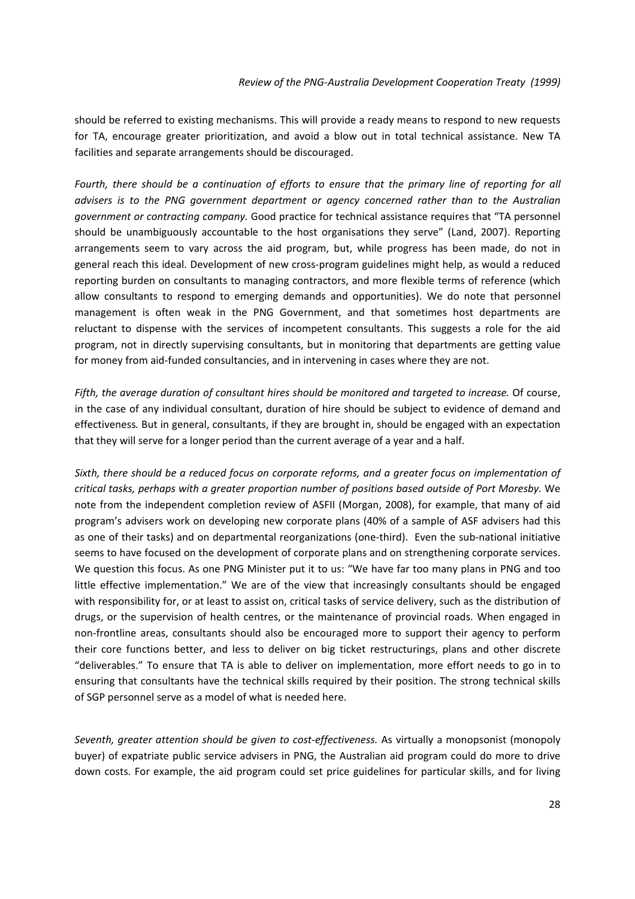should be referred to existing mechanisms. This will provide a ready means to respond to new requests for TA, encourage greater prioritization, and avoid a blow out in total technical assistance. New TA facilities and separate arrangements should be discouraged.

*Fourth, there should be a continuation of efforts to ensure that the primary line of reporting for all advisers is to the PNG government department or agency concerned rather than to the Australian government or contracting company.* Good practice for technical assistance requires that "TA personnel should be unambiguously accountable to the host organisations they serve" (Land, 2007). Reporting arrangements seem to vary across the aid program, but, while progress has been made, do not in general reach this ideal. Development of new cross-program guidelines might help, as would a reduced reporting burden on consultants to managing contractors, and more flexible terms of reference (which allow consultants to respond to emerging demands and opportunities). We do note that personnel management is often weak in the PNG Government, and that sometimes host departments are reluctant to dispense with the services of incompetent consultants. This suggests a role for the aid program, not in directly supervising consultants, but in monitoring that departments are getting value for money from aid-funded consultancies, and in intervening in cases where they are not.

*Fifth, the average duration of consultant hires should be monitored and targeted to increase.* Of course, in the case of any individual consultant, duration of hire should be subject to evidence of demand and effectiveness*.* But in general, consultants, if they are brought in, should be engaged with an expectation that they will serve for a longer period than the current average of a year and a half.

*Sixth, there should be a reduced focus on corporate reforms, and a greater focus on implementation of critical tasks, perhaps with a greater proportion number of positions based outside of Port Moresby.* We note from the independent completion review of ASFII (Morgan, 2008), for example, that many of aid program's advisers work on developing new corporate plans (40% of a sample of ASF advisers had this as one of their tasks) and on departmental reorganizations (one-third). Even the sub-national initiative seems to have focused on the development of corporate plans and on strengthening corporate services. We question this focus. As one PNG Minister put it to us: "We have far too many plans in PNG and too little effective implementation." We are of the view that increasingly consultants should be engaged with responsibility for, or at least to assist on, critical tasks of service delivery, such as the distribution of drugs, or the supervision of health centres, or the maintenance of provincial roads. When engaged in non-frontline areas, consultants should also be encouraged more to support their agency to perform their core functions better, and less to deliver on big ticket restructurings, plans and other discrete "deliverables." To ensure that TA is able to deliver on implementation, more effort needs to go in to ensuring that consultants have the technical skills required by their position. The strong technical skills of SGP personnel serve as a model of what is needed here.

*Seventh, greater attention should be given to cost-effectiveness.* As virtually a monopsonist (monopoly buyer) of expatriate public service advisers in PNG, the Australian aid program could do more to drive down costs. For example, the aid program could set price guidelines for particular skills, and for living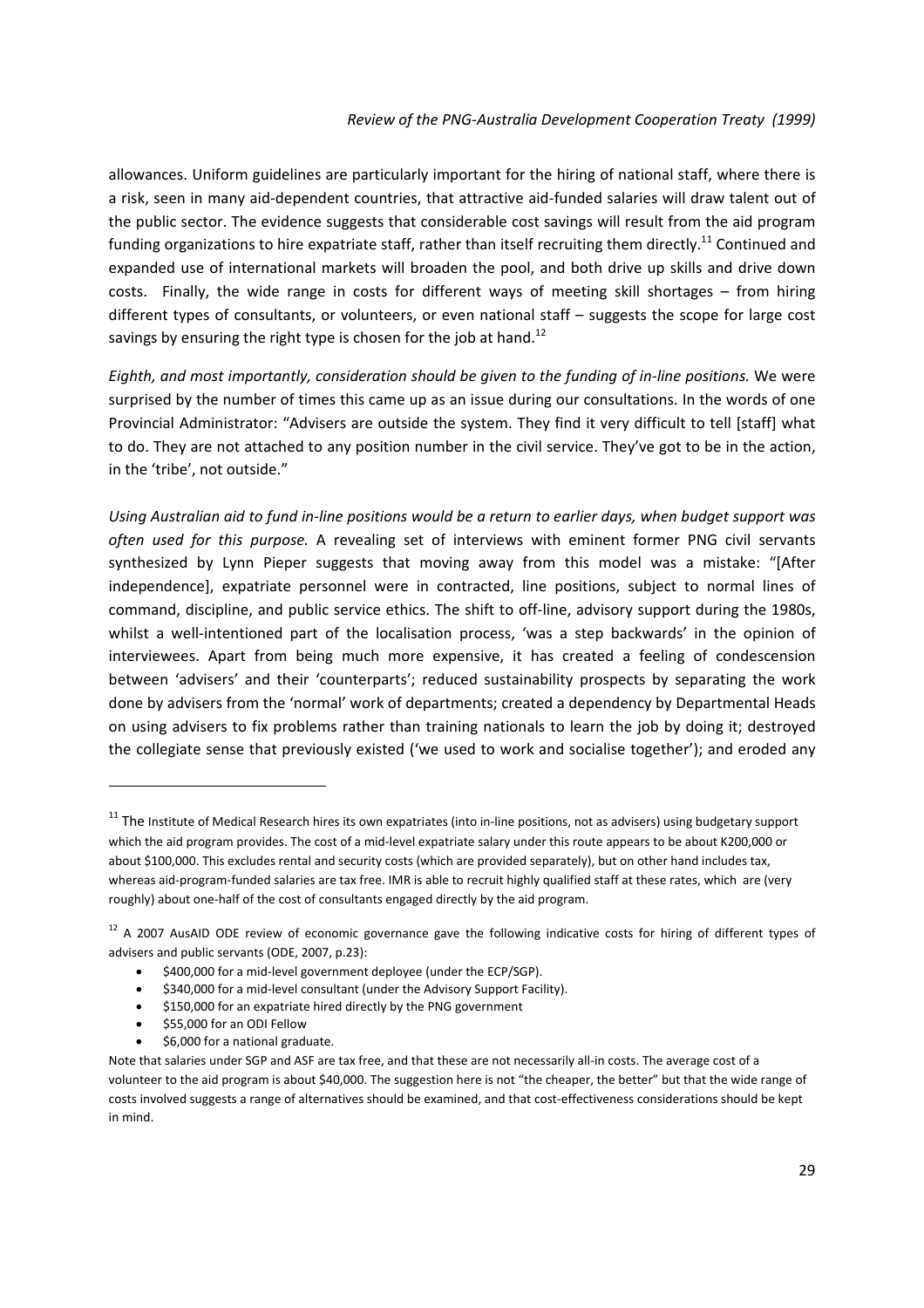allowances. Uniform guidelines are particularly important for the hiring of national staff, where there is a risk, seen in many aid-dependent countries, that attractive aid-funded salaries will draw talent out of the public sector. The evidence suggests that considerable cost savings will result from the aid program funding organizations to hire expatriate staff, rather than itself recruiting them directly.[11] Continued and expanded use of international markets will broaden the pool, and both drive up skills and drive down costs. Finally, the wide range in costs for different ways of meeting skill shortages – from hiring different types of consultants, or volunteers, or even national staff – suggests the scope for large cost savings by ensuring the right type is chosen for the job at hand.[12]

*Eighth, and most importantly, consideration should be given to the funding of in-line positions.* We were surprised by the number of times this came up as an issue during our consultations. In the words of one Provincial Administrator: "Advisers are outside the system. They find it very difficult to tell [staff] what to do. They are not attached to any position number in the civil service. They've got to be in the action, in the 'tribe', not outside."

*Using Australian aid to fund in-line positions would be a return to earlier days, when budget support was often used for this purpose.* A revealing set of interviews with eminent former PNG civil servants synthesized by Lynn Pieper suggests that moving away from this model was a mistake: "[After independence], expatriate personnel were in contracted, line positions, subject to normal lines of command, discipline, and public service ethics. The shift to off-line, advisory support during the 1980s, whilst a well-intentioned part of the localisation process, 'was a step backwards' in the opinion of interviewees. Apart from being much more expensive, it has created a feeling of condescension between 'advisers' and their 'counterparts'; reduced sustainability prospects by separating the work done by advisers from the 'normal' work of departments; created a dependency by Departmental Heads on using advisers to fix problems rather than training nationals to learn the job by doing it; destroyed the collegiate sense that previously existed ('we used to work and socialise together'); and eroded any

---

[11] The Institute of Medical Research hires its own expatriates (into in-line positions, not as advisers) using budgetary support which the aid program provides. The cost of a mid-level expatriate salary under this route appears to be about K200,000 or about $100,000. This excludes rental and security costs (which are provided separately), but on other hand includes tax, whereas aid-program-funded salaries are tax free. IMR is able to recruit highly qualified staff at these rates, which are (very roughly) about one-half of the cost of consultants engaged directly by the aid program.

[12] A 2007 AusAID ODE review of economic governance gave the following indicative costs for hiring of different types of advisers and public servants (ODE, 2007, p.23):

- $400,000 for a mid-level government deployee (under the ECP/SGP).
- $340,000 for a mid-level consultant (under the Advisory Support Facility).
- $150,000 for an expatriate hired directly by the PNG government
- $55,000 for an ODI Fellow
- $6,000 for a national graduate.

Note that salaries under SGP and ASF are tax free, and that these are not necessarily all-in costs. The average cost of a volunteer to the aid program is about $40,000. The suggestion here is not "the cheaper, the better" but that the wide range of costs involved suggests a range of alternatives should be examined, and that cost-effectiveness considerations should be kept in mind.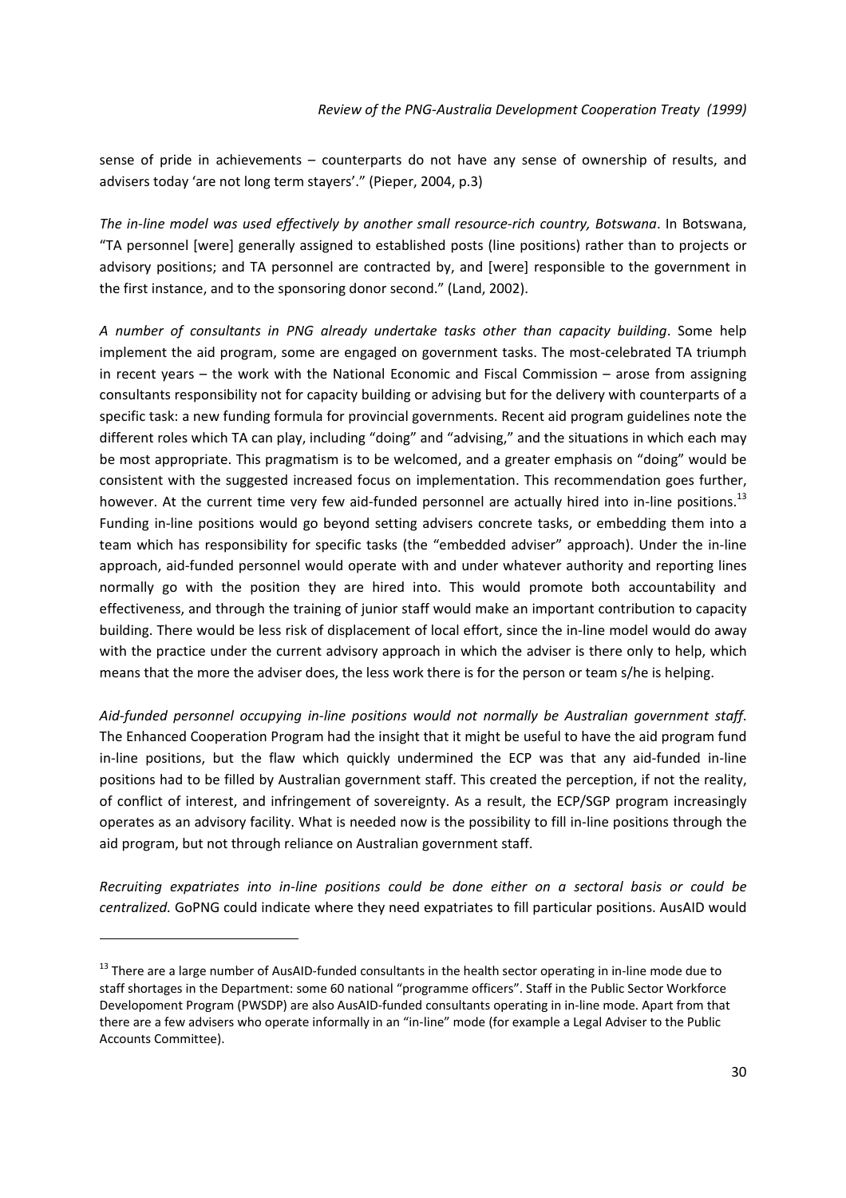sense of pride in achievements – counterparts do not have any sense of ownership of results, and advisers today 'are not long term stayers'." (Pieper, 2004, p.3)

*The in-line model was used effectively by another small resource-rich country, Botswana*. In Botswana, "TA personnel [were] generally assigned to established posts (line positions) rather than to projects or advisory positions; and TA personnel are contracted by, and [were] responsible to the government in the first instance, and to the sponsoring donor second." (Land, 2002).

*A number of consultants in PNG already undertake tasks other than capacity building*. Some help implement the aid program, some are engaged on government tasks. The most-celebrated TA triumph in recent years – the work with the National Economic and Fiscal Commission – arose from assigning consultants responsibility not for capacity building or advising but for the delivery with counterparts of a specific task: a new funding formula for provincial governments. Recent aid program guidelines note the different roles which TA can play, including "doing" and "advising," and the situations in which each may be most appropriate. This pragmatism is to be welcomed, and a greater emphasis on "doing" would be consistent with the suggested increased focus on implementation. This recommendation goes further, however. At the current time very few aid-funded personnel are actually hired into in-line positions.[13] Funding in-line positions would go beyond setting advisers concrete tasks, or embedding them into a team which has responsibility for specific tasks (the "embedded adviser" approach). Under the in-line approach, aid-funded personnel would operate with and under whatever authority and reporting lines normally go with the position they are hired into. This would promote both accountability and effectiveness, and through the training of junior staff would make an important contribution to capacity building. There would be less risk of displacement of local effort, since the in-line model would do away with the practice under the current advisory approach in which the adviser is there only to help, which means that the more the adviser does, the less work there is for the person or team s/he is helping.

*Aid-funded personnel occupying in-line positions would not normally be Australian government staff*. The Enhanced Cooperation Program had the insight that it might be useful to have the aid program fund in-line positions, but the flaw which quickly undermined the ECP was that any aid-funded in-line positions had to be filled by Australian government staff. This created the perception, if not the reality, of conflict of interest, and infringement of sovereignty. As a result, the ECP/SGP program increasingly operates as an advisory facility. What is needed now is the possibility to fill in-line positions through the aid program, but not through reliance on Australian government staff.

*Recruiting expatriates into in-line positions could be done either on a sectoral basis or could be centralized.* GoPNG could indicate where they need expatriates to fill particular positions. AusAID would

[13] There are a large number of AusAID-funded consultants in the health sector operating in in-line mode due to staff shortages in the Department: some 60 national "programme officers". Staff in the Public Sector Workforce Developoment Program (PWSDP) are also AusAID-funded consultants operating in in-line mode. Apart from that there are a few advisers who operate informally in an "in-line" mode (for example a Legal Adviser to the Public Accounts Committee).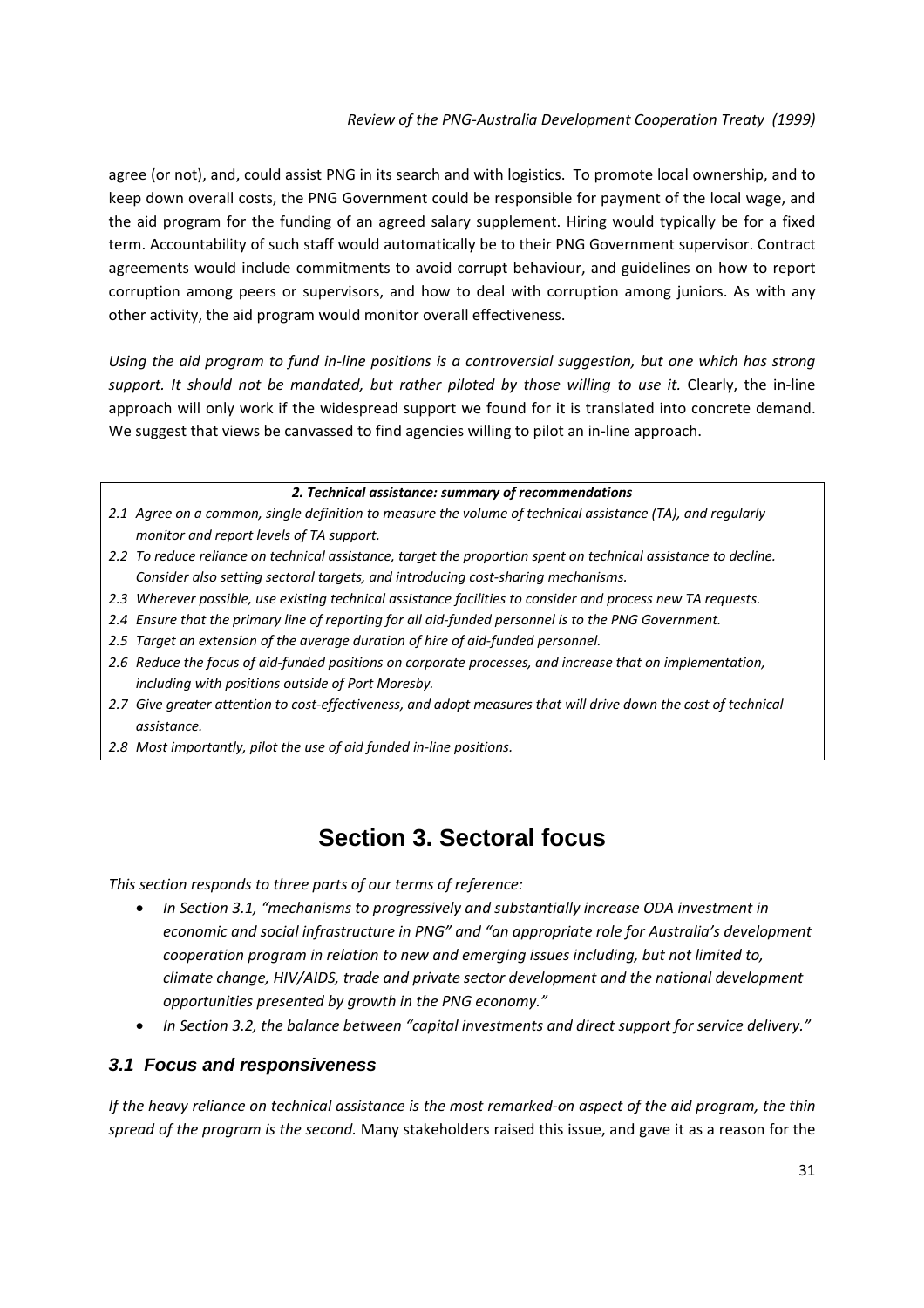agree (or not), and, could assist PNG in its search and with logistics. To promote local ownership, and to keep down overall costs, the PNG Government could be responsible for payment of the local wage, and the aid program for the funding of an agreed salary supplement. Hiring would typically be for a fixed term. Accountability of such staff would automatically be to their PNG Government supervisor. Contract agreements would include commitments to avoid corrupt behaviour, and guidelines on how to report corruption among peers or supervisors, and how to deal with corruption among juniors. As with any other activity, the aid program would monitor overall effectiveness.

*Using the aid program to fund in-line positions is a controversial suggestion, but one which has strong support. It should not be mandated, but rather piloted by those willing to use it.* Clearly, the in-line approach will only work if the widespread support we found for it is translated into concrete demand. We suggest that views be canvassed to find agencies willing to pilot an in-line approach.

| ***2. Technical assistance: summary of recommendations*** |
|---|
| *2.1 Agree on a common, single definition to measure the volume of technical assistance (TA), and regularly monitor and report levels of TA support.* |
| *2.2 To reduce reliance on technical assistance, target the proportion spent on technical assistance to decline. Consider also setting sectoral targets, and introducing cost-sharing mechanisms.* |
| *2.3 Wherever possible, use existing technical assistance facilities to consider and process new TA requests.* |
| *2.4 Ensure that the primary line of reporting for all aid-funded personnel is to the PNG Government.* |
| *2.5 Target an extension of the average duration of hire of aid-funded personnel.* |
| *2.6 Reduce the focus of aid-funded positions on corporate processes, and increase that on implementation, including with positions outside of Port Moresby.* |
| *2.7 Give greater attention to cost-effectiveness, and adopt measures that will drive down the cost of technical assistance.* |
| *2.8 Most importantly, pilot the use of aid funded in-line positions.* |

# Section 3. Sectoral focus

*This section responds to three parts of our terms of reference:*

- *In Section 3.1, "mechanisms to progressively and substantially increase ODA investment in economic and social infrastructure in PNG" and "an appropriate role for Australia's development cooperation program in relation to new and emerging issues including, but not limited to, climate change, HIV/AIDS, trade and private sector development and the national development opportunities presented by growth in the PNG economy."*
- *In Section 3.2, the balance between "capital investments and direct support for service delivery."*

## *3.1 Focus and responsiveness*

*If the heavy reliance on technical assistance is the most remarked-on aspect of the aid program, the thin spread of the program is the second.* Many stakeholders raised this issue, and gave it as a reason for the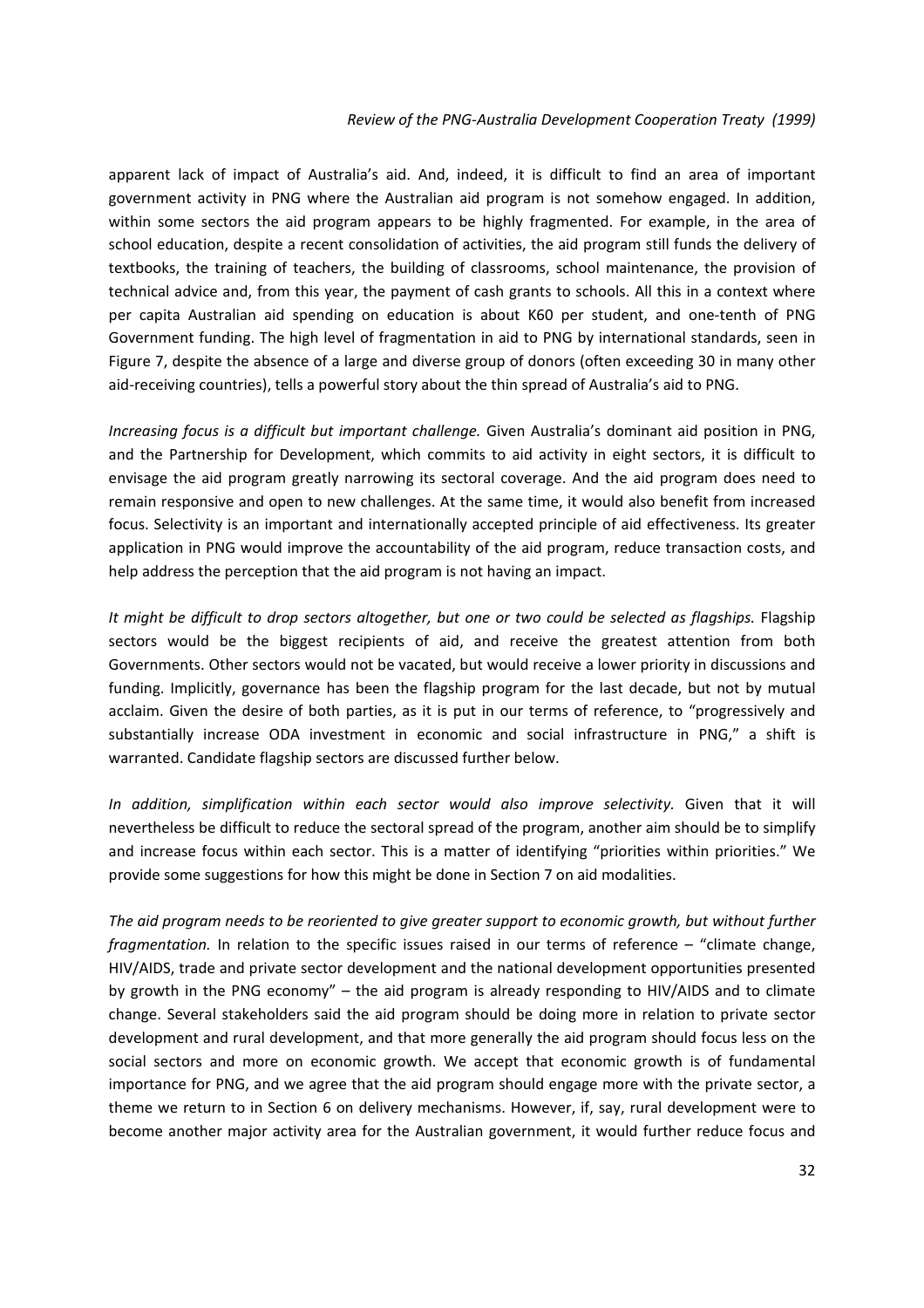apparent lack of impact of Australia's aid. And, indeed, it is difficult to find an area of important government activity in PNG where the Australian aid program is not somehow engaged. In addition, within some sectors the aid program appears to be highly fragmented. For example, in the area of school education, despite a recent consolidation of activities, the aid program still funds the delivery of textbooks, the training of teachers, the building of classrooms, school maintenance, the provision of technical advice and, from this year, the payment of cash grants to schools. All this in a context where per capita Australian aid spending on education is about K60 per student, and one-tenth of PNG Government funding. The high level of fragmentation in aid to PNG by international standards, seen in Figure 7, despite the absence of a large and diverse group of donors (often exceeding 30 in many other aid-receiving countries), tells a powerful story about the thin spread of Australia's aid to PNG.

*Increasing focus is a difficult but important challenge.* Given Australia's dominant aid position in PNG, and the Partnership for Development, which commits to aid activity in eight sectors, it is difficult to envisage the aid program greatly narrowing its sectoral coverage. And the aid program does need to remain responsive and open to new challenges. At the same time, it would also benefit from increased focus. Selectivity is an important and internationally accepted principle of aid effectiveness. Its greater application in PNG would improve the accountability of the aid program, reduce transaction costs, and help address the perception that the aid program is not having an impact.

*It might be difficult to drop sectors altogether, but one or two could be selected as flagships.* Flagship sectors would be the biggest recipients of aid, and receive the greatest attention from both Governments. Other sectors would not be vacated, but would receive a lower priority in discussions and funding. Implicitly, governance has been the flagship program for the last decade, but not by mutual acclaim. Given the desire of both parties, as it is put in our terms of reference, to "progressively and substantially increase ODA investment in economic and social infrastructure in PNG," a shift is warranted. Candidate flagship sectors are discussed further below.

*In addition, simplification within each sector would also improve selectivity.* Given that it will nevertheless be difficult to reduce the sectoral spread of the program, another aim should be to simplify and increase focus within each sector. This is a matter of identifying "priorities within priorities." We provide some suggestions for how this might be done in Section 7 on aid modalities.

*The aid program needs to be reoriented to give greater support to economic growth, but without further fragmentation.* In relation to the specific issues raised in our terms of reference – "climate change, HIV/AIDS, trade and private sector development and the national development opportunities presented by growth in the PNG economy" – the aid program is already responding to HIV/AIDS and to climate change. Several stakeholders said the aid program should be doing more in relation to private sector development and rural development, and that more generally the aid program should focus less on the social sectors and more on economic growth. We accept that economic growth is of fundamental importance for PNG, and we agree that the aid program should engage more with the private sector, a theme we return to in Section 6 on delivery mechanisms. However, if, say, rural development were to become another major activity area for the Australian government, it would further reduce focus and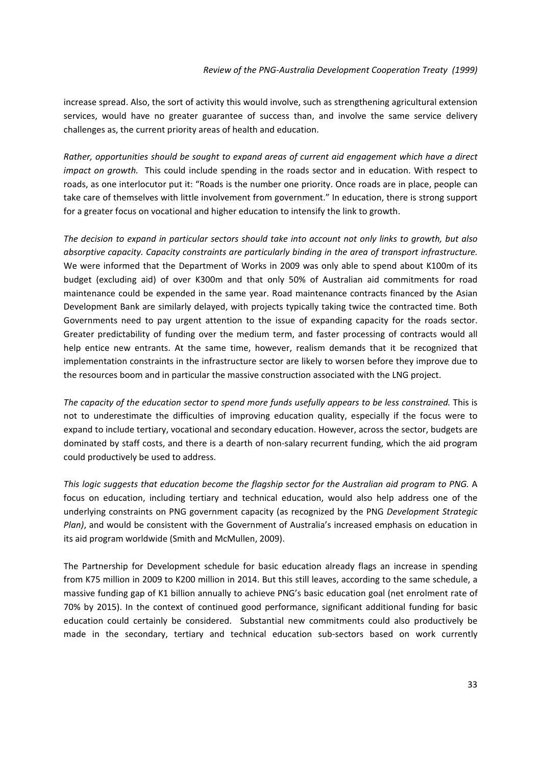increase spread. Also, the sort of activity this would involve, such as strengthening agricultural extension services, would have no greater guarantee of success than, and involve the same service delivery challenges as, the current priority areas of health and education.

*Rather, opportunities should be sought to expand areas of current aid engagement which have a direct impact on growth.* This could include spending in the roads sector and in education. With respect to roads, as one interlocutor put it: "Roads is the number one priority. Once roads are in place, people can take care of themselves with little involvement from government." In education, there is strong support for a greater focus on vocational and higher education to intensify the link to growth.

*The decision to expand in particular sectors should take into account not only links to growth, but also absorptive capacity. Capacity constraints are particularly binding in the area of transport infrastructure.* We were informed that the Department of Works in 2009 was only able to spend about K100m of its budget (excluding aid) of over K300m and that only 50% of Australian aid commitments for road maintenance could be expended in the same year. Road maintenance contracts financed by the Asian Development Bank are similarly delayed, with projects typically taking twice the contracted time. Both Governments need to pay urgent attention to the issue of expanding capacity for the roads sector. Greater predictability of funding over the medium term, and faster processing of contracts would all help entice new entrants. At the same time, however, realism demands that it be recognized that implementation constraints in the infrastructure sector are likely to worsen before they improve due to the resources boom and in particular the massive construction associated with the LNG project.

*The capacity of the education sector to spend more funds usefully appears to be less constrained.* This is not to underestimate the difficulties of improving education quality, especially if the focus were to expand to include tertiary, vocational and secondary education. However, across the sector, budgets are dominated by staff costs, and there is a dearth of non-salary recurrent funding, which the aid program could productively be used to address.

*This logic suggests that education become the flagship sector for the Australian aid program to PNG.* A focus on education, including tertiary and technical education, would also help address one of the underlying constraints on PNG government capacity (as recognized by the PNG *Development Strategic Plan)*, and would be consistent with the Government of Australia's increased emphasis on education in its aid program worldwide (Smith and McMullen, 2009).

The Partnership for Development schedule for basic education already flags an increase in spending from K75 million in 2009 to K200 million in 2014. But this still leaves, according to the same schedule, a massive funding gap of K1 billion annually to achieve PNG's basic education goal (net enrolment rate of 70% by 2015). In the context of continued good performance, significant additional funding for basic education could certainly be considered. Substantial new commitments could also productively be made in the secondary, tertiary and technical education sub-sectors based on work currently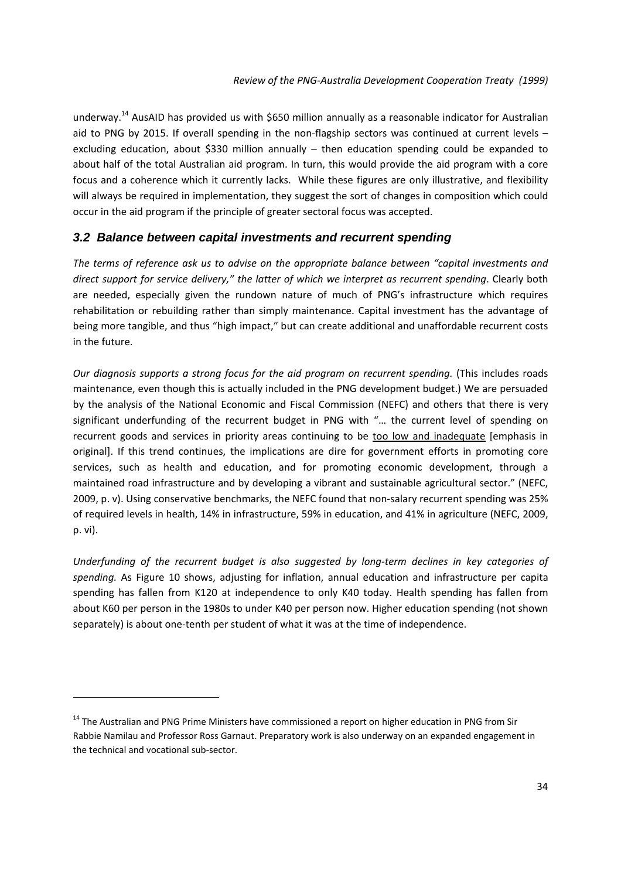underway.[14] AusAID has provided us with $650 million annually as a reasonable indicator for Australian aid to PNG by 2015. If overall spending in the non-flagship sectors was continued at current levels – excluding education, about $330 million annually – then education spending could be expanded to about half of the total Australian aid program. In turn, this would provide the aid program with a core focus and a coherence which it currently lacks. While these figures are only illustrative, and flexibility will always be required in implementation, they suggest the sort of changes in composition which could occur in the aid program if the principle of greater sectoral focus was accepted.

## 3.2 Balance between capital investments and recurrent spending

*The terms of reference ask us to advise on the appropriate balance between "capital investments and direct support for service delivery," the latter of which we interpret as recurrent spending*. Clearly both are needed, especially given the rundown nature of much of PNG's infrastructure which requires rehabilitation or rebuilding rather than simply maintenance. Capital investment has the advantage of being more tangible, and thus "high impact," but can create additional and unaffordable recurrent costs in the future.

*Our diagnosis supports a strong focus for the aid program on recurrent spending.* (This includes roads maintenance, even though this is actually included in the PNG development budget.) We are persuaded by the analysis of the National Economic and Fiscal Commission (NEFC) and others that there is very significant underfunding of the recurrent budget in PNG with "… the current level of spending on recurrent goods and services in priority areas continuing to be too low and inadequate [emphasis in original]. If this trend continues, the implications are dire for government efforts in promoting core services, such as health and education, and for promoting economic development, through a maintained road infrastructure and by developing a vibrant and sustainable agricultural sector." (NEFC, 2009, p. v). Using conservative benchmarks, the NEFC found that non-salary recurrent spending was 25% of required levels in health, 14% in infrastructure, 59% in education, and 41% in agriculture (NEFC, 2009, p. vi).

*Underfunding of the recurrent budget is also suggested by long-term declines in key categories of spending.* As Figure 10 shows, adjusting for inflation, annual education and infrastructure per capita spending has fallen from K120 at independence to only K40 today. Health spending has fallen from about K60 per person in the 1980s to under K40 per person now. Higher education spending (not shown separately) is about one-tenth per student of what it was at the time of independence.

---

[14] The Australian and PNG Prime Ministers have commissioned a report on higher education in PNG from Sir Rabbie Namilau and Professor Ross Garnaut. Preparatory work is also underway on an expanded engagement in the technical and vocational sub-sector.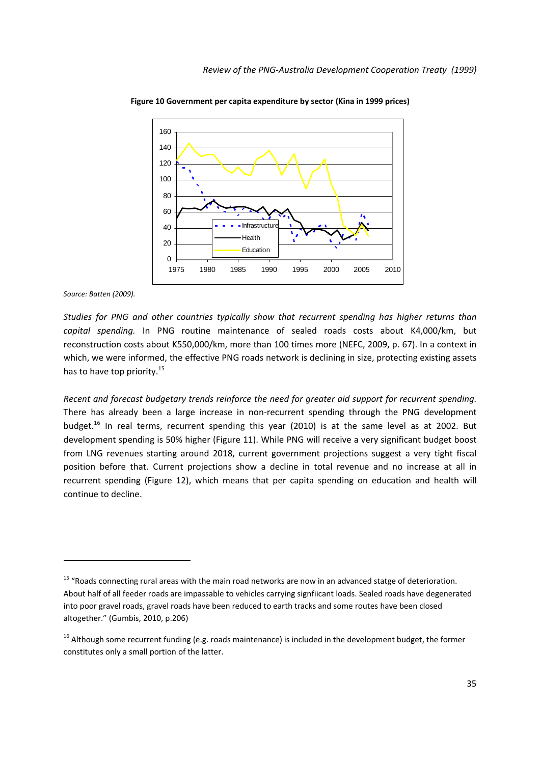**Figure 10 Government per capita expenditure by sector (Kina in 1999 prices)**

Source: Batten (2009).

*Studies for PNG and other countries typically show that recurrent spending has higher returns than capital spending.* In PNG routine maintenance of sealed roads costs about K4,000/km, but reconstruction costs about K550,000/km, more than 100 times more (NEFC, 2009, p. 67). In a context in which, we were informed, the effective PNG roads network is declining in size, protecting existing assets has to have top priority.[15]

*Recent and forecast budgetary trends reinforce the need for greater aid support for recurrent spending.* There has already been a large increase in non-recurrent spending through the PNG development budget.[16] In real terms, recurrent spending this year (2010) is at the same level as at 2002. But development spending is 50% higher (Figure 11). While PNG will receive a very significant budget boost from LNG revenues starting around 2018, current government projections suggest a very tight fiscal position before that. Current projections show a decline in total revenue and no increase at all in recurrent spending (Figure 12), which means that per capita spending on education and health will continue to decline.

---

[15] "Roads connecting rural areas with the main road networks are now in an advanced statge of deterioration. About half of all feeder roads are impassable to vehicles carrying signfiicant loads. Sealed roads have degenerated into poor gravel roads, gravel roads have been reduced to earth tracks and some routes have been closed altogether." (Gumbis, 2010, p.206)

[16] Although some recurrent funding (e.g. roads maintenance) is included in the development budget, the former constitutes only a small portion of the latter.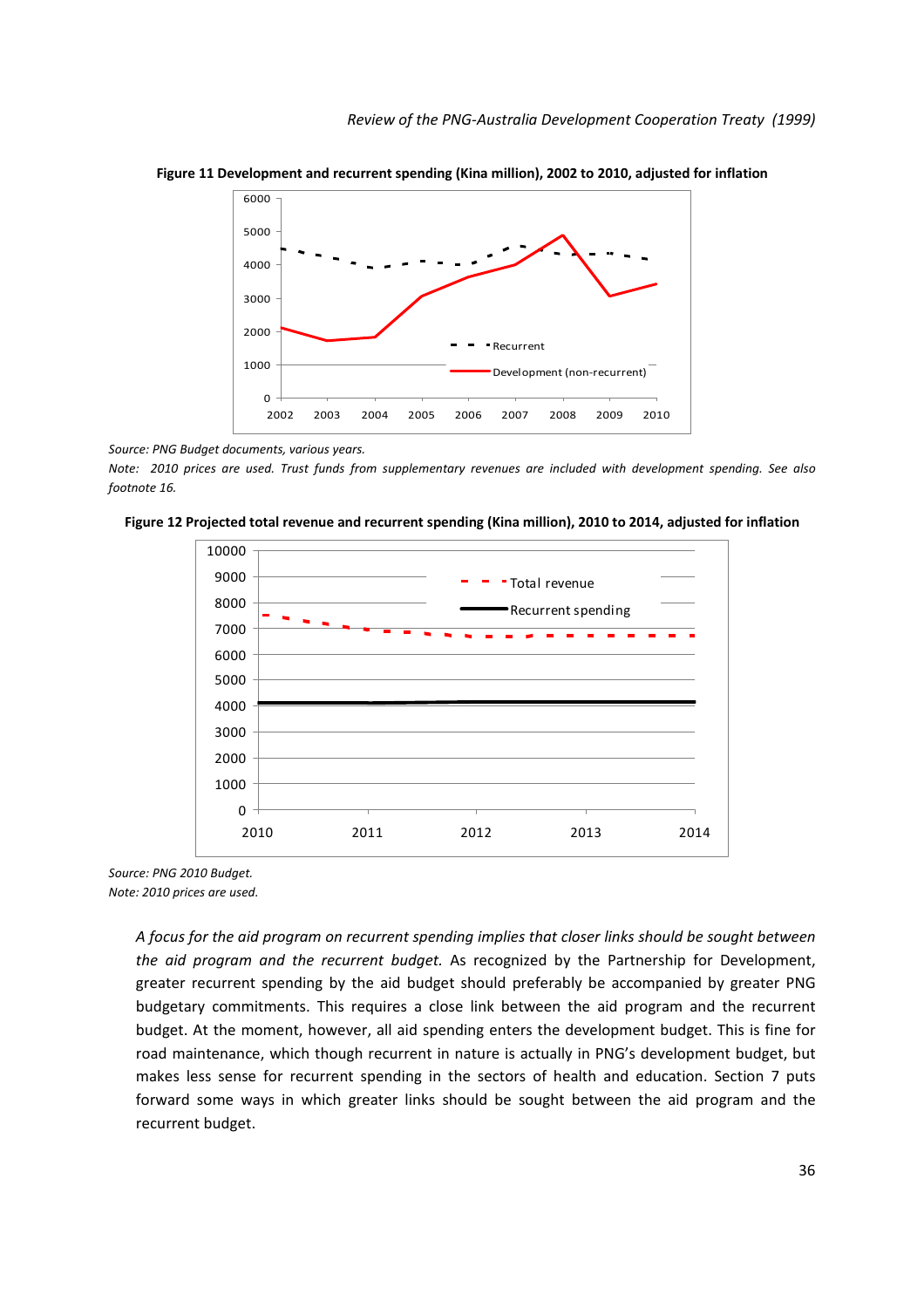**Figure 11 Development and recurrent spending (Kina million), 2002 to 2010, adjusted for inflation**

*Source: PNG Budget documents, various years.*

*Note: 2010 prices are used. Trust funds from supplementary revenues are included with development spending. See also footnote 16.*

**Figure 12 Projected total revenue and recurrent spending (Kina million), 2010 to 2014, adjusted for inflation**

*Source: PNG 2010 Budget.*

*Note: 2010 prices are used.*

*A focus for the aid program on recurrent spending implies that closer links should be sought between the aid program and the recurrent budget.* As recognized by the Partnership for Development, greater recurrent spending by the aid budget should preferably be accompanied by greater PNG budgetary commitments. This requires a close link between the aid program and the recurrent budget. At the moment, however, all aid spending enters the development budget. This is fine for road maintenance, which though recurrent in nature is actually in PNG's development budget, but makes less sense for recurrent spending in the sectors of health and education. Section 7 puts forward some ways in which greater links should be sought between the aid program and the recurrent budget.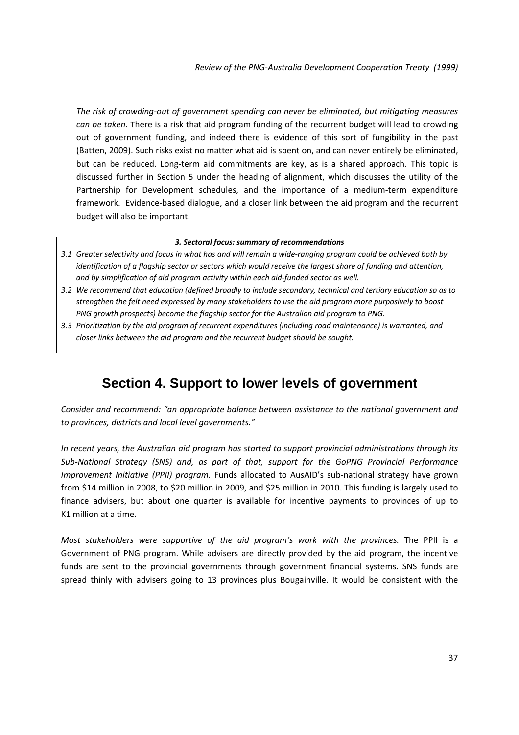*The risk of crowding-out of government spending can never be eliminated, but mitigating measures can be taken.* There is a risk that aid program funding of the recurrent budget will lead to crowding out of government funding, and indeed there is evidence of this sort of fungibility in the past (Batten, 2009). Such risks exist no matter what aid is spent on, and can never entirely be eliminated, but can be reduced. Long-term aid commitments are key, as is a shared approach. This topic is discussed further in Section 5 under the heading of alignment, which discusses the utility of the Partnership for Development schedules, and the importance of a medium-term expenditure framework. Evidence-based dialogue, and a closer link between the aid program and the recurrent budget will also be important.

***3. Sectoral focus: summary of recommendations***

*3.1 Greater selectivity and focus in what has and will remain a wide-ranging program could be achieved both by identification of a flagship sector or sectors which would receive the largest share of funding and attention, and by simplification of aid program activity within each aid-funded sector as well.*

*3.2 We recommend that education (defined broadly to include secondary, technical and tertiary education so as to strengthen the felt need expressed by many stakeholders to use the aid program more purposively to boost PNG growth prospects) become the flagship sector for the Australian aid program to PNG.*

*3.3 Prioritization by the aid program of recurrent expenditures (including road maintenance) is warranted, and closer links between the aid program and the recurrent budget should be sought.*

## Section 4. Support to lower levels of government

*Consider and recommend: "an appropriate balance between assistance to the national government and to provinces, districts and local level governments."*

*In recent years, the Australian aid program has started to support provincial administrations through its Sub-National Strategy (SNS) and, as part of that, support for the GoPNG Provincial Performance Improvement Initiative (PPII) program.* Funds allocated to AusAID's sub-national strategy have grown from $14 million in 2008, to $20 million in 2009, and $25 million in 2010. This funding is largely used to finance advisers, but about one quarter is available for incentive payments to provinces of up to K1 million at a time.

*Most stakeholders were supportive of the aid program's work with the provinces.* The PPII is a Government of PNG program. While advisers are directly provided by the aid program, the incentive funds are sent to the provincial governments through government financial systems. SNS funds are spread thinly with advisers going to 13 provinces plus Bougainville. It would be consistent with the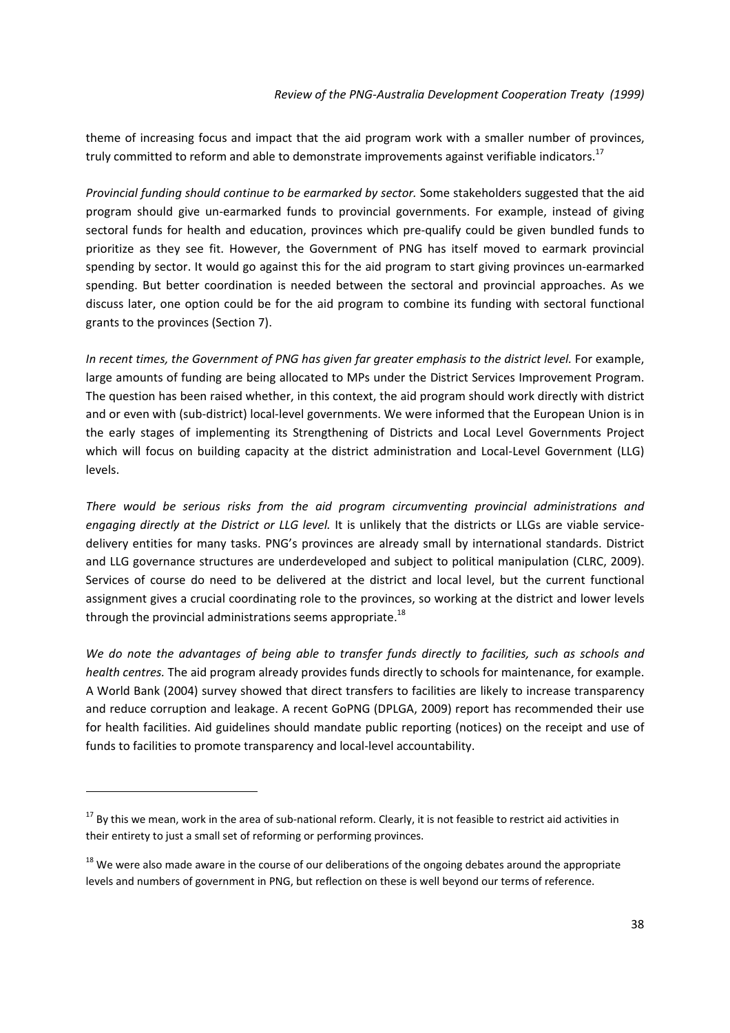theme of increasing focus and impact that the aid program work with a smaller number of provinces, truly committed to reform and able to demonstrate improvements against verifiable indicators.[17]

*Provincial funding should continue to be earmarked by sector.* Some stakeholders suggested that the aid program should give un-earmarked funds to provincial governments. For example, instead of giving sectoral funds for health and education, provinces which pre-qualify could be given bundled funds to prioritize as they see fit. However, the Government of PNG has itself moved to earmark provincial spending by sector. It would go against this for the aid program to start giving provinces un-earmarked spending. But better coordination is needed between the sectoral and provincial approaches. As we discuss later, one option could be for the aid program to combine its funding with sectoral functional grants to the provinces (Section 7).

*In recent times, the Government of PNG has given far greater emphasis to the district level.* For example, large amounts of funding are being allocated to MPs under the District Services Improvement Program. The question has been raised whether, in this context, the aid program should work directly with district and or even with (sub-district) local-level governments. We were informed that the European Union is in the early stages of implementing its Strengthening of Districts and Local Level Governments Project which will focus on building capacity at the district administration and Local-Level Government (LLG) levels.

*There would be serious risks from the aid program circumventing provincial administrations and engaging directly at the District or LLG level.* It is unlikely that the districts or LLGs are viable service-delivery entities for many tasks. PNG's provinces are already small by international standards. District and LLG governance structures are underdeveloped and subject to political manipulation (CLRC, 2009). Services of course do need to be delivered at the district and local level, but the current functional assignment gives a crucial coordinating role to the provinces, so working at the district and lower levels through the provincial administrations seems appropriate.[18]

*We do note the advantages of being able to transfer funds directly to facilities, such as schools and health centres.* The aid program already provides funds directly to schools for maintenance, for example. A World Bank (2004) survey showed that direct transfers to facilities are likely to increase transparency and reduce corruption and leakage. A recent GoPNG (DPLGA, 2009) report has recommended their use for health facilities. Aid guidelines should mandate public reporting (notices) on the receipt and use of funds to facilities to promote transparency and local-level accountability.

---

[17] By this we mean, work in the area of sub-national reform. Clearly, it is not feasible to restrict aid activities in their entirety to just a small set of reforming or performing provinces.

[18] We were also made aware in the course of our deliberations of the ongoing debates around the appropriate levels and numbers of government in PNG, but reflection on these is well beyond our terms of reference.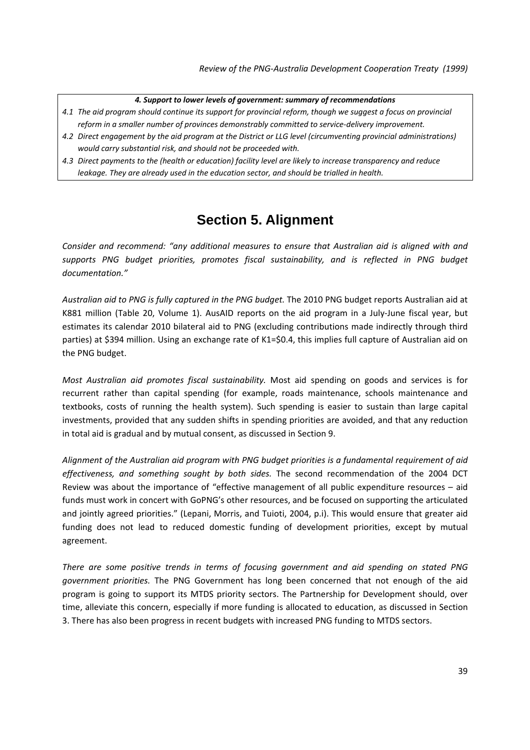***4. Support to lower levels of government: summary of recommendations***

*4.1 The aid program should continue its support for provincial reform, though we suggest a focus on provincial reform in a smaller number of provinces demonstrably committed to service-delivery improvement.*

*4.2 Direct engagement by the aid program at the District or LLG level (circumventing provincial administrations) would carry substantial risk, and should not be proceeded with.*

*4.3 Direct payments to the (health or education) facility level are likely to increase transparency and reduce leakage. They are already used in the education sector, and should be trialled in health.*

# Section 5. Alignment

*Consider and recommend: "any additional measures to ensure that Australian aid is aligned with and supports PNG budget priorities, promotes fiscal sustainability, and is reflected in PNG budget documentation."*

*Australian aid to PNG is fully captured in the PNG budget.* The 2010 PNG budget reports Australian aid at K881 million (Table 20, Volume 1). AusAID reports on the aid program in a July-June fiscal year, but estimates its calendar 2010 bilateral aid to PNG (excluding contributions made indirectly through third parties) at $394 million. Using an exchange rate of K1=$0.4, this implies full capture of Australian aid on the PNG budget.

*Most Australian aid promotes fiscal sustainability.* Most aid spending on goods and services is for recurrent rather than capital spending (for example, roads maintenance, schools maintenance and textbooks, costs of running the health system). Such spending is easier to sustain than large capital investments, provided that any sudden shifts in spending priorities are avoided, and that any reduction in total aid is gradual and by mutual consent, as discussed in Section 9.

*Alignment of the Australian aid program with PNG budget priorities is a fundamental requirement of aid effectiveness, and something sought by both sides.* The second recommendation of the 2004 DCT Review was about the importance of "effective management of all public expenditure resources – aid funds must work in concert with GoPNG's other resources, and be focused on supporting the articulated and jointly agreed priorities." (Lepani, Morris, and Tuioti, 2004, p.i). This would ensure that greater aid funding does not lead to reduced domestic funding of development priorities, except by mutual agreement.

*There are some positive trends in terms of focusing government and aid spending on stated PNG government priorities.* The PNG Government has long been concerned that not enough of the aid program is going to support its MTDS priority sectors. The Partnership for Development should, over time, alleviate this concern, especially if more funding is allocated to education, as discussed in Section 3. There has also been progress in recent budgets with increased PNG funding to MTDS sectors.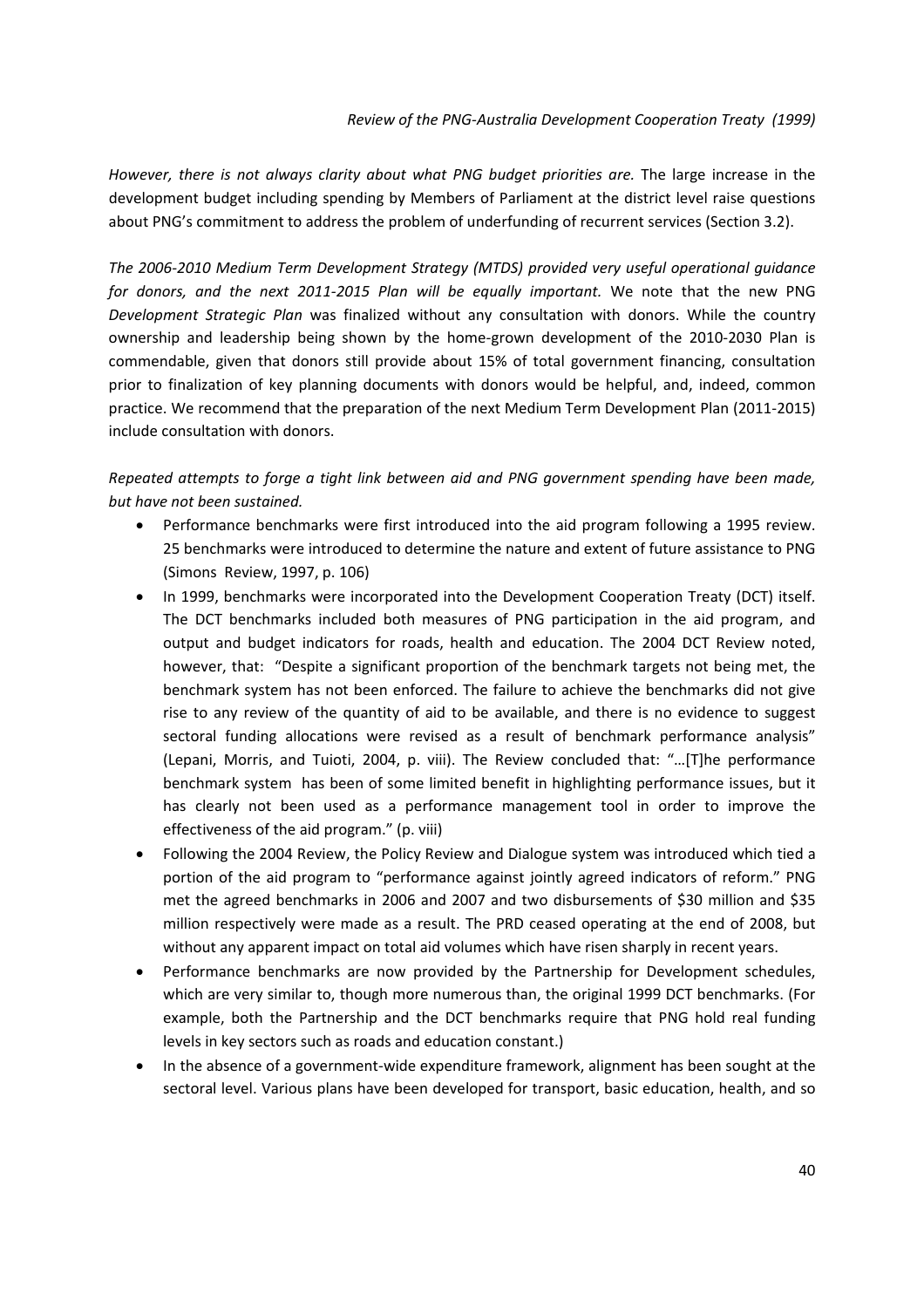*However, there is not always clarity about what PNG budget priorities are.* The large increase in the development budget including spending by Members of Parliament at the district level raise questions about PNG's commitment to address the problem of underfunding of recurrent services (Section 3.2).

*The 2006-2010 Medium Term Development Strategy (MTDS) provided very useful operational guidance for donors, and the next 2011-2015 Plan will be equally important.* We note that the new PNG *Development Strategic Plan* was finalized without any consultation with donors. While the country ownership and leadership being shown by the home-grown development of the 2010-2030 Plan is commendable, given that donors still provide about 15% of total government financing, consultation prior to finalization of key planning documents with donors would be helpful, and, indeed, common practice. We recommend that the preparation of the next Medium Term Development Plan (2011-2015) include consultation with donors.

*Repeated attempts to forge a tight link between aid and PNG government spending have been made, but have not been sustained.*

- Performance benchmarks were first introduced into the aid program following a 1995 review. 25 benchmarks were introduced to determine the nature and extent of future assistance to PNG (Simons Review, 1997, p. 106)
- In 1999, benchmarks were incorporated into the Development Cooperation Treaty (DCT) itself. The DCT benchmarks included both measures of PNG participation in the aid program, and output and budget indicators for roads, health and education. The 2004 DCT Review noted, however, that: "Despite a significant proportion of the benchmark targets not being met, the benchmark system has not been enforced. The failure to achieve the benchmarks did not give rise to any review of the quantity of aid to be available, and there is no evidence to suggest sectoral funding allocations were revised as a result of benchmark performance analysis" (Lepani, Morris, and Tuioti, 2004, p. viii). The Review concluded that: "…[T]he performance benchmark system has been of some limited benefit in highlighting performance issues, but it has clearly not been used as a performance management tool in order to improve the effectiveness of the aid program." (p. viii)
- Following the 2004 Review, the Policy Review and Dialogue system was introduced which tied a portion of the aid program to "performance against jointly agreed indicators of reform." PNG met the agreed benchmarks in 2006 and 2007 and two disbursements of $30 million and $35 million respectively were made as a result. The PRD ceased operating at the end of 2008, but without any apparent impact on total aid volumes which have risen sharply in recent years.
- Performance benchmarks are now provided by the Partnership for Development schedules, which are very similar to, though more numerous than, the original 1999 DCT benchmarks. (For example, both the Partnership and the DCT benchmarks require that PNG hold real funding levels in key sectors such as roads and education constant.)
- In the absence of a government-wide expenditure framework, alignment has been sought at the sectoral level. Various plans have been developed for transport, basic education, health, and so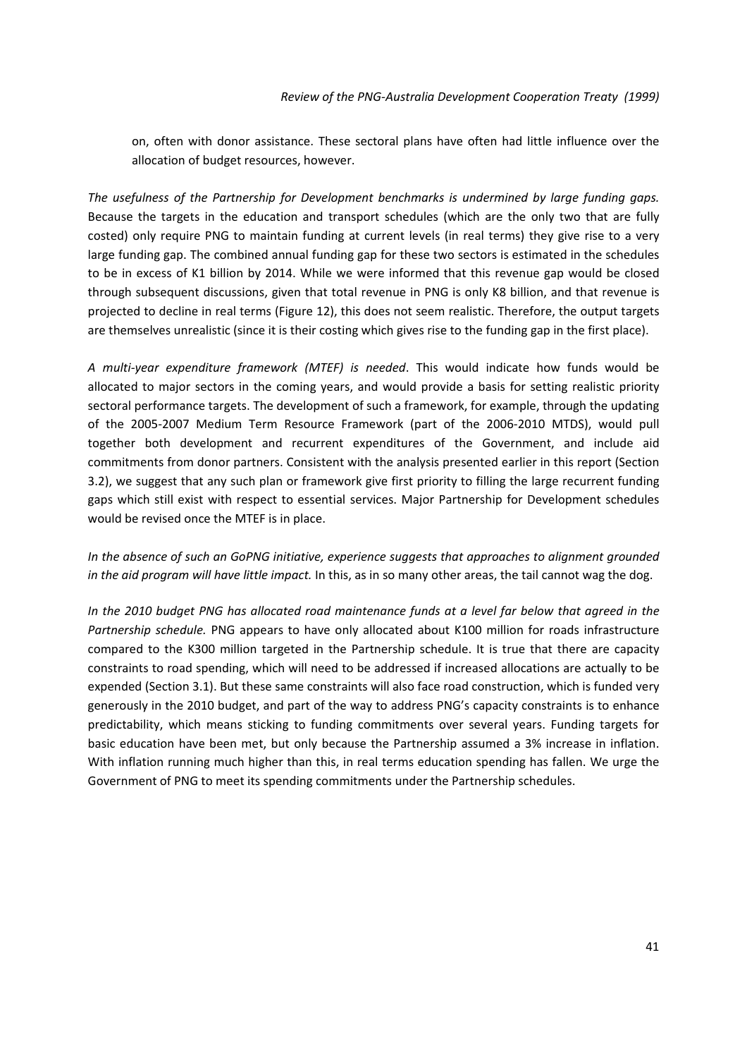on, often with donor assistance. These sectoral plans have often had little influence over the allocation of budget resources, however.

*The usefulness of the Partnership for Development benchmarks is undermined by large funding gaps.* Because the targets in the education and transport schedules (which are the only two that are fully costed) only require PNG to maintain funding at current levels (in real terms) they give rise to a very large funding gap. The combined annual funding gap for these two sectors is estimated in the schedules to be in excess of K1 billion by 2014. While we were informed that this revenue gap would be closed through subsequent discussions, given that total revenue in PNG is only K8 billion, and that revenue is projected to decline in real terms (Figure 12), this does not seem realistic. Therefore, the output targets are themselves unrealistic (since it is their costing which gives rise to the funding gap in the first place).

*A multi-year expenditure framework (MTEF) is needed*. This would indicate how funds would be allocated to major sectors in the coming years, and would provide a basis for setting realistic priority sectoral performance targets. The development of such a framework, for example, through the updating of the 2005-2007 Medium Term Resource Framework (part of the 2006-2010 MTDS), would pull together both development and recurrent expenditures of the Government, and include aid commitments from donor partners. Consistent with the analysis presented earlier in this report (Section 3.2), we suggest that any such plan or framework give first priority to filling the large recurrent funding gaps which still exist with respect to essential services. Major Partnership for Development schedules would be revised once the MTEF is in place.

*In the absence of such an GoPNG initiative, experience suggests that approaches to alignment grounded in the aid program will have little impact.* In this, as in so many other areas, the tail cannot wag the dog.

*In the 2010 budget PNG has allocated road maintenance funds at a level far below that agreed in the Partnership schedule.* PNG appears to have only allocated about K100 million for roads infrastructure compared to the K300 million targeted in the Partnership schedule. It is true that there are capacity constraints to road spending, which will need to be addressed if increased allocations are actually to be expended (Section 3.1). But these same constraints will also face road construction, which is funded very generously in the 2010 budget, and part of the way to address PNG's capacity constraints is to enhance predictability, which means sticking to funding commitments over several years. Funding targets for basic education have been met, but only because the Partnership assumed a 3% increase in inflation. With inflation running much higher than this, in real terms education spending has fallen. We urge the Government of PNG to meet its spending commitments under the Partnership schedules.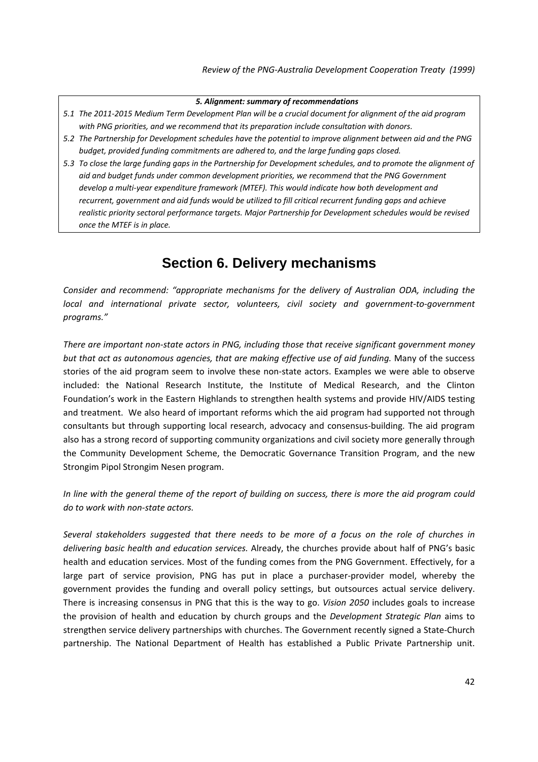***5. Alignment: summary of recommendations***

*5.1 The 2011-2015 Medium Term Development Plan will be a crucial document for alignment of the aid program with PNG priorities, and we recommend that its preparation include consultation with donors.*

*5.2 The Partnership for Development schedules have the potential to improve alignment between aid and the PNG budget, provided funding commitments are adhered to, and the large funding gaps closed.*

*5.3 To close the large funding gaps in the Partnership for Development schedules, and to promote the alignment of aid and budget funds under common development priorities, we recommend that the PNG Government develop a multi-year expenditure framework (MTEF). This would indicate how both development and recurrent, government and aid funds would be utilized to fill critical recurrent funding gaps and achieve realistic priority sectoral performance targets. Major Partnership for Development schedules would be revised once the MTEF is in place.*

# Section 6. Delivery mechanisms

*Consider and recommend: "appropriate mechanisms for the delivery of Australian ODA, including the local and international private sector, volunteers, civil society and government-to-government programs."*

*There are important non-state actors in PNG, including those that receive significant government money but that act as autonomous agencies, that are making effective use of aid funding.* Many of the success stories of the aid program seem to involve these non-state actors. Examples we were able to observe included: the National Research Institute, the Institute of Medical Research, and the Clinton Foundation's work in the Eastern Highlands to strengthen health systems and provide HIV/AIDS testing and treatment. We also heard of important reforms which the aid program had supported not through consultants but through supporting local research, advocacy and consensus-building. The aid program also has a strong record of supporting community organizations and civil society more generally through the Community Development Scheme, the Democratic Governance Transition Program, and the new Strongim Pipol Strongim Nesen program.

*In line with the general theme of the report of building on success, there is more the aid program could do to work with non-state actors.*

*Several stakeholders suggested that there needs to be more of a focus on the role of churches in delivering basic health and education services.* Already, the churches provide about half of PNG's basic health and education services. Most of the funding comes from the PNG Government. Effectively, for a large part of service provision, PNG has put in place a purchaser-provider model, whereby the government provides the funding and overall policy settings, but outsources actual service delivery. There is increasing consensus in PNG that this is the way to go. *Vision 2050* includes goals to increase the provision of health and education by church groups and the *Development Strategic Plan* aims to strengthen service delivery partnerships with churches. The Government recently signed a State-Church partnership. The National Department of Health has established a Public Private Partnership unit.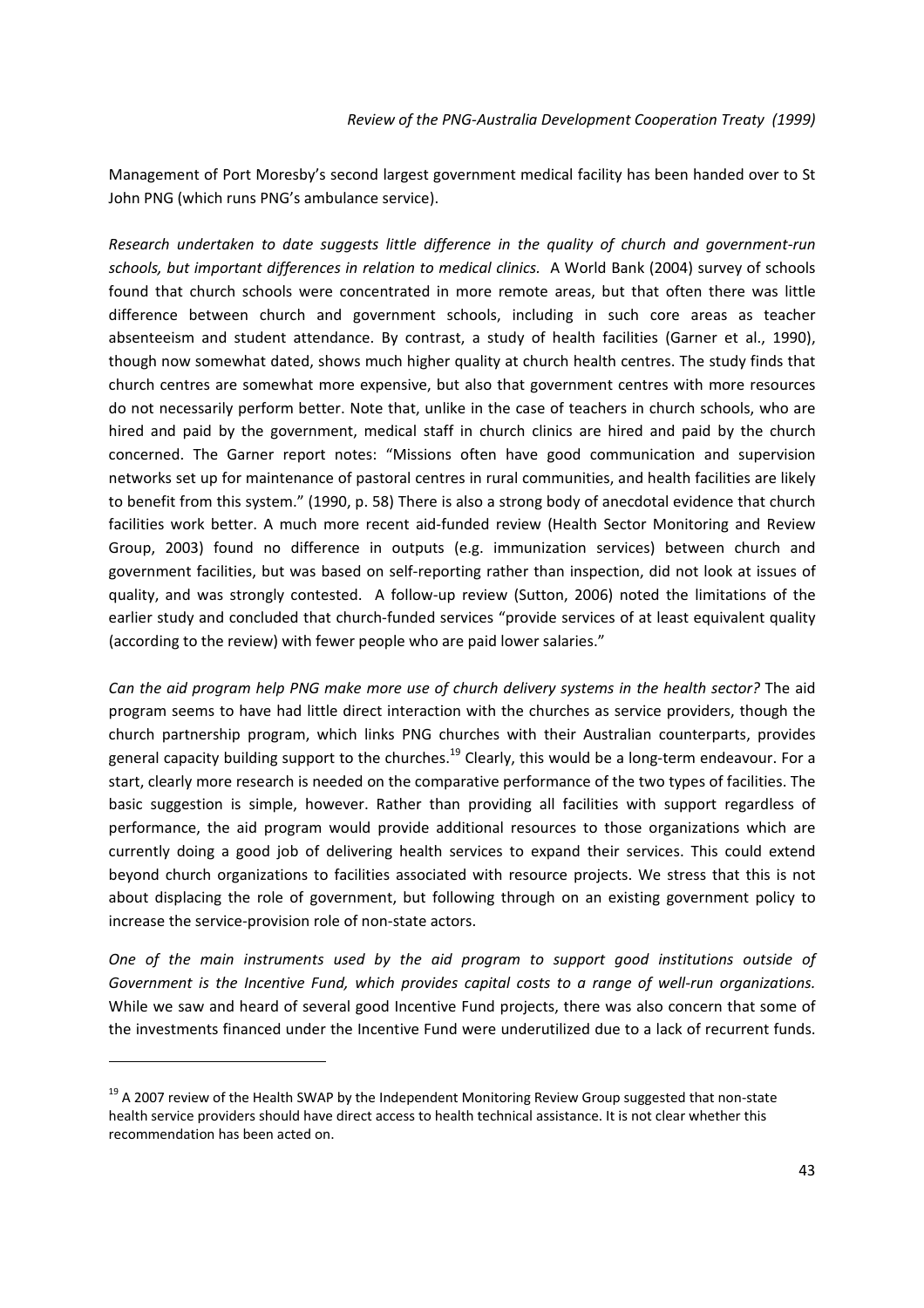Management of Port Moresby's second largest government medical facility has been handed over to St John PNG (which runs PNG's ambulance service).

*Research undertaken to date suggests little difference in the quality of church and government-run schools, but important differences in relation to medical clinics.* A World Bank (2004) survey of schools found that church schools were concentrated in more remote areas, but that often there was little difference between church and government schools, including in such core areas as teacher absenteeism and student attendance. By contrast, a study of health facilities (Garner et al., 1990), though now somewhat dated, shows much higher quality at church health centres. The study finds that church centres are somewhat more expensive, but also that government centres with more resources do not necessarily perform better. Note that, unlike in the case of teachers in church schools, who are hired and paid by the government, medical staff in church clinics are hired and paid by the church concerned. The Garner report notes: "Missions often have good communication and supervision networks set up for maintenance of pastoral centres in rural communities, and health facilities are likely to benefit from this system." (1990, p. 58) There is also a strong body of anecdotal evidence that church facilities work better. A much more recent aid-funded review (Health Sector Monitoring and Review Group, 2003) found no difference in outputs (e.g. immunization services) between church and government facilities, but was based on self-reporting rather than inspection, did not look at issues of quality, and was strongly contested. A follow-up review (Sutton, 2006) noted the limitations of the earlier study and concluded that church-funded services "provide services of at least equivalent quality (according to the review) with fewer people who are paid lower salaries."

*Can the aid program help PNG make more use of church delivery systems in the health sector?* The aid program seems to have had little direct interaction with the churches as service providers, though the church partnership program, which links PNG churches with their Australian counterparts, provides general capacity building support to the churches.[19] Clearly, this would be a long-term endeavour. For a start, clearly more research is needed on the comparative performance of the two types of facilities. The basic suggestion is simple, however. Rather than providing all facilities with support regardless of performance, the aid program would provide additional resources to those organizations which are currently doing a good job of delivering health services to expand their services. This could extend beyond church organizations to facilities associated with resource projects. We stress that this is not about displacing the role of government, but following through on an existing government policy to increase the service-provision role of non-state actors.

*One of the main instruments used by the aid program to support good institutions outside of Government is the Incentive Fund, which provides capital costs to a range of well-run organizations.* While we saw and heard of several good Incentive Fund projects, there was also concern that some of the investments financed under the Incentive Fund were underutilized due to a lack of recurrent funds.

---

[19] A 2007 review of the Health SWAP by the Independent Monitoring Review Group suggested that non-state health service providers should have direct access to health technical assistance. It is not clear whether this recommendation has been acted on.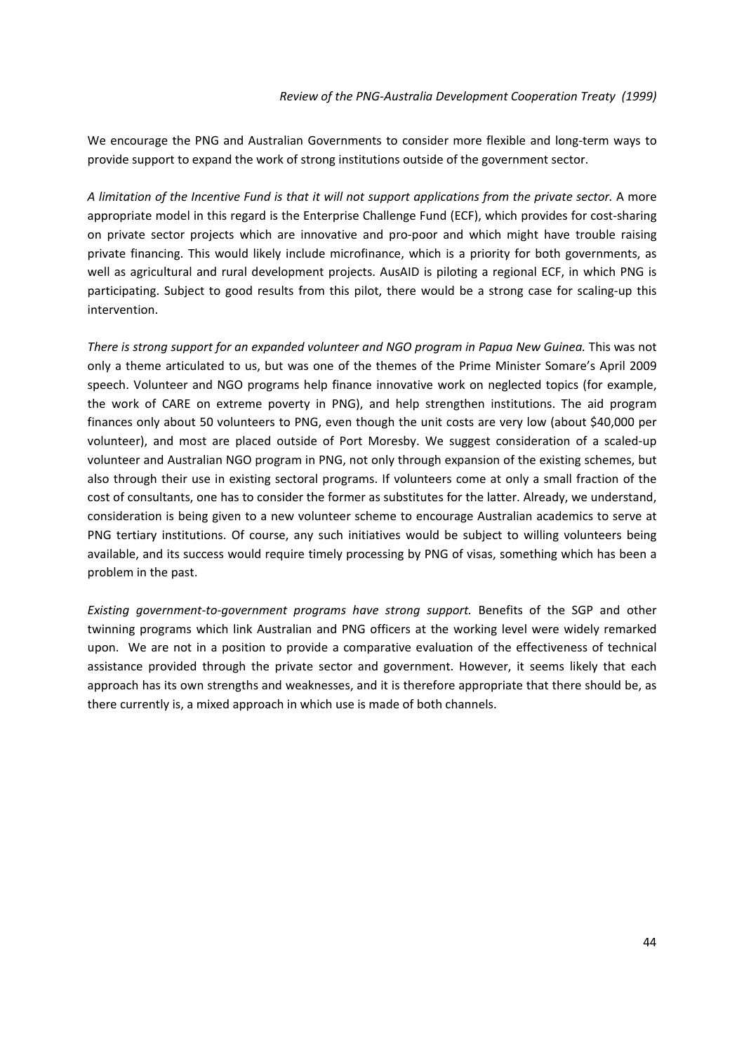We encourage the PNG and Australian Governments to consider more flexible and long-term ways to provide support to expand the work of strong institutions outside of the government sector.

*A limitation of the Incentive Fund is that it will not support applications from the private sector.* A more appropriate model in this regard is the Enterprise Challenge Fund (ECF), which provides for cost-sharing on private sector projects which are innovative and pro-poor and which might have trouble raising private financing. This would likely include microfinance, which is a priority for both governments, as well as agricultural and rural development projects. AusAID is piloting a regional ECF, in which PNG is participating. Subject to good results from this pilot, there would be a strong case for scaling-up this intervention.

*There is strong support for an expanded volunteer and NGO program in Papua New Guinea.* This was not only a theme articulated to us, but was one of the themes of the Prime Minister Somare's April 2009 speech. Volunteer and NGO programs help finance innovative work on neglected topics (for example, the work of CARE on extreme poverty in PNG), and help strengthen institutions. The aid program finances only about 50 volunteers to PNG, even though the unit costs are very low (about $40,000 per volunteer), and most are placed outside of Port Moresby. We suggest consideration of a scaled-up volunteer and Australian NGO program in PNG, not only through expansion of the existing schemes, but also through their use in existing sectoral programs. If volunteers come at only a small fraction of the cost of consultants, one has to consider the former as substitutes for the latter. Already, we understand, consideration is being given to a new volunteer scheme to encourage Australian academics to serve at PNG tertiary institutions. Of course, any such initiatives would be subject to willing volunteers being available, and its success would require timely processing by PNG of visas, something which has been a problem in the past.

*Existing government-to-government programs have strong support.* Benefits of the SGP and other twinning programs which link Australian and PNG officers at the working level were widely remarked upon. We are not in a position to provide a comparative evaluation of the effectiveness of technical assistance provided through the private sector and government. However, it seems likely that each approach has its own strengths and weaknesses, and it is therefore appropriate that there should be, as there currently is, a mixed approach in which use is made of both channels.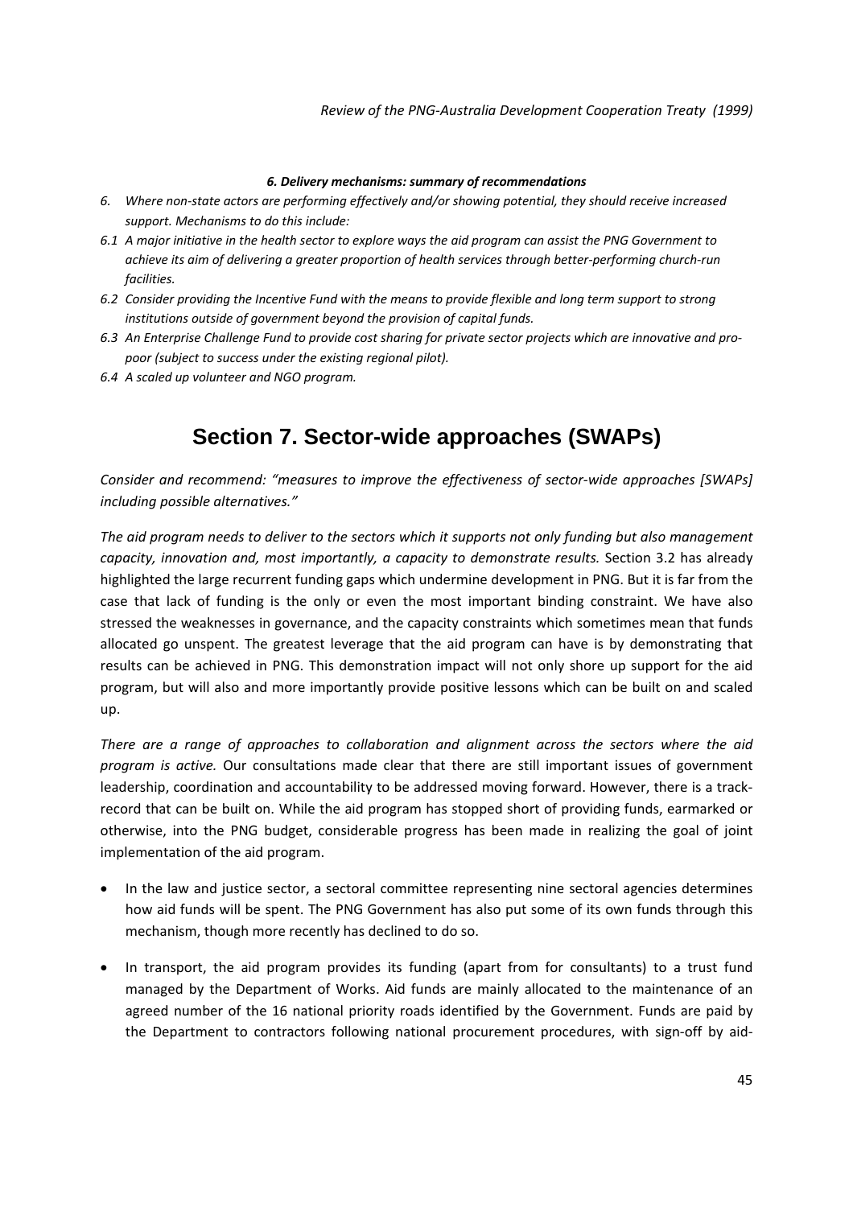***6. Delivery mechanisms: summary of recommendations***

*6. Where non-state actors are performing effectively and/or showing potential, they should receive increased support. Mechanisms to do this include:*

*6.1 A major initiative in the health sector to explore ways the aid program can assist the PNG Government to achieve its aim of delivering a greater proportion of health services through better-performing church-run facilities.*

*6.2 Consider providing the Incentive Fund with the means to provide flexible and long term support to strong institutions outside of government beyond the provision of capital funds.*

*6.3 An Enterprise Challenge Fund to provide cost sharing for private sector projects which are innovative and pro-poor (subject to success under the existing regional pilot).*

*6.4 A scaled up volunteer and NGO program.*

# Section 7. Sector-wide approaches (SWAPs)

*Consider and recommend: "measures to improve the effectiveness of sector-wide approaches [SWAPs] including possible alternatives."*

*The aid program needs to deliver to the sectors which it supports not only funding but also management capacity, innovation and, most importantly, a capacity to demonstrate results.* Section 3.2 has already highlighted the large recurrent funding gaps which undermine development in PNG. But it is far from the case that lack of funding is the only or even the most important binding constraint. We have also stressed the weaknesses in governance, and the capacity constraints which sometimes mean that funds allocated go unspent. The greatest leverage that the aid program can have is by demonstrating that results can be achieved in PNG. This demonstration impact will not only shore up support for the aid program, but will also and more importantly provide positive lessons which can be built on and scaled up.

*There are a range of approaches to collaboration and alignment across the sectors where the aid program is active.* Our consultations made clear that there are still important issues of government leadership, coordination and accountability to be addressed moving forward. However, there is a track-record that can be built on. While the aid program has stopped short of providing funds, earmarked or otherwise, into the PNG budget, considerable progress has been made in realizing the goal of joint implementation of the aid program.

- In the law and justice sector, a sectoral committee representing nine sectoral agencies determines how aid funds will be spent. The PNG Government has also put some of its own funds through this mechanism, though more recently has declined to do so.

- In transport, the aid program provides its funding (apart from for consultants) to a trust fund managed by the Department of Works. Aid funds are mainly allocated to the maintenance of an agreed number of the 16 national priority roads identified by the Government. Funds are paid by the Department to contractors following national procurement procedures, with sign-off by aid-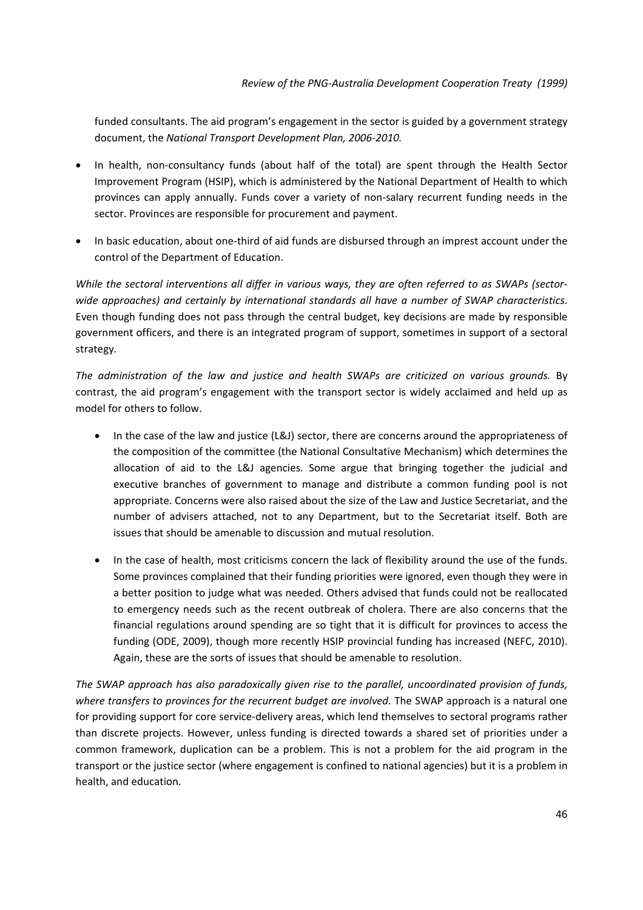funded consultants. The aid program's engagement in the sector is guided by a government strategy document, the *National Transport Development Plan, 2006-2010.*

- In health, non-consultancy funds (about half of the total) are spent through the Health Sector Improvement Program (HSIP), which is administered by the National Department of Health to which provinces can apply annually. Funds cover a variety of non-salary recurrent funding needs in the sector. Provinces are responsible for procurement and payment.
- In basic education, about one-third of aid funds are disbursed through an imprest account under the control of the Department of Education.

*While the sectoral interventions all differ in various ways, they are often referred to as SWAPs (sector-wide approaches) and certainly by international standards all have a number of SWAP characteristics*. Even though funding does not pass through the central budget, key decisions are made by responsible government officers, and there is an integrated program of support, sometimes in support of a sectoral strategy.

*The administration of the law and justice and health SWAPs are criticized on various grounds.* By contrast, the aid program's engagement with the transport sector is widely acclaimed and held up as model for others to follow.

- In the case of the law and justice (L&J) sector, there are concerns around the appropriateness of the composition of the committee (the National Consultative Mechanism) which determines the allocation of aid to the L&J agencies. Some argue that bringing together the judicial and executive branches of government to manage and distribute a common funding pool is not appropriate. Concerns were also raised about the size of the Law and Justice Secretariat, and the number of advisers attached, not to any Department, but to the Secretariat itself. Both are issues that should be amenable to discussion and mutual resolution.
- In the case of health, most criticisms concern the lack of flexibility around the use of the funds. Some provinces complained that their funding priorities were ignored, even though they were in a better position to judge what was needed. Others advised that funds could not be reallocated to emergency needs such as the recent outbreak of cholera. There are also concerns that the financial regulations around spending are so tight that it is difficult for provinces to access the funding (ODE, 2009), though more recently HSIP provincial funding has increased (NEFC, 2010). Again, these are the sorts of issues that should be amenable to resolution.

*The SWAP approach has also paradoxically given rise to the parallel, uncoordinated provision of funds, where transfers to provinces for the recurrent budget are involved.* The SWAP approach is a natural one for providing support for core service-delivery areas, which lend themselves to sectoral programs rather than discrete projects. However, unless funding is directed towards a shared set of priorities under a common framework, duplication can be a problem. This is not a problem for the aid program in the transport or the justice sector (where engagement is confined to national agencies) but it is a problem in health, and education.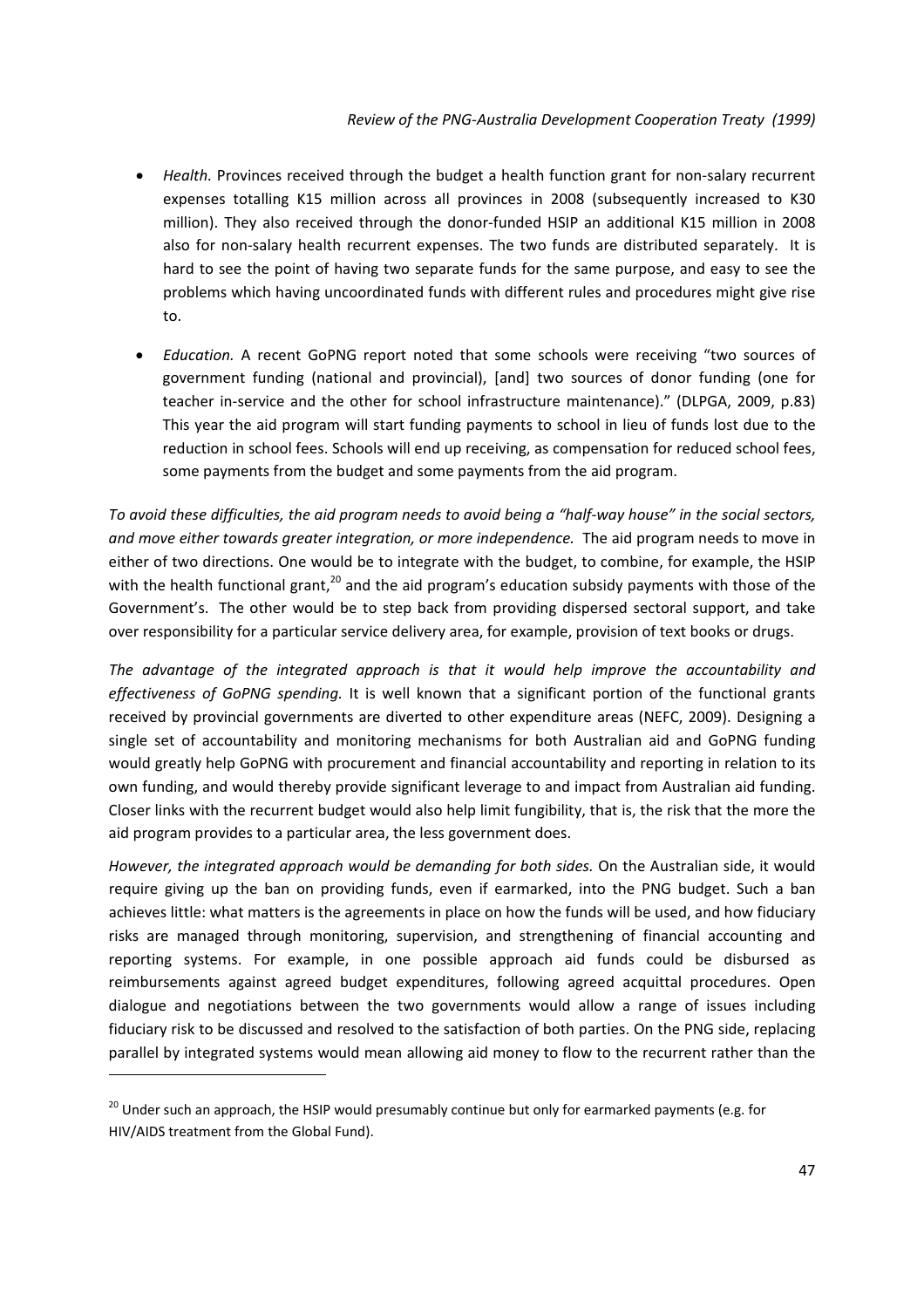- *Health.* Provinces received through the budget a health function grant for non-salary recurrent expenses totalling K15 million across all provinces in 2008 (subsequently increased to K30 million). They also received through the donor-funded HSIP an additional K15 million in 2008 also for non-salary health recurrent expenses. The two funds are distributed separately. It is hard to see the point of having two separate funds for the same purpose, and easy to see the problems which having uncoordinated funds with different rules and procedures might give rise to.

- *Education.* A recent GoPNG report noted that some schools were receiving "two sources of government funding (national and provincial), [and] two sources of donor funding (one for teacher in-service and the other for school infrastructure maintenance)." (DLPGA, 2009, p.83) This year the aid program will start funding payments to school in lieu of funds lost due to the reduction in school fees. Schools will end up receiving, as compensation for reduced school fees, some payments from the budget and some payments from the aid program.

*To avoid these difficulties, the aid program needs to avoid being a "half-way house" in the social sectors, and move either towards greater integration, or more independence.* The aid program needs to move in either of two directions. One would be to integrate with the budget, to combine, for example, the HSIP with the health functional grant,[20] and the aid program's education subsidy payments with those of the Government's. The other would be to step back from providing dispersed sectoral support, and take over responsibility for a particular service delivery area, for example, provision of text books or drugs.

*The advantage of the integrated approach is that it would help improve the accountability and effectiveness of GoPNG spending.* It is well known that a significant portion of the functional grants received by provincial governments are diverted to other expenditure areas (NEFC, 2009). Designing a single set of accountability and monitoring mechanisms for both Australian aid and GoPNG funding would greatly help GoPNG with procurement and financial accountability and reporting in relation to its own funding, and would thereby provide significant leverage to and impact from Australian aid funding. Closer links with the recurrent budget would also help limit fungibility, that is, the risk that the more the aid program provides to a particular area, the less government does.

*However, the integrated approach would be demanding for both sides.* On the Australian side, it would require giving up the ban on providing funds, even if earmarked, into the PNG budget. Such a ban achieves little: what matters is the agreements in place on how the funds will be used, and how fiduciary risks are managed through monitoring, supervision, and strengthening of financial accounting and reporting systems. For example, in one possible approach aid funds could be disbursed as reimbursements against agreed budget expenditures, following agreed acquittal procedures. Open dialogue and negotiations between the two governments would allow a range of issues including fiduciary risk to be discussed and resolved to the satisfaction of both parties. On the PNG side, replacing parallel by integrated systems would mean allowing aid money to flow to the recurrent rather than the

---

[20] Under such an approach, the HSIP would presumably continue but only for earmarked payments (e.g. for HIV/AIDS treatment from the Global Fund).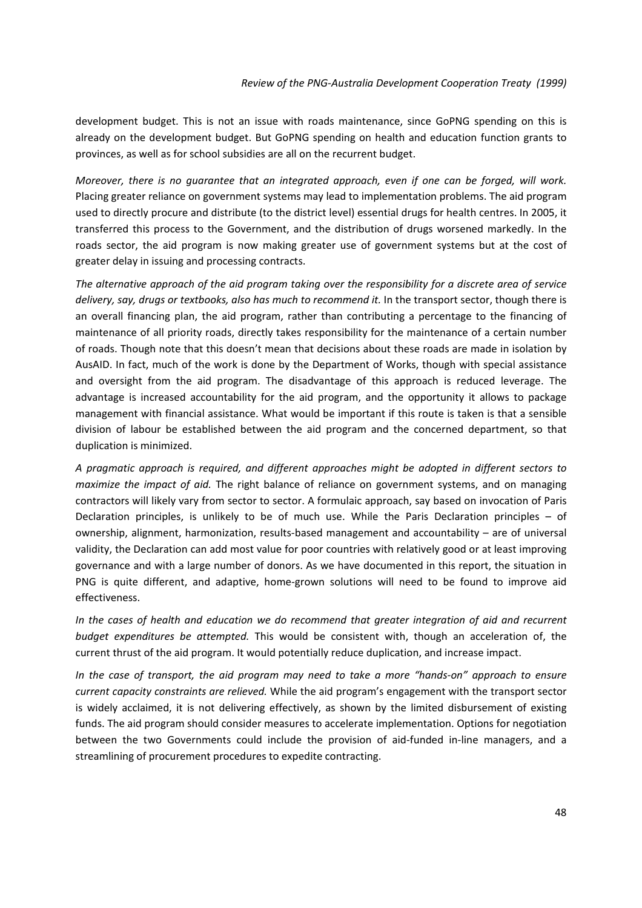development budget. This is not an issue with roads maintenance, since GoPNG spending on this is already on the development budget. But GoPNG spending on health and education function grants to provinces, as well as for school subsidies are all on the recurrent budget.

*Moreover, there is no guarantee that an integrated approach, even if one can be forged, will work.* Placing greater reliance on government systems may lead to implementation problems. The aid program used to directly procure and distribute (to the district level) essential drugs for health centres. In 2005, it transferred this process to the Government, and the distribution of drugs worsened markedly. In the roads sector, the aid program is now making greater use of government systems but at the cost of greater delay in issuing and processing contracts.

*The alternative approach of the aid program taking over the responsibility for a discrete area of service delivery, say, drugs or textbooks, also has much to recommend it.* In the transport sector, though there is an overall financing plan, the aid program, rather than contributing a percentage to the financing of maintenance of all priority roads, directly takes responsibility for the maintenance of a certain number of roads. Though note that this doesn't mean that decisions about these roads are made in isolation by AusAID. In fact, much of the work is done by the Department of Works, though with special assistance and oversight from the aid program. The disadvantage of this approach is reduced leverage. The advantage is increased accountability for the aid program, and the opportunity it allows to package management with financial assistance. What would be important if this route is taken is that a sensible division of labour be established between the aid program and the concerned department, so that duplication is minimized.

*A pragmatic approach is required, and different approaches might be adopted in different sectors to maximize the impact of aid.* The right balance of reliance on government systems, and on managing contractors will likely vary from sector to sector. A formulaic approach, say based on invocation of Paris Declaration principles, is unlikely to be of much use. While the Paris Declaration principles – of ownership, alignment, harmonization, results-based management and accountability – are of universal validity, the Declaration can add most value for poor countries with relatively good or at least improving governance and with a large number of donors. As we have documented in this report, the situation in PNG is quite different, and adaptive, home-grown solutions will need to be found to improve aid effectiveness.

*In the cases of health and education we do recommend that greater integration of aid and recurrent budget expenditures be attempted.* This would be consistent with, though an acceleration of, the current thrust of the aid program. It would potentially reduce duplication, and increase impact.

*In the case of transport, the aid program may need to take a more "hands-on" approach to ensure current capacity constraints are relieved.* While the aid program's engagement with the transport sector is widely acclaimed, it is not delivering effectively, as shown by the limited disbursement of existing funds. The aid program should consider measures to accelerate implementation. Options for negotiation between the two Governments could include the provision of aid-funded in-line managers, and a streamlining of procurement procedures to expedite contracting.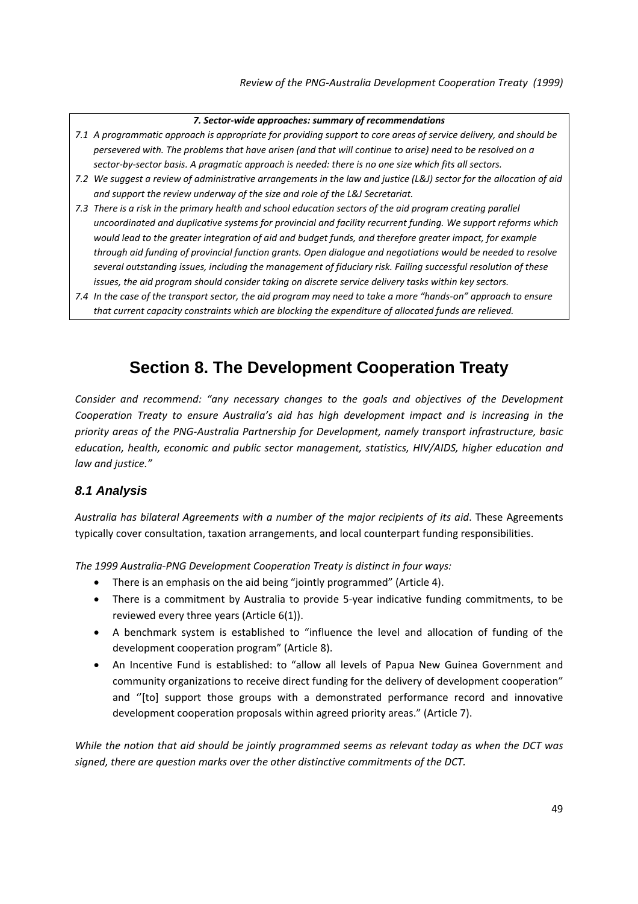> ***7. Sector-wide approaches: summary of recommendations***
>
> *7.1 A programmatic approach is appropriate for providing support to core areas of service delivery, and should be persevered with. The problems that have arisen (and that will continue to arise) need to be resolved on a sector-by-sector basis. A pragmatic approach is needed: there is no one size which fits all sectors.*
>
> *7.2 We suggest a review of administrative arrangements in the law and justice (L&J) sector for the allocation of aid and support the review underway of the size and role of the L&J Secretariat.*
>
> *7.3 There is a risk in the primary health and school education sectors of the aid program creating parallel uncoordinated and duplicative systems for provincial and facility recurrent funding. We support reforms which would lead to the greater integration of aid and budget funds, and therefore greater impact, for example through aid funding of provincial function grants. Open dialogue and negotiations would be needed to resolve several outstanding issues, including the management of fiduciary risk. Failing successful resolution of these issues, the aid program should consider taking on discrete service delivery tasks within key sectors.*
>
> *7.4 In the case of the transport sector, the aid program may need to take a more "hands-on" approach to ensure that current capacity constraints which are blocking the expenditure of allocated funds are relieved.*

# Section 8. The Development Cooperation Treaty

*Consider and recommend: "any necessary changes to the goals and objectives of the Development Cooperation Treaty to ensure Australia's aid has high development impact and is increasing in the priority areas of the PNG-Australia Partnership for Development, namely transport infrastructure, basic education, health, economic and public sector management, statistics, HIV/AIDS, higher education and law and justice."*

## *8.1 Analysis*

*Australia has bilateral Agreements with a number of the major recipients of its aid*. These Agreements typically cover consultation, taxation arrangements, and local counterpart funding responsibilities.

*The 1999 Australia-PNG Development Cooperation Treaty is distinct in four ways:*

- There is an emphasis on the aid being "jointly programmed" (Article 4).
- There is a commitment by Australia to provide 5-year indicative funding commitments, to be reviewed every three years (Article 6(1)).
- A benchmark system is established to "influence the level and allocation of funding of the development cooperation program" (Article 8).
- An Incentive Fund is established: to "allow all levels of Papua New Guinea Government and community organizations to receive direct funding for the delivery of development cooperation" and ''[to] support those groups with a demonstrated performance record and innovative development cooperation proposals within agreed priority areas." (Article 7).

*While the notion that aid should be jointly programmed seems as relevant today as when the DCT was signed, there are question marks over the other distinctive commitments of the DCT.*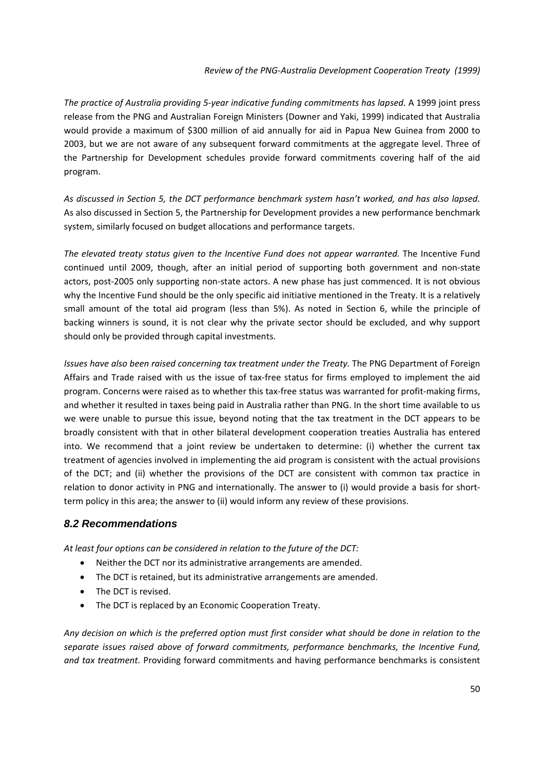*The practice of Australia providing 5-year indicative funding commitments has lapsed.* A 1999 joint press release from the PNG and Australian Foreign Ministers (Downer and Yaki, 1999) indicated that Australia would provide a maximum of $300 million of aid annually for aid in Papua New Guinea from 2000 to 2003, but we are not aware of any subsequent forward commitments at the aggregate level. Three of the Partnership for Development schedules provide forward commitments covering half of the aid program.

*As discussed in Section 5, the DCT performance benchmark system hasn't worked, and has also lapsed.* As also discussed in Section 5, the Partnership for Development provides a new performance benchmark system, similarly focused on budget allocations and performance targets.

*The elevated treaty status given to the Incentive Fund does not appear warranted.* The Incentive Fund continued until 2009, though, after an initial period of supporting both government and non-state actors, post-2005 only supporting non-state actors. A new phase has just commenced. It is not obvious why the Incentive Fund should be the only specific aid initiative mentioned in the Treaty. It is a relatively small amount of the total aid program (less than 5%). As noted in Section 6, while the principle of backing winners is sound, it is not clear why the private sector should be excluded, and why support should only be provided through capital investments.

*Issues have also been raised concerning tax treatment under the Treaty.* The PNG Department of Foreign Affairs and Trade raised with us the issue of tax-free status for firms employed to implement the aid program. Concerns were raised as to whether this tax-free status was warranted for profit-making firms, and whether it resulted in taxes being paid in Australia rather than PNG. In the short time available to us we were unable to pursue this issue, beyond noting that the tax treatment in the DCT appears to be broadly consistent with that in other bilateral development cooperation treaties Australia has entered into. We recommend that a joint review be undertaken to determine: (i) whether the current tax treatment of agencies involved in implementing the aid program is consistent with the actual provisions of the DCT; and (ii) whether the provisions of the DCT are consistent with common tax practice in relation to donor activity in PNG and internationally. The answer to (i) would provide a basis for short-term policy in this area; the answer to (ii) would inform any review of these provisions.

### 8.2 Recommendations

*At least four options can be considered in relation to the future of the DCT:*

- Neither the DCT nor its administrative arrangements are amended.
- The DCT is retained, but its administrative arrangements are amended.
- The DCT is revised.
- The DCT is replaced by an Economic Cooperation Treaty.

*Any decision on which is the preferred option must first consider what should be done in relation to the separate issues raised above of forward commitments, performance benchmarks, the Incentive Fund, and tax treatment.* Providing forward commitments and having performance benchmarks is consistent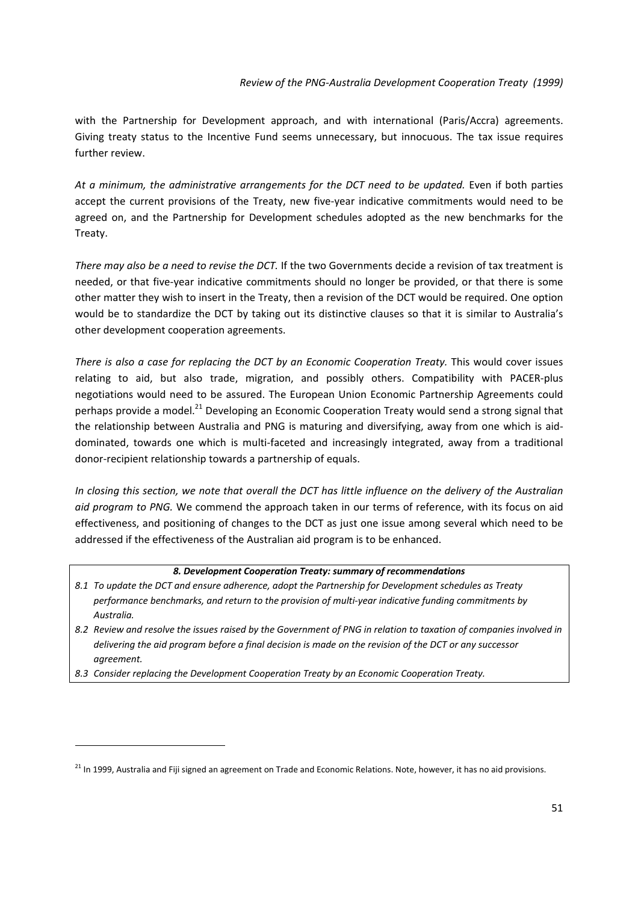with the Partnership for Development approach, and with international (Paris/Accra) agreements. Giving treaty status to the Incentive Fund seems unnecessary, but innocuous. The tax issue requires further review.

*At a minimum, the administrative arrangements for the DCT need to be updated.* Even if both parties accept the current provisions of the Treaty, new five-year indicative commitments would need to be agreed on, and the Partnership for Development schedules adopted as the new benchmarks for the Treaty.

*There may also be a need to revise the DCT.* If the two Governments decide a revision of tax treatment is needed, or that five-year indicative commitments should no longer be provided, or that there is some other matter they wish to insert in the Treaty, then a revision of the DCT would be required. One option would be to standardize the DCT by taking out its distinctive clauses so that it is similar to Australia's other development cooperation agreements.

*There is also a case for replacing the DCT by an Economic Cooperation Treaty.* This would cover issues relating to aid, but also trade, migration, and possibly others. Compatibility with PACER-plus negotiations would need to be assured. The European Union Economic Partnership Agreements could perhaps provide a model.[21] Developing an Economic Cooperation Treaty would send a strong signal that the relationship between Australia and PNG is maturing and diversifying, away from one which is aid-dominated, towards one which is multi-faceted and increasingly integrated, away from a traditional donor-recipient relationship towards a partnership of equals.

*In closing this section, we note that overall the DCT has little influence on the delivery of the Australian aid program to PNG.* We commend the approach taken in our terms of reference, with its focus on aid effectiveness, and positioning of changes to the DCT as just one issue among several which need to be addressed if the effectiveness of the Australian aid program is to be enhanced.

***8. Development Cooperation Treaty: summary of recommendations***

*8.1 To update the DCT and ensure adherence, adopt the Partnership for Development schedules as Treaty performance benchmarks, and return to the provision of multi-year indicative funding commitments by Australia.*

*8.2 Review and resolve the issues raised by the Government of PNG in relation to taxation of companies involved in delivering the aid program before a final decision is made on the revision of the DCT or any successor agreement.*

*8.3 Consider replacing the Development Cooperation Treaty by an Economic Cooperation Treaty.*

[21] In 1999, Australia and Fiji signed an agreement on Trade and Economic Relations. Note, however, it has no aid provisions.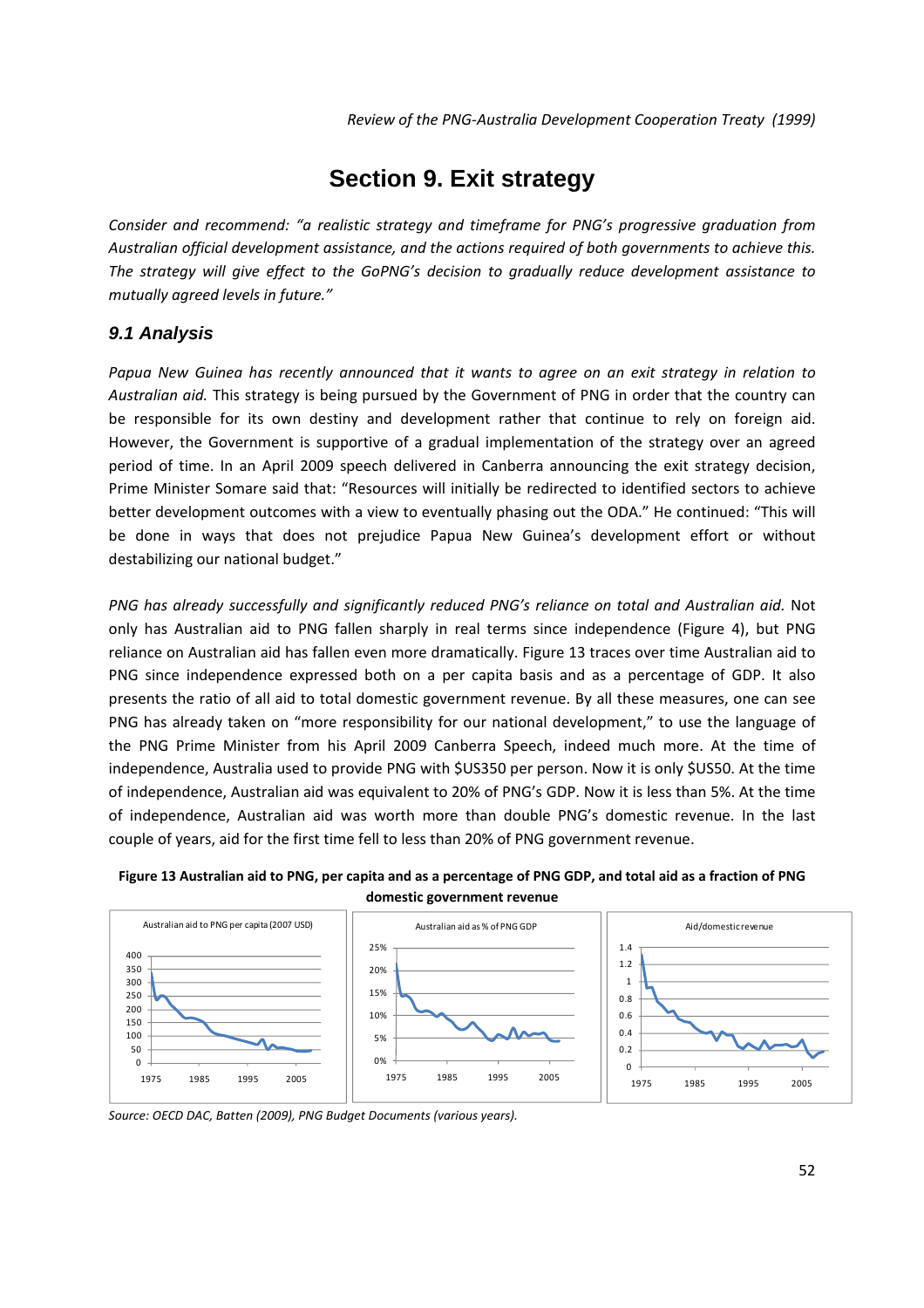# Section 9. Exit strategy

*Consider and recommend: "a realistic strategy and timeframe for PNG's progressive graduation from Australian official development assistance, and the actions required of both governments to achieve this. The strategy will give effect to the GoPNG's decision to gradually reduce development assistance to mutually agreed levels in future."*

## *9.1 Analysis*

*Papua New Guinea has recently announced that it wants to agree on an exit strategy in relation to Australian aid.* This strategy is being pursued by the Government of PNG in order that the country can be responsible for its own destiny and development rather that continue to rely on foreign aid. However, the Government is supportive of a gradual implementation of the strategy over an agreed period of time. In an April 2009 speech delivered in Canberra announcing the exit strategy decision, Prime Minister Somare said that: "Resources will initially be redirected to identified sectors to achieve better development outcomes with a view to eventually phasing out the ODA." He continued: "This will be done in ways that does not prejudice Papua New Guinea's development effort or without destabilizing our national budget."

*PNG has already successfully and significantly reduced PNG's reliance on total and Australian aid.* Not only has Australian aid to PNG fallen sharply in real terms since independence (Figure 4), but PNG reliance on Australian aid has fallen even more dramatically. Figure 13 traces over time Australian aid to PNG since independence expressed both on a per capita basis and as a percentage of GDP. It also presents the ratio of all aid to total domestic government revenue. By all these measures, one can see PNG has already taken on "more responsibility for our national development," to use the language of the PNG Prime Minister from his April 2009 Canberra Speech, indeed much more. At the time of independence, Australia used to provide PNG with $US350 per person. Now it is only $US50. At the time of independence, Australian aid was equivalent to 20% of PNG's GDP. Now it is less than 5%. At the time of independence, Australian aid was worth more than double PNG's domestic revenue. In the last couple of years, aid for the first time fell to less than 20% of PNG government revenue.

**Figure 13 Australian aid to PNG, per capita and as a percentage of PNG GDP, and total aid as a fraction of PNG domestic government revenue**

*Source: OECD DAC, Batten (2009), PNG Budget Documents (various years).*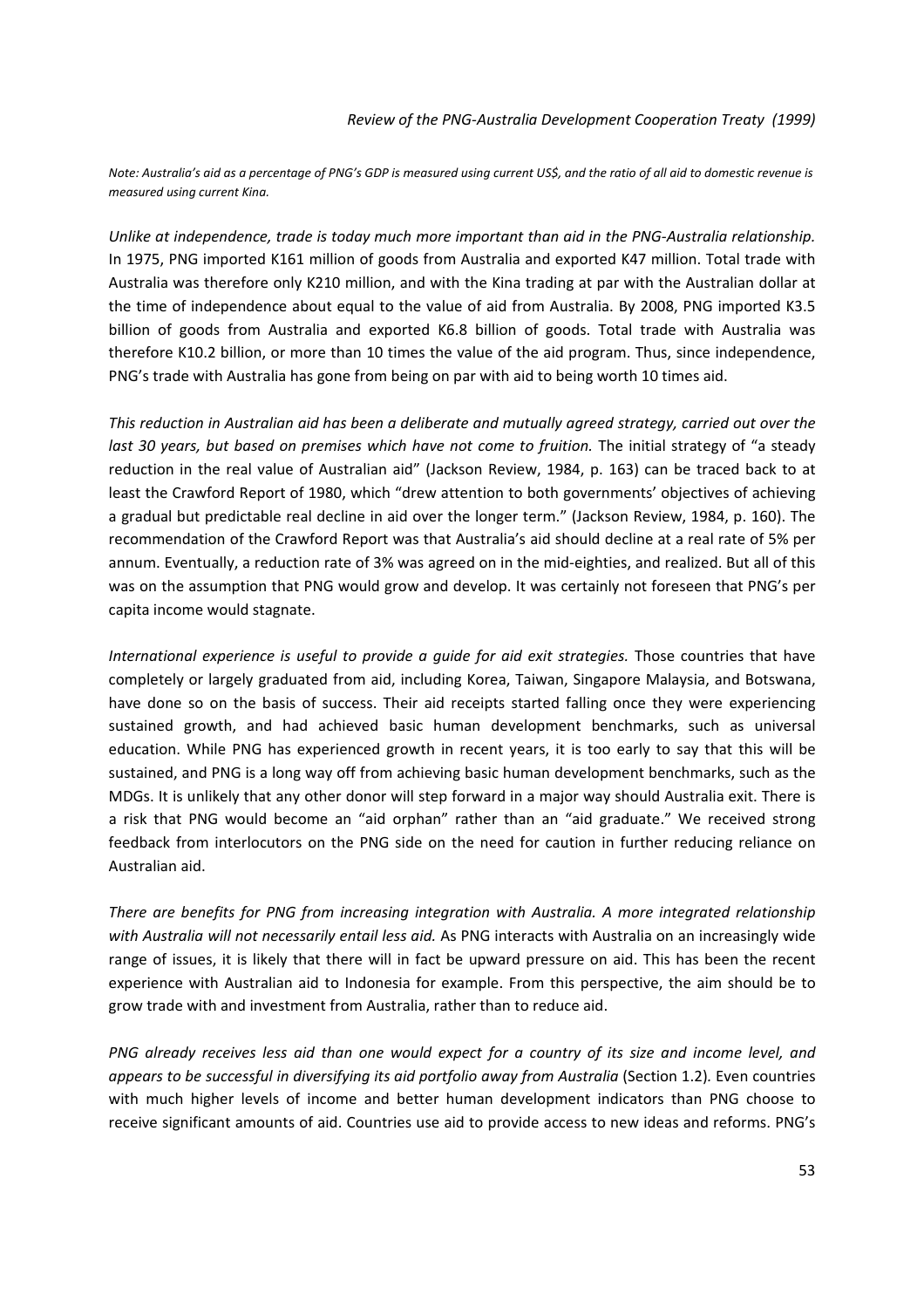*Note: Australia's aid as a percentage of PNG's GDP is measured using current US$, and the ratio of all aid to domestic revenue is measured using current Kina.*

*Unlike at independence, trade is today much more important than aid in the PNG-Australia relationship.* In 1975, PNG imported K161 million of goods from Australia and exported K47 million. Total trade with Australia was therefore only K210 million, and with the Kina trading at par with the Australian dollar at the time of independence about equal to the value of aid from Australia. By 2008, PNG imported K3.5 billion of goods from Australia and exported K6.8 billion of goods. Total trade with Australia was therefore K10.2 billion, or more than 10 times the value of the aid program. Thus, since independence, PNG's trade with Australia has gone from being on par with aid to being worth 10 times aid.

*This reduction in Australian aid has been a deliberate and mutually agreed strategy, carried out over the last 30 years, but based on premises which have not come to fruition.* The initial strategy of "a steady reduction in the real value of Australian aid" (Jackson Review, 1984, p. 163) can be traced back to at least the Crawford Report of 1980, which "drew attention to both governments' objectives of achieving a gradual but predictable real decline in aid over the longer term." (Jackson Review, 1984, p. 160). The recommendation of the Crawford Report was that Australia's aid should decline at a real rate of 5% per annum. Eventually, a reduction rate of 3% was agreed on in the mid-eighties, and realized. But all of this was on the assumption that PNG would grow and develop. It was certainly not foreseen that PNG's per capita income would stagnate.

*International experience is useful to provide a guide for aid exit strategies.* Those countries that have completely or largely graduated from aid, including Korea, Taiwan, Singapore Malaysia, and Botswana, have done so on the basis of success. Their aid receipts started falling once they were experiencing sustained growth, and had achieved basic human development benchmarks, such as universal education. While PNG has experienced growth in recent years, it is too early to say that this will be sustained, and PNG is a long way off from achieving basic human development benchmarks, such as the MDGs. It is unlikely that any other donor will step forward in a major way should Australia exit. There is a risk that PNG would become an "aid orphan" rather than an "aid graduate." We received strong feedback from interlocutors on the PNG side on the need for caution in further reducing reliance on Australian aid.

*There are benefits for PNG from increasing integration with Australia. A more integrated relationship with Australia will not necessarily entail less aid.* As PNG interacts with Australia on an increasingly wide range of issues, it is likely that there will in fact be upward pressure on aid. This has been the recent experience with Australian aid to Indonesia for example. From this perspective, the aim should be to grow trade with and investment from Australia, rather than to reduce aid.

*PNG already receives less aid than one would expect for a country of its size and income level, and appears to be successful in diversifying its aid portfolio away from Australia* (Section 1.2)*.* Even countries with much higher levels of income and better human development indicators than PNG choose to receive significant amounts of aid. Countries use aid to provide access to new ideas and reforms. PNG's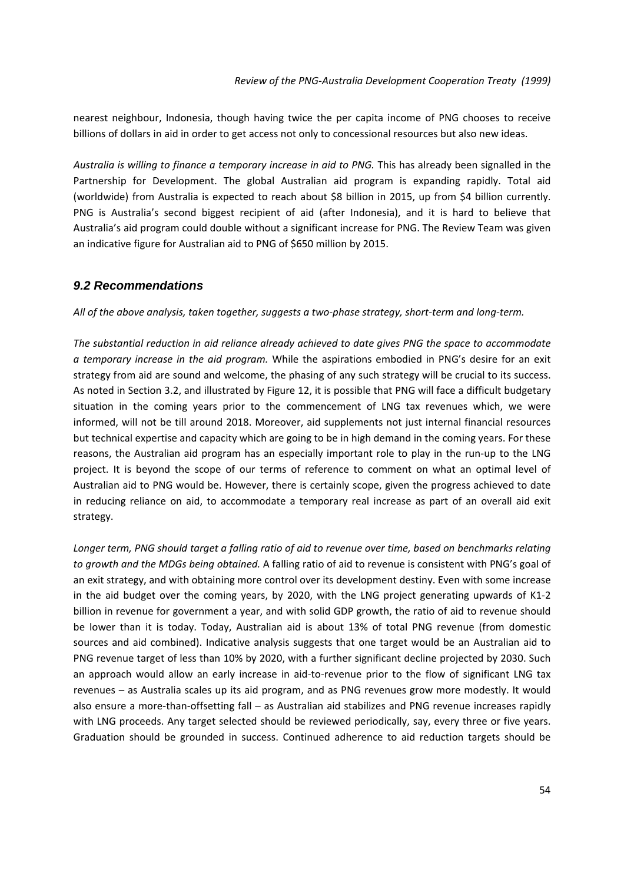nearest neighbour, Indonesia, though having twice the per capita income of PNG chooses to receive billions of dollars in aid in order to get access not only to concessional resources but also new ideas.

*Australia is willing to finance a temporary increase in aid to PNG.* This has already been signalled in the Partnership for Development. The global Australian aid program is expanding rapidly. Total aid (worldwide) from Australia is expected to reach about $8 billion in 2015, up from $4 billion currently. PNG is Australia's second biggest recipient of aid (after Indonesia), and it is hard to believe that Australia's aid program could double without a significant increase for PNG. The Review Team was given an indicative figure for Australian aid to PNG of $650 million by 2015.

## 9.2 Recommendations

*All of the above analysis, taken together, suggests a two-phase strategy, short-term and long-term.*

*The substantial reduction in aid reliance already achieved to date gives PNG the space to accommodate a temporary increase in the aid program.* While the aspirations embodied in PNG's desire for an exit strategy from aid are sound and welcome, the phasing of any such strategy will be crucial to its success. As noted in Section 3.2, and illustrated by Figure 12, it is possible that PNG will face a difficult budgetary situation in the coming years prior to the commencement of LNG tax revenues which, we were informed, will not be till around 2018. Moreover, aid supplements not just internal financial resources but technical expertise and capacity which are going to be in high demand in the coming years. For these reasons, the Australian aid program has an especially important role to play in the run-up to the LNG project. It is beyond the scope of our terms of reference to comment on what an optimal level of Australian aid to PNG would be. However, there is certainly scope, given the progress achieved to date in reducing reliance on aid, to accommodate a temporary real increase as part of an overall aid exit strategy.

*Longer term, PNG should target a falling ratio of aid to revenue over time, based on benchmarks relating to growth and the MDGs being obtained.* A falling ratio of aid to revenue is consistent with PNG's goal of an exit strategy, and with obtaining more control over its development destiny. Even with some increase in the aid budget over the coming years, by 2020, with the LNG project generating upwards of K1-2 billion in revenue for government a year, and with solid GDP growth, the ratio of aid to revenue should be lower than it is today. Today, Australian aid is about 13% of total PNG revenue (from domestic sources and aid combined). Indicative analysis suggests that one target would be an Australian aid to PNG revenue target of less than 10% by 2020, with a further significant decline projected by 2030. Such an approach would allow an early increase in aid-to-revenue prior to the flow of significant LNG tax revenues – as Australia scales up its aid program, and as PNG revenues grow more modestly. It would also ensure a more-than-offsetting fall – as Australian aid stabilizes and PNG revenue increases rapidly with LNG proceeds. Any target selected should be reviewed periodically, say, every three or five years. Graduation should be grounded in success. Continued adherence to aid reduction targets should be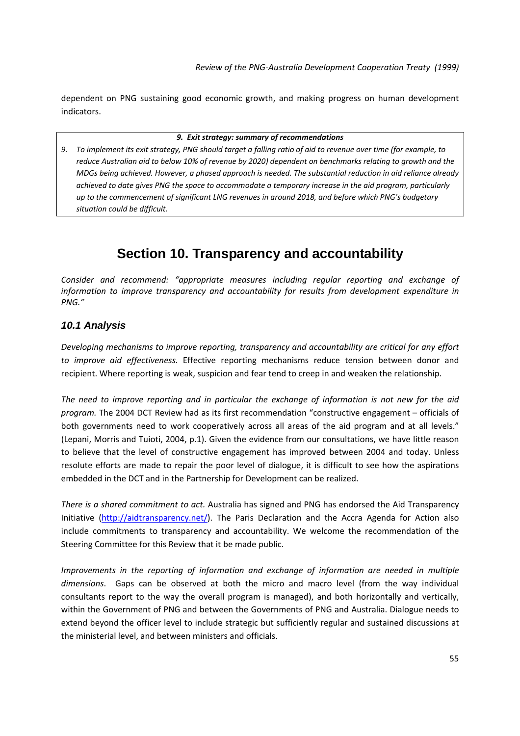dependent on PNG sustaining good economic growth, and making progress on human development indicators.

| ***9. Exit strategy: summary of recommendations*** |
| --- |
| *9. To implement its exit strategy, PNG should target a falling ratio of aid to revenue over time (for example, to reduce Australian aid to below 10% of revenue by 2020) dependent on benchmarks relating to growth and the MDGs being achieved. However, a phased approach is needed. The substantial reduction in aid reliance already achieved to date gives PNG the space to accommodate a temporary increase in the aid program, particularly up to the commencement of significant LNG revenues in around 2018, and before which PNG's budgetary situation could be difficult.* |

# Section 10. Transparency and accountability

*Consider and recommend: "appropriate measures including regular reporting and exchange of information to improve transparency and accountability for results from development expenditure in PNG."*

## 10.1 Analysis

*Developing mechanisms to improve reporting, transparency and accountability are critical for any effort to improve aid effectiveness.* Effective reporting mechanisms reduce tension between donor and recipient. Where reporting is weak, suspicion and fear tend to creep in and weaken the relationship.

*The need to improve reporting and in particular the exchange of information is not new for the aid program.* The 2004 DCT Review had as its first recommendation "constructive engagement – officials of both governments need to work cooperatively across all areas of the aid program and at all levels." (Lepani, Morris and Tuioti, 2004, p.1). Given the evidence from our consultations, we have little reason to believe that the level of constructive engagement has improved between 2004 and today. Unless resolute efforts are made to repair the poor level of dialogue, it is difficult to see how the aspirations embedded in the DCT and in the Partnership for Development can be realized.

*There is a shared commitment to act.* Australia has signed and PNG has endorsed the Aid Transparency Initiative (http://aidtransparency.net/). The Paris Declaration and the Accra Agenda for Action also include commitments to transparency and accountability. We welcome the recommendation of the Steering Committee for this Review that it be made public.

*Improvements in the reporting of information and exchange of information are needed in multiple dimensions*. Gaps can be observed at both the micro and macro level (from the way individual consultants report to the way the overall program is managed), and both horizontally and vertically, within the Government of PNG and between the Governments of PNG and Australia. Dialogue needs to extend beyond the officer level to include strategic but sufficiently regular and sustained discussions at the ministerial level, and between ministers and officials.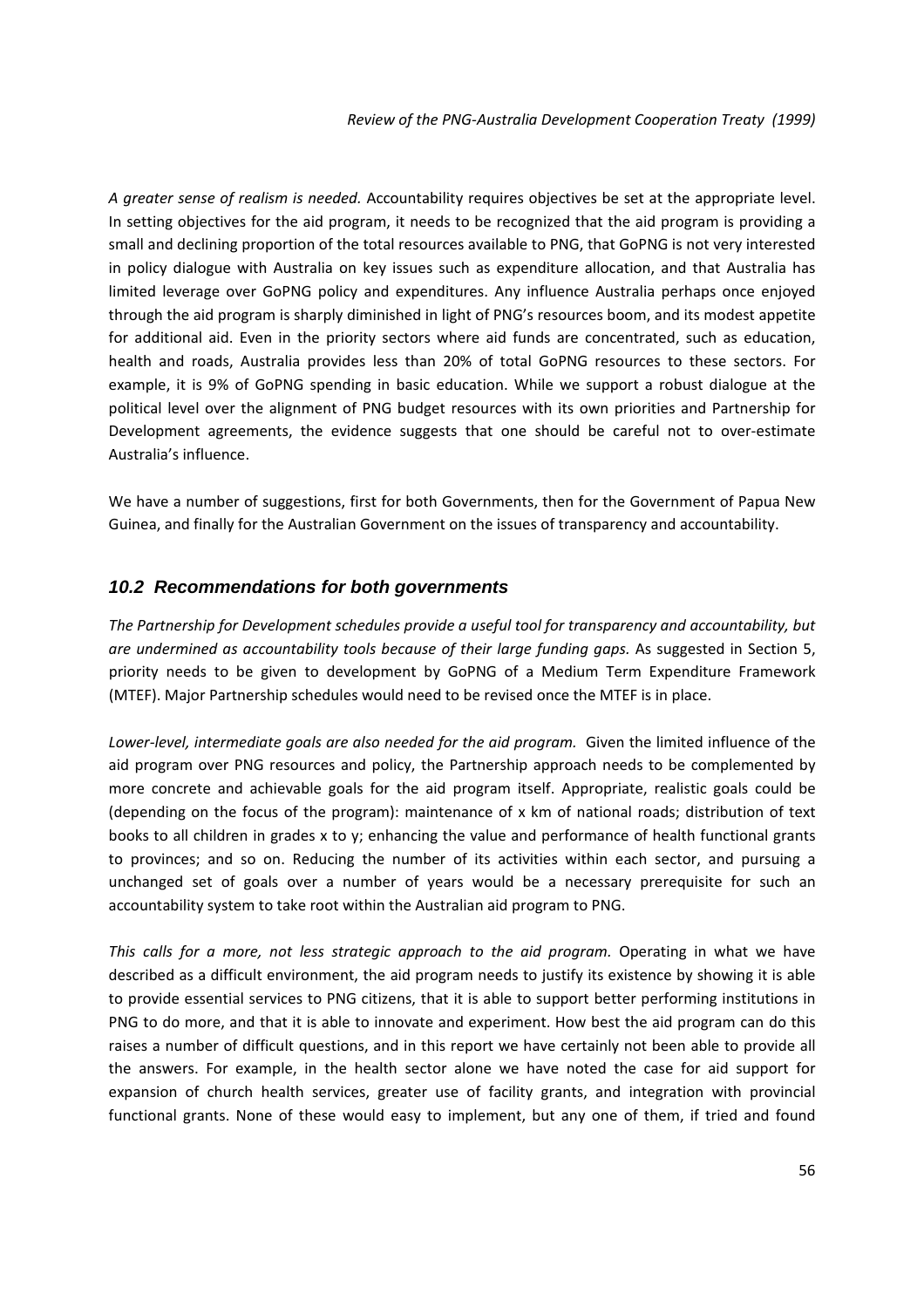*A greater sense of realism is needed.* Accountability requires objectives be set at the appropriate level. In setting objectives for the aid program, it needs to be recognized that the aid program is providing a small and declining proportion of the total resources available to PNG, that GoPNG is not very interested in policy dialogue with Australia on key issues such as expenditure allocation, and that Australia has limited leverage over GoPNG policy and expenditures. Any influence Australia perhaps once enjoyed through the aid program is sharply diminished in light of PNG's resources boom, and its modest appetite for additional aid. Even in the priority sectors where aid funds are concentrated, such as education, health and roads, Australia provides less than 20% of total GoPNG resources to these sectors. For example, it is 9% of GoPNG spending in basic education. While we support a robust dialogue at the political level over the alignment of PNG budget resources with its own priorities and Partnership for Development agreements, the evidence suggests that one should be careful not to over-estimate Australia's influence.

We have a number of suggestions, first for both Governments, then for the Government of Papua New Guinea, and finally for the Australian Government on the issues of transparency and accountability.

## 10.2 Recommendations for both governments

*The Partnership for Development schedules provide a useful tool for transparency and accountability, but are undermined as accountability tools because of their large funding gaps.* As suggested in Section 5, priority needs to be given to development by GoPNG of a Medium Term Expenditure Framework (MTEF). Major Partnership schedules would need to be revised once the MTEF is in place.

*Lower-level, intermediate goals are also needed for the aid program.* Given the limited influence of the aid program over PNG resources and policy, the Partnership approach needs to be complemented by more concrete and achievable goals for the aid program itself. Appropriate, realistic goals could be (depending on the focus of the program): maintenance of x km of national roads; distribution of text books to all children in grades x to y; enhancing the value and performance of health functional grants to provinces; and so on. Reducing the number of its activities within each sector, and pursuing a unchanged set of goals over a number of years would be a necessary prerequisite for such an accountability system to take root within the Australian aid program to PNG.

*This calls for a more, not less strategic approach to the aid program.* Operating in what we have described as a difficult environment, the aid program needs to justify its existence by showing it is able to provide essential services to PNG citizens, that it is able to support better performing institutions in PNG to do more, and that it is able to innovate and experiment. How best the aid program can do this raises a number of difficult questions, and in this report we have certainly not been able to provide all the answers. For example, in the health sector alone we have noted the case for aid support for expansion of church health services, greater use of facility grants, and integration with provincial functional grants. None of these would easy to implement, but any one of them, if tried and found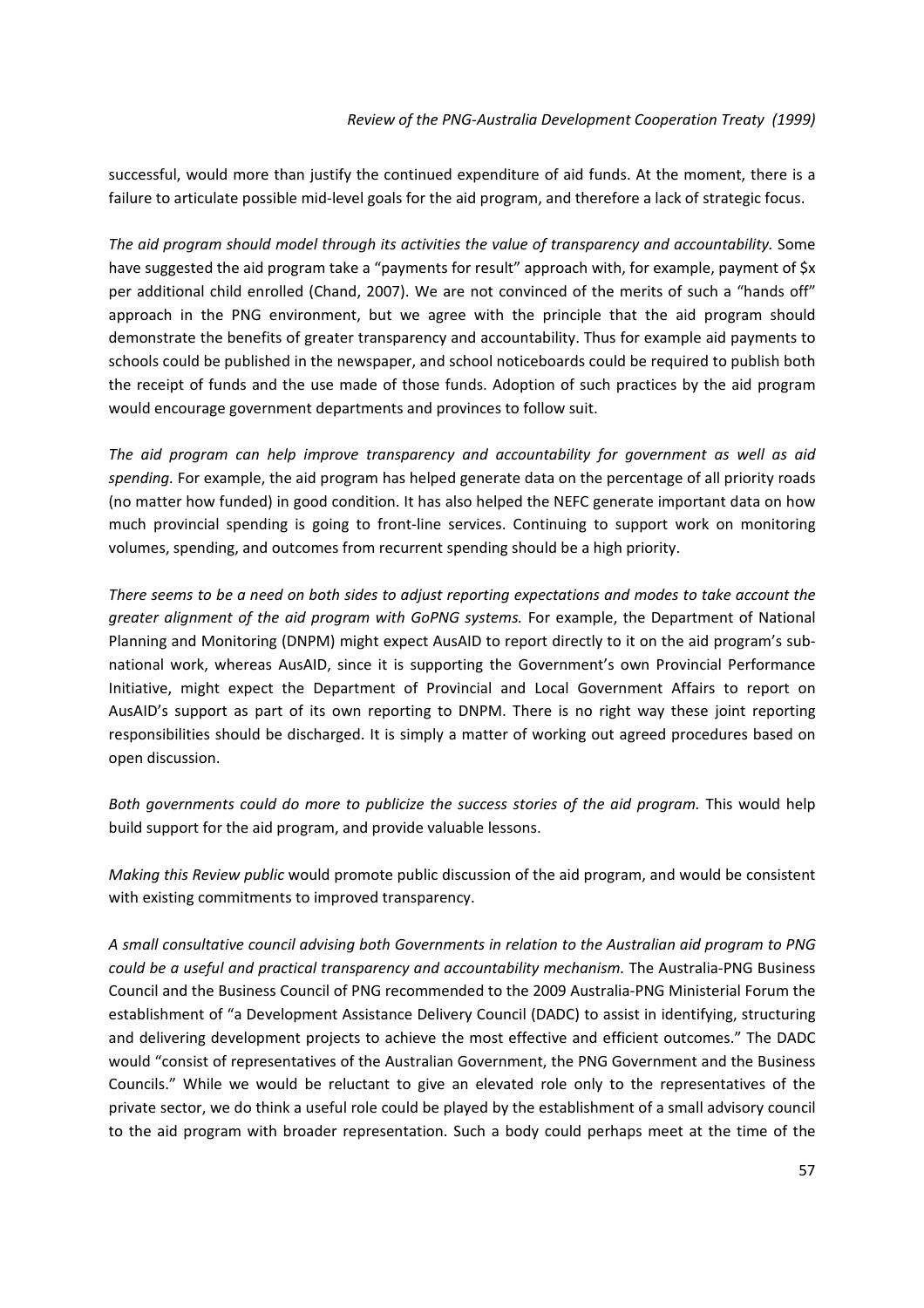successful, would more than justify the continued expenditure of aid funds. At the moment, there is a failure to articulate possible mid-level goals for the aid program, and therefore a lack of strategic focus.

*The aid program should model through its activities the value of transparency and accountability.* Some have suggested the aid program take a "payments for result" approach with, for example, payment of $x per additional child enrolled (Chand, 2007). We are not convinced of the merits of such a "hands off" approach in the PNG environment, but we agree with the principle that the aid program should demonstrate the benefits of greater transparency and accountability. Thus for example aid payments to schools could be published in the newspaper, and school noticeboards could be required to publish both the receipt of funds and the use made of those funds. Adoption of such practices by the aid program would encourage government departments and provinces to follow suit.

*The aid program can help improve transparency and accountability for government as well as aid spending.* For example, the aid program has helped generate data on the percentage of all priority roads (no matter how funded) in good condition. It has also helped the NEFC generate important data on how much provincial spending is going to front-line services. Continuing to support work on monitoring volumes, spending, and outcomes from recurrent spending should be a high priority.

*There seems to be a need on both sides to adjust reporting expectations and modes to take account the greater alignment of the aid program with GoPNG systems.* For example, the Department of National Planning and Monitoring (DNPM) might expect AusAID to report directly to it on the aid program's sub-national work, whereas AusAID, since it is supporting the Government's own Provincial Performance Initiative, might expect the Department of Provincial and Local Government Affairs to report on AusAID's support as part of its own reporting to DNPM. There is no right way these joint reporting responsibilities should be discharged. It is simply a matter of working out agreed procedures based on open discussion.

*Both governments could do more to publicize the success stories of the aid program.* This would help build support for the aid program, and provide valuable lessons.

*Making this Review public* would promote public discussion of the aid program, and would be consistent with existing commitments to improved transparency.

*A small consultative council advising both Governments in relation to the Australian aid program to PNG could be a useful and practical transparency and accountability mechanism.* The Australia-PNG Business Council and the Business Council of PNG recommended to the 2009 Australia-PNG Ministerial Forum the establishment of "a Development Assistance Delivery Council (DADC) to assist in identifying, structuring and delivering development projects to achieve the most effective and efficient outcomes." The DADC would "consist of representatives of the Australian Government, the PNG Government and the Business Councils." While we would be reluctant to give an elevated role only to the representatives of the private sector, we do think a useful role could be played by the establishment of a small advisory council to the aid program with broader representation. Such a body could perhaps meet at the time of the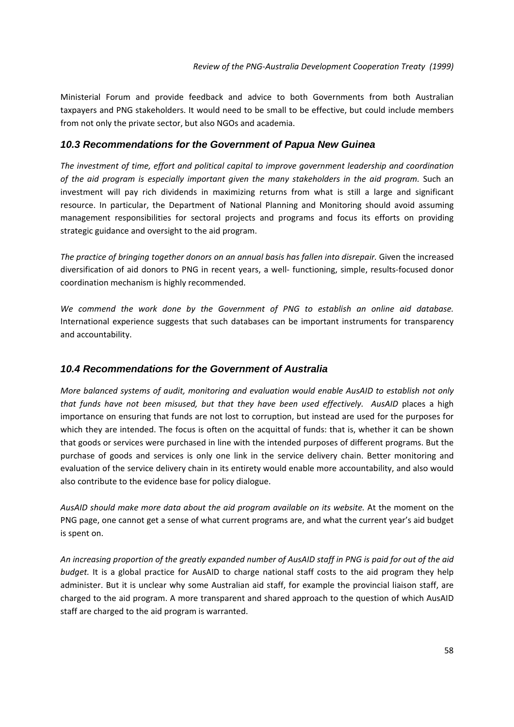Ministerial Forum and provide feedback and advice to both Governments from both Australian taxpayers and PNG stakeholders. It would need to be small to be effective, but could include members from not only the private sector, but also NGOs and academia.

### *10.3 Recommendations for the Government of Papua New Guinea*

*The investment of time, effort and political capital to improve government leadership and coordination of the aid program is especially important given the many stakeholders in the aid program.* Such an investment will pay rich dividends in maximizing returns from what is still a large and significant resource. In particular, the Department of National Planning and Monitoring should avoid assuming management responsibilities for sectoral projects and programs and focus its efforts on providing strategic guidance and oversight to the aid program.

*The practice of bringing together donors on an annual basis has fallen into disrepair.* Given the increased diversification of aid donors to PNG in recent years, a well- functioning, simple, results-focused donor coordination mechanism is highly recommended.

*We commend the work done by the Government of PNG to establish an online aid database.* International experience suggests that such databases can be important instruments for transparency and accountability.

### *10.4 Recommendations for the Government of Australia*

*More balanced systems of audit, monitoring and evaluation would enable AusAID to establish not only that funds have not been misused, but that they have been used effectively. AusAID* places a high importance on ensuring that funds are not lost to corruption, but instead are used for the purposes for which they are intended. The focus is often on the acquittal of funds: that is, whether it can be shown that goods or services were purchased in line with the intended purposes of different programs. But the purchase of goods and services is only one link in the service delivery chain. Better monitoring and evaluation of the service delivery chain in its entirety would enable more accountability, and also would also contribute to the evidence base for policy dialogue.

*AusAID should make more data about the aid program available on its website.* At the moment on the PNG page, one cannot get a sense of what current programs are, and what the current year's aid budget is spent on.

*An increasing proportion of the greatly expanded number of AusAID staff in PNG is paid for out of the aid budget.* It is a global practice for AusAID to charge national staff costs to the aid program they help administer. But it is unclear why some Australian aid staff, for example the provincial liaison staff, are charged to the aid program. A more transparent and shared approach to the question of which AusAID staff are charged to the aid program is warranted.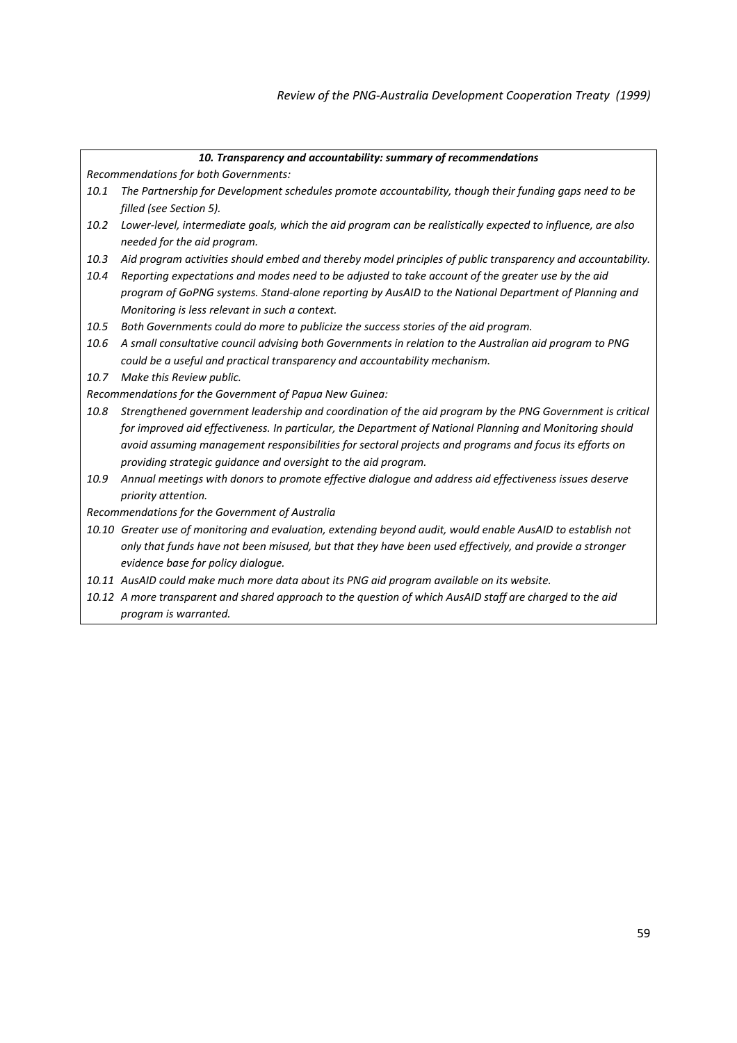***10. Transparency and accountability: summary of recommendations***

*Recommendations for both Governments:*

*10.1 The Partnership for Development schedules promote accountability, though their funding gaps need to be filled (see Section 5).*

*10.2 Lower-level, intermediate goals, which the aid program can be realistically expected to influence, are also needed for the aid program.*

*10.3 Aid program activities should embed and thereby model principles of public transparency and accountability.*

*10.4 Reporting expectations and modes need to be adjusted to take account of the greater use by the aid program of GoPNG systems. Stand-alone reporting by AusAID to the National Department of Planning and Monitoring is less relevant in such a context.*

*10.5 Both Governments could do more to publicize the success stories of the aid program.*

*10.6 A small consultative council advising both Governments in relation to the Australian aid program to PNG could be a useful and practical transparency and accountability mechanism.*

*10.7 Make this Review public.*

*Recommendations for the Government of Papua New Guinea:*

*10.8 Strengthened government leadership and coordination of the aid program by the PNG Government is critical for improved aid effectiveness. In particular, the Department of National Planning and Monitoring should avoid assuming management responsibilities for sectoral projects and programs and focus its efforts on providing strategic guidance and oversight to the aid program.*

*10.9 Annual meetings with donors to promote effective dialogue and address aid effectiveness issues deserve priority attention.*

*Recommendations for the Government of Australia*

*10.10 Greater use of monitoring and evaluation, extending beyond audit, would enable AusAID to establish not only that funds have not been misused, but that they have been used effectively, and provide a stronger evidence base for policy dialogue.*

*10.11 AusAID could make much more data about its PNG aid program available on its website.*

*10.12 A more transparent and shared approach to the question of which AusAID staff are charged to the aid program is warranted.*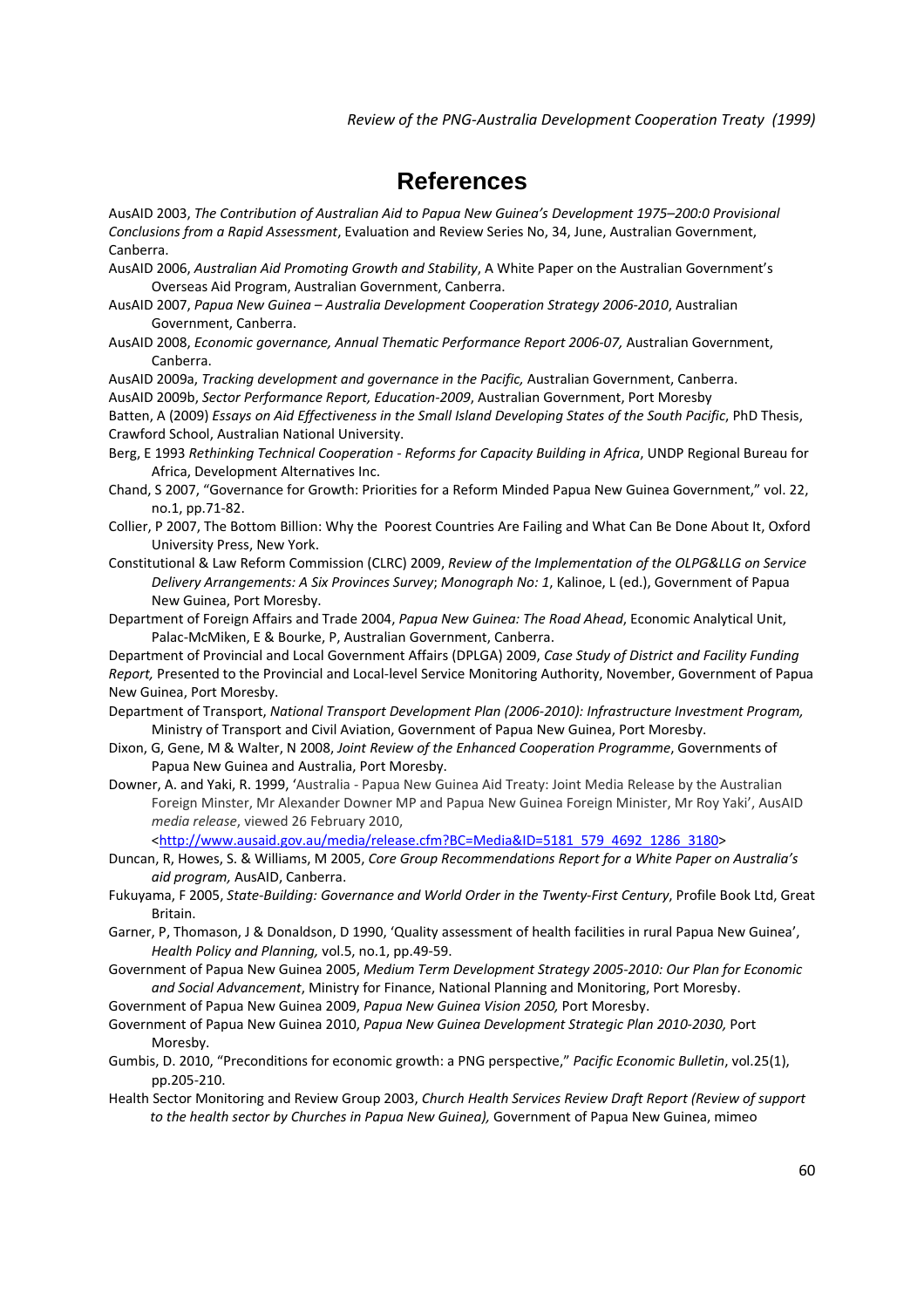# References

AusAID 2003, *The Contribution of Australian Aid to Papua New Guinea's Development 1975–200:0 Provisional Conclusions from a Rapid Assessment*, Evaluation and Review Series No, 34, June, Australian Government, Canberra.

AusAID 2006, *Australian Aid Promoting Growth and Stability*, A White Paper on the Australian Government's Overseas Aid Program, Australian Government, Canberra.

AusAID 2007, *Papua New Guinea – Australia Development Cooperation Strategy 2006-2010*, Australian Government, Canberra.

AusAID 2008, *Economic governance, Annual Thematic Performance Report 2006-07,* Australian Government, Canberra.

AusAID 2009a, *Tracking development and governance in the Pacific,* Australian Government, Canberra.

AusAID 2009b, *Sector Performance Report, Education-2009*, Australian Government, Port Moresby

Batten, A (2009) *Essays on Aid Effectiveness in the Small Island Developing States of the South Pacific*, PhD Thesis, Crawford School, Australian National University.

Berg, E 1993 *Rethinking Technical Cooperation - Reforms for Capacity Building in Africa*, UNDP Regional Bureau for Africa, Development Alternatives Inc.

Chand, S 2007, "Governance for Growth: Priorities for a Reform Minded Papua New Guinea Government," vol. 22, no.1, pp.71-82.

Collier, P 2007, The Bottom Billion: Why the Poorest Countries Are Failing and What Can Be Done About It, Oxford University Press, New York.

Constitutional & Law Reform Commission (CLRC) 2009, *Review of the Implementation of the OLPG&LLG on Service Delivery Arrangements: A Six Provinces Survey*; *Monograph No: 1*, Kalinoe, L (ed.), Government of Papua New Guinea, Port Moresby.

Department of Foreign Affairs and Trade 2004, *Papua New Guinea: The Road Ahead*, Economic Analytical Unit, Palac-McMiken, E & Bourke, P, Australian Government, Canberra.

Department of Provincial and Local Government Affairs (DPLGA) 2009, *Case Study of District and Facility Funding Report,* Presented to the Provincial and Local-level Service Monitoring Authority, November, Government of Papua New Guinea, Port Moresby.

Department of Transport, *National Transport Development Plan (2006-2010): Infrastructure Investment Program,* Ministry of Transport and Civil Aviation, Government of Papua New Guinea, Port Moresby.

Dixon, G, Gene, M & Walter, N 2008, *Joint Review of the Enhanced Cooperation Programme*, Governments of Papua New Guinea and Australia, Port Moresby.

Downer, A. and Yaki, R. 1999, 'Australia - Papua New Guinea Aid Treaty: Joint Media Release by the Australian Foreign Minster, Mr Alexander Downer MP and Papua New Guinea Foreign Minister, Mr Roy Yaki', AusAID *media release*, viewed 26 February 2010, <http://www.ausaid.gov.au/media/release.cfm?BC=Media&ID=5181_579_4692_1286_3180>

Duncan, R, Howes, S. & Williams, M 2005, *Core Group Recommendations Report for a White Paper on Australia's aid program,* AusAID, Canberra.

Fukuyama, F 2005, *State-Building: Governance and World Order in the Twenty-First Century*, Profile Book Ltd, Great Britain.

Garner, P, Thomason, J & Donaldson, D 1990, 'Quality assessment of health facilities in rural Papua New Guinea', *Health Policy and Planning,* vol.5, no.1, pp.49-59.

Government of Papua New Guinea 2005, *Medium Term Development Strategy 2005-2010: Our Plan for Economic and Social Advancement*, Ministry for Finance, National Planning and Monitoring, Port Moresby.

Government of Papua New Guinea 2009, *Papua New Guinea Vision 2050,* Port Moresby.

Government of Papua New Guinea 2010, *Papua New Guinea Development Strategic Plan 2010-2030,* Port Moresby.

Gumbis, D. 2010, "Preconditions for economic growth: a PNG perspective," *Pacific Economic Bulletin*, vol.25(1), pp.205-210.

Health Sector Monitoring and Review Group 2003, *Church Health Services Review Draft Report (Review of support to the health sector by Churches in Papua New Guinea),* Government of Papua New Guinea, mimeo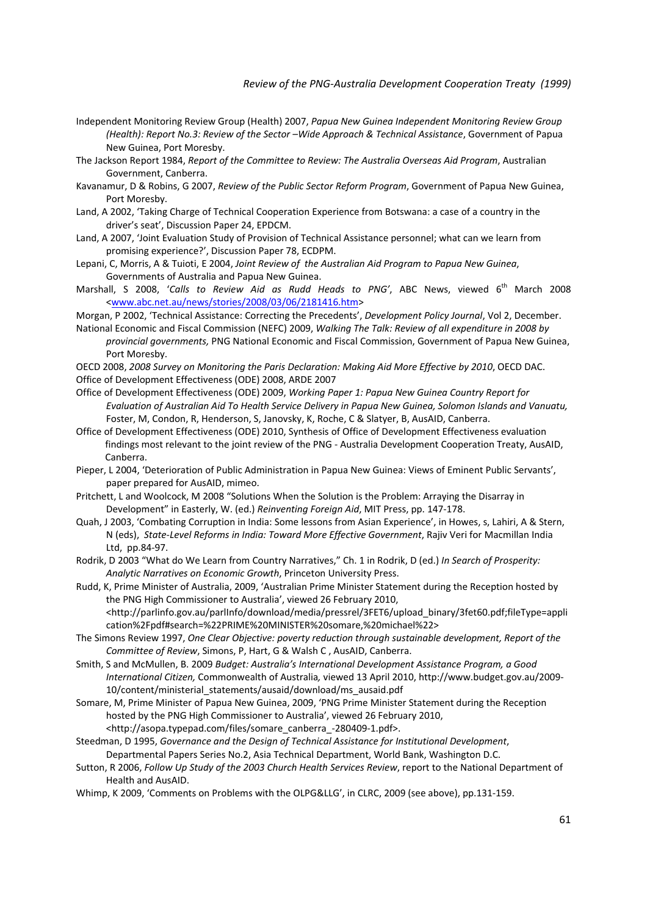Independent Monitoring Review Group (Health) 2007, *Papua New Guinea Independent Monitoring Review Group (Health): Report No.3: Review of the Sector –Wide Approach & Technical Assistance*, Government of Papua New Guinea, Port Moresby.

The Jackson Report 1984, *Report of the Committee to Review: The Australia Overseas Aid Program*, Australian Government, Canberra.

Kavanamur, D & Robins, G 2007, *Review of the Public Sector Reform Program*, Government of Papua New Guinea, Port Moresby.

Land, A 2002, 'Taking Charge of Technical Cooperation Experience from Botswana: a case of a country in the driver's seat', Discussion Paper 24, EPDCM.

Land, A 2007, 'Joint Evaluation Study of Provision of Technical Assistance personnel; what can we learn from promising experience?', Discussion Paper 78, ECDPM.

Lepani, C, Morris, A & Tuioti, E 2004, *Joint Review of the Australian Aid Program to Papua New Guinea*, Governments of Australia and Papua New Guinea.

Marshall, S 2008, '*Calls to Review Aid as Rudd Heads to PNG'*, ABC News, viewed 6th March 2008 <www.abc.net.au/news/stories/2008/03/06/2181416.htm>

Morgan, P 2002, 'Technical Assistance: Correcting the Precedents', *Development Policy Journal*, Vol 2, December.

National Economic and Fiscal Commission (NEFC) 2009, *Walking The Talk: Review of all expenditure in 2008 by provincial governments,* PNG National Economic and Fiscal Commission, Government of Papua New Guinea, Port Moresby.

OECD 2008, *2008 Survey on Monitoring the Paris Declaration: Making Aid More Effective by 2010*, OECD DAC.

Office of Development Effectiveness (ODE) 2008, ARDE 2007

Office of Development Effectiveness (ODE) 2009, *Working Paper 1: Papua New Guinea Country Report for Evaluation of Australian Aid To Health Service Delivery in Papua New Guinea, Solomon Islands and Vanuatu,* Foster, M, Condon, R, Henderson, S, Janovsky, K, Roche, C & Slatyer, B, AusAID, Canberra.

Office of Development Effectiveness (ODE) 2010, Synthesis of Office of Development Effectiveness evaluation findings most relevant to the joint review of the PNG - Australia Development Cooperation Treaty, AusAID, Canberra.

Pieper, L 2004, 'Deterioration of Public Administration in Papua New Guinea: Views of Eminent Public Servants', paper prepared for AusAID, mimeo.

Pritchett, L and Woolcock, M 2008 "Solutions When the Solution is the Problem: Arraying the Disarray in Development" in Easterly, W. (ed.) *Reinventing Foreign Aid*, MIT Press, pp. 147-178.

Quah, J 2003, 'Combating Corruption in India: Some lessons from Asian Experience', in Howes, s, Lahiri, A & Stern, N (eds), *State-Level Reforms in India: Toward More Effective Government*, Rajiv Veri for Macmillan India Ltd, pp.84-97.

Rodrik, D 2003 "What do We Learn from Country Narratives," Ch. 1 in Rodrik, D (ed.) *In Search of Prosperity: Analytic Narratives on Economic Growth*, Princeton University Press.

Rudd, K, Prime Minister of Australia, 2009, 'Australian Prime Minister Statement during the Reception hosted by the PNG High Commissioner to Australia', viewed 26 February 2010, <http://parlinfo.gov.au/parlInfo/download/media/pressrel/3FET6/upload_binary/3fet60.pdf;fileType=application%2Fpdf#search=%22PRIME%20MINISTER%20somare,%20michael%22>

The Simons Review 1997, *One Clear Objective: poverty reduction through sustainable development, Report of the Committee of Review*, Simons, P, Hart, G & Walsh C , AusAID, Canberra.

Smith, S and McMullen, B. 2009 *Budget: Australia's International Development Assistance Program, a Good International Citizen,* Commonwealth of Australia*,* viewed 13 April 2010, http://www.budget.gov.au/2009-10/content/ministerial_statements/ausaid/download/ms_ausaid.pdf

Somare, M, Prime Minister of Papua New Guinea, 2009, 'PNG Prime Minister Statement during the Reception hosted by the PNG High Commissioner to Australia', viewed 26 February 2010, <http://asopa.typepad.com/files/somare_canberra_-280409-1.pdf>.

Steedman, D 1995, *Governance and the Design of Technical Assistance for Institutional Development*, Departmental Papers Series No.2, Asia Technical Department, World Bank, Washington D.C.

Sutton, R 2006, *Follow Up Study of the 2003 Church Health Services Review*, report to the National Department of Health and AusAID.

Whimp, K 2009, 'Comments on Problems with the OLPG&LLG', in CLRC, 2009 (see above), pp.131-159.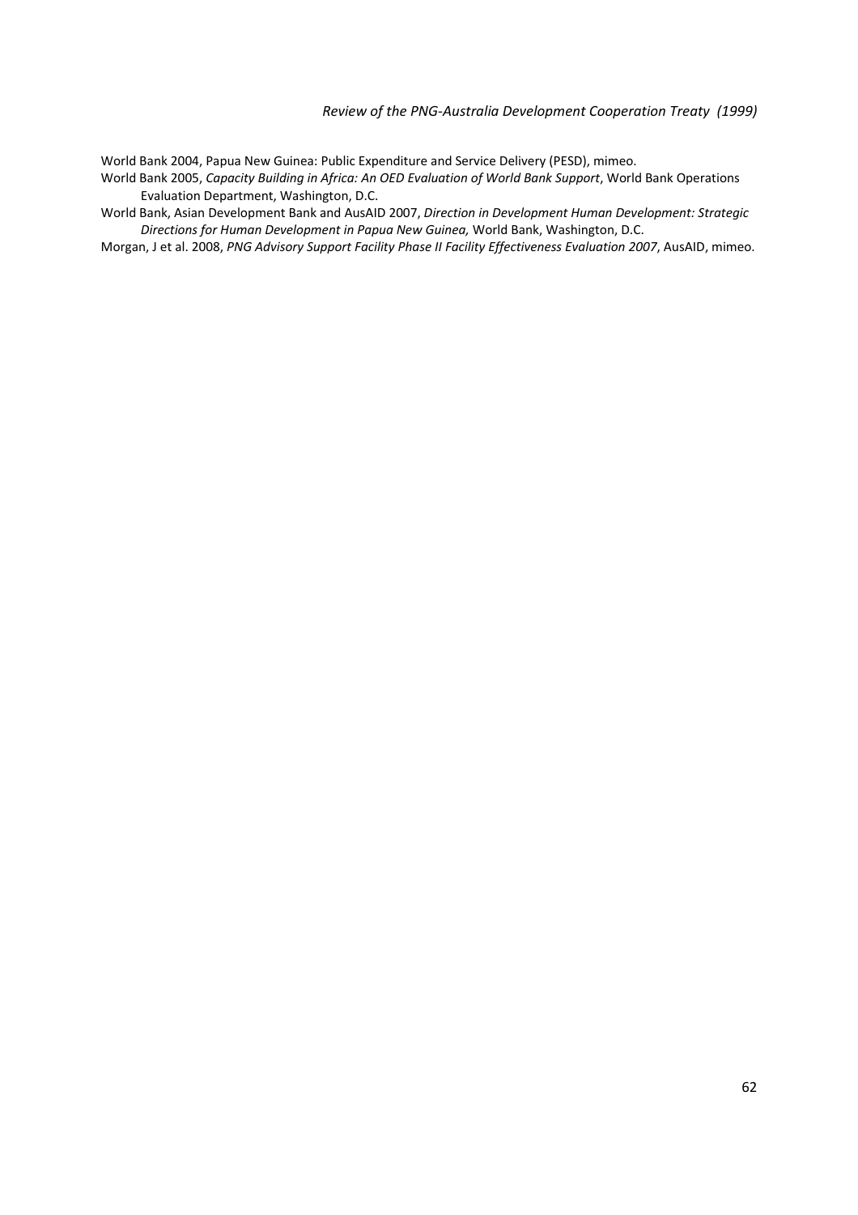World Bank 2004, Papua New Guinea: Public Expenditure and Service Delivery (PESD), mimeo.

World Bank 2005, *Capacity Building in Africa: An OED Evaluation of World Bank Support*, World Bank Operations Evaluation Department, Washington, D.C.

World Bank, Asian Development Bank and AusAID 2007, *Direction in Development Human Development: Strategic Directions for Human Development in Papua New Guinea,* World Bank, Washington, D.C.

Morgan, J et al. 2008, *PNG Advisory Support Facility Phase II Facility Effectiveness Evaluation 2007*, AusAID, mimeo.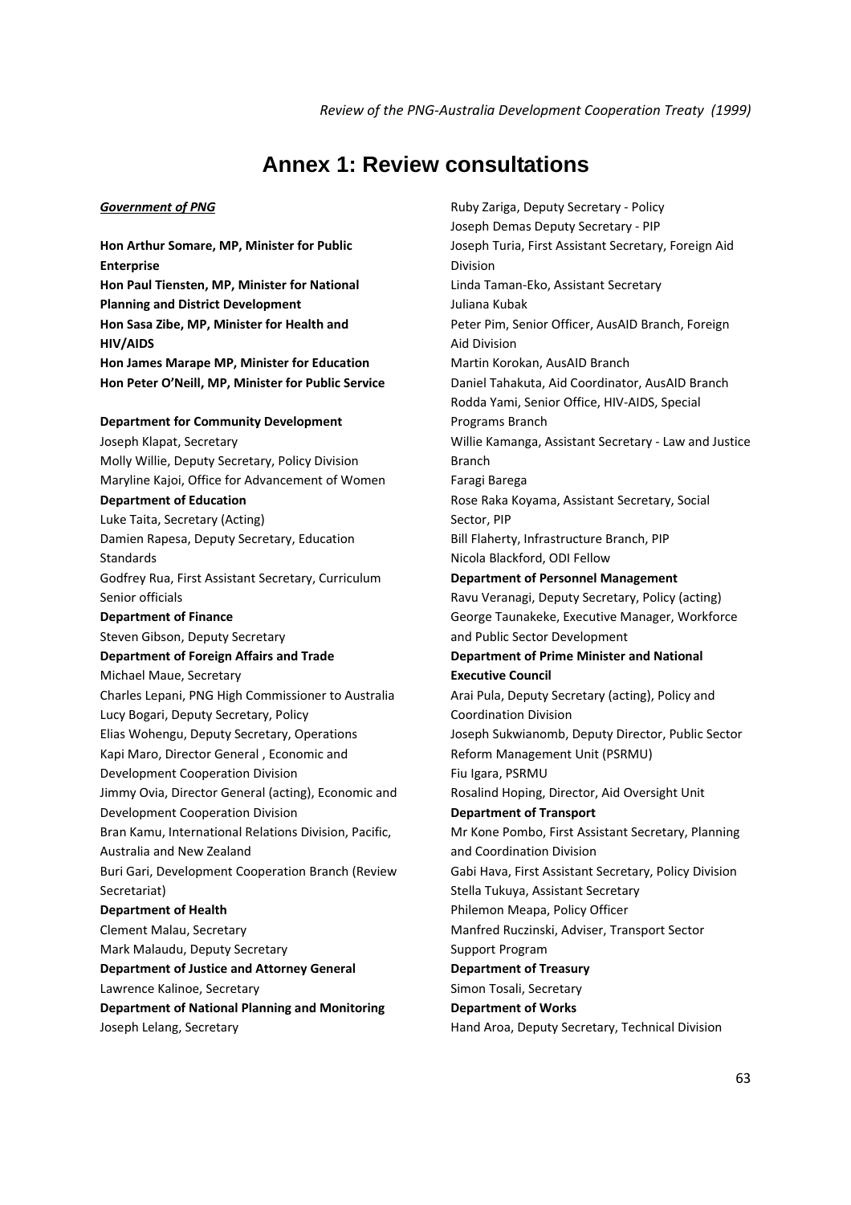# Annex 1: Review consultations

***Government of PNG***

**Hon Arthur Somare, MP, Minister for Public Enterprise**
**Hon Paul Tiensten, MP, Minister for National Planning and District Development**
**Hon Sasa Zibe, MP, Minister for Health and HIV/AIDS**
**Hon James Marape MP, Minister for Education**
**Hon Peter O'Neill, MP, Minister for Public Service**

**Department for Community Development**
Joseph Klapat, Secretary
Molly Willie, Deputy Secretary, Policy Division
Maryline Kajoi, Office for Advancement of Women

**Department of Education**
Luke Taita, Secretary (Acting)
Damien Rapesa, Deputy Secretary, Education Standards
Godfrey Rua, First Assistant Secretary, Curriculum
Senior officials

**Department of Finance**
Steven Gibson, Deputy Secretary

**Department of Foreign Affairs and Trade**
Michael Maue, Secretary
Charles Lepani, PNG High Commissioner to Australia
Lucy Bogari, Deputy Secretary, Policy
Elias Wohengu, Deputy Secretary, Operations
Kapi Maro, Director General , Economic and Development Cooperation Division
Jimmy Ovia, Director General (acting), Economic and Development Cooperation Division
Bran Kamu, International Relations Division, Pacific, Australia and New Zealand
Buri Gari, Development Cooperation Branch (Review Secretariat)

**Department of Health**
Clement Malau, Secretary
Mark Malaudu, Deputy Secretary

**Department of Justice and Attorney General**
Lawrence Kalinoe, Secretary

**Department of National Planning and Monitoring**
Joseph Lelang, Secretary
Ruby Zariga, Deputy Secretary - Policy
Joseph Demas Deputy Secretary - PIP
Joseph Turia, First Assistant Secretary, Foreign Aid Division
Linda Taman-Eko, Assistant Secretary
Juliana Kubak
Peter Pim, Senior Officer, AusAID Branch, Foreign Aid Division
Martin Korokan, AusAID Branch
Daniel Tahakuta, Aid Coordinator, AusAID Branch
Rodda Yami, Senior Office, HIV-AIDS, Special Programs Branch
Willie Kamanga, Assistant Secretary - Law and Justice Branch
Faragi Barega
Rose Raka Koyama, Assistant Secretary, Social Sector, PIP
Bill Flaherty, Infrastructure Branch, PIP
Nicola Blackford, ODI Fellow

**Department of Personnel Management**
Ravu Veranagi, Deputy Secretary, Policy (acting)
George Taunakeke, Executive Manager, Workforce and Public Sector Development

**Department of Prime Minister and National Executive Council**
Arai Pula, Deputy Secretary (acting), Policy and Coordination Division
Joseph Sukwianomb, Deputy Director, Public Sector Reform Management Unit (PSRMU)
Fiu Igara, PSRMU
Rosalind Hoping, Director, Aid Oversight Unit

**Department of Transport**
Mr Kone Pombo, First Assistant Secretary, Planning and Coordination Division
Gabi Hava, First Assistant Secretary, Policy Division
Stella Tukuya, Assistant Secretary
Philemon Meapa, Policy Officer
Manfred Ruczinski, Adviser, Transport Sector Support Program

**Department of Treasury**
Simon Tosali, Secretary

**Department of Works**
Hand Aroa, Deputy Secretary, Technical Division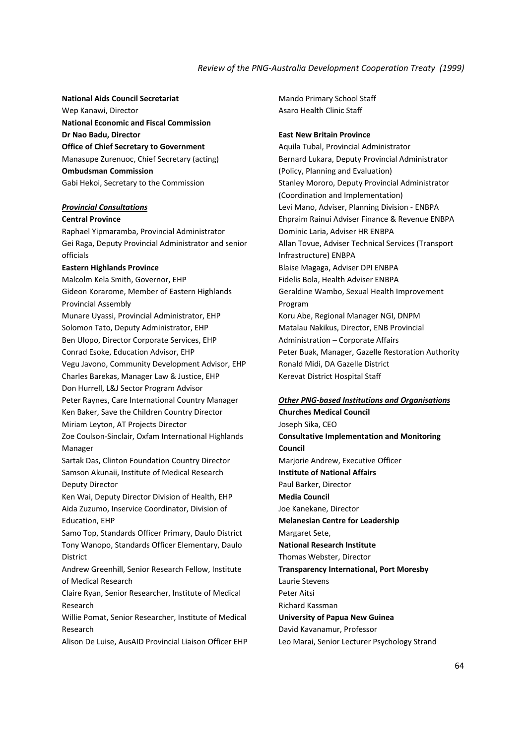**National Aids Council Secretariat**
Wep Kanawi, Director
**National Economic and Fiscal Commission**
**Dr Nao Badu, Director**
**Office of Chief Secretary to Government**
Manasupe Zurenuoc, Chief Secretary (acting)
**Ombudsman Commission**
Gabi Hekoi, Secretary to the Commission

***Provincial Consultations***

**Central Province**
Raphael Yipmaramba, Provincial Administrator
Gei Raga, Deputy Provincial Administrator and senior officials

**Eastern Highlands Province**
Malcolm Kela Smith, Governor, EHP
Gideon Korarome, Member of Eastern Highlands Provincial Assembly
Munare Uyassi, Provincial Administrator, EHP
Solomon Tato, Deputy Administrator, EHP
Ben Ulopo, Director Corporate Services, EHP
Conrad Esoke, Education Advisor, EHP
Vegu Javono, Community Development Advisor, EHP
Charles Barekas, Manager Law & Justice, EHP
Don Hurrell, L&J Sector Program Advisor
Peter Raynes, Care International Country Manager
Ken Baker, Save the Children Country Director
Miriam Leyton, AT Projects Director
Zoe Coulson-Sinclair, Oxfam International Highlands Manager
Sartak Das, Clinton Foundation Country Director
Samson Akunaii, Institute of Medical Research Deputy Director
Ken Wai, Deputy Director Division of Health, EHP
Aida Zuzumo, Inservice Coordinator, Division of Education, EHP
Samo Top, Standards Officer Primary, Daulo District
Tony Wanopo, Standards Officer Elementary, Daulo District
Andrew Greenhill, Senior Research Fellow, Institute of Medical Research
Claire Ryan, Senior Researcher, Institute of Medical Research
Willie Pomat, Senior Researcher, Institute of Medical Research
Alison De Luise, AusAID Provincial Liaison Officer EHP
Mando Primary School Staff
Asaro Health Clinic Staff

**East New Britain Province**
Aquila Tubal, Provincial Administrator
Bernard Lukara, Deputy Provincial Administrator (Policy, Planning and Evaluation)
Stanley Mororo, Deputy Provincial Administrator (Coordination and Implementation)
Levi Mano, Adviser, Planning Division - ENBPA
Ehpraim Rainui Adviser Finance & Revenue ENBPA
Dominic Laria, Adviser HR ENBPA
Allan Tovue, Adviser Technical Services (Transport Infrastructure) ENBPA
Blaise Magaga, Adviser DPI ENBPA
Fidelis Bola, Health Adviser ENBPA
Geraldine Wambo, Sexual Health Improvement Program
Koru Abe, Regional Manager NGI, DNPM
Matalau Nakikus, Director, ENB Provincial Administration – Corporate Affairs
Peter Buak, Manager, Gazelle Restoration Authority
Ronald Midi, DA Gazelle District
Kerevat District Hospital Staff

***Other PNG-based Institutions and Organisations***

**Churches Medical Council**
Joseph Sika, CEO
**Consultative Implementation and Monitoring Council**
Marjorie Andrew, Executive Officer
**Institute of National Affairs**
Paul Barker, Director
**Media Council**
Joe Kanekane, Director
**Melanesian Centre for Leadership**
Margaret Sete,
**National Research Institute**
Thomas Webster, Director
**Transparency International, Port Moresby**
Laurie Stevens
Peter Aitsi
Richard Kassman
**University of Papua New Guinea**
David Kavanamur, Professor
Leo Marai, Senior Lecturer Psychology Strand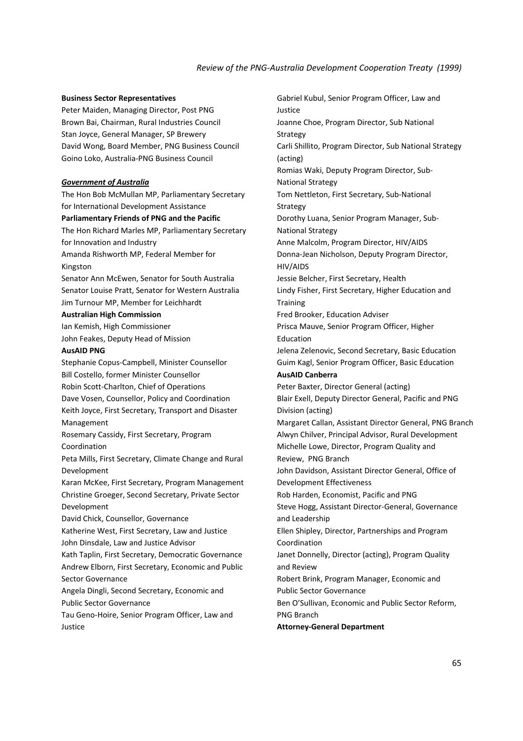**Business Sector Representatives**

Peter Maiden, Managing Director, Post PNG
Brown Bai, Chairman, Rural Industries Council
Stan Joyce, General Manager, SP Brewery
David Wong, Board Member, PNG Business Council
Goino Loko, Australia-PNG Business Council

***Government of Australia***

The Hon Bob McMullan MP, Parliamentary Secretary for International Development Assistance

**Parliamentary Friends of PNG and the Pacific**

The Hon Richard Marles MP, Parliamentary Secretary for Innovation and Industry
Amanda Rishworth MP, Federal Member for Kingston
Senator Ann McEwen, Senator for South Australia
Senator Louise Pratt, Senator for Western Australia
Jim Turnour MP, Member for Leichhardt

**Australian High Commission**

Ian Kemish, High Commissioner
John Feakes, Deputy Head of Mission

**AusAID PNG**

Stephanie Copus-Campbell, Minister Counsellor
Bill Costello, former Minister Counsellor
Robin Scott-Charlton, Chief of Operations
Dave Vosen, Counsellor, Policy and Coordination
Keith Joyce, First Secretary, Transport and Disaster Management
Rosemary Cassidy, First Secretary, Program Coordination
Peta Mills, First Secretary, Climate Change and Rural Development
Karan McKee, First Secretary, Program Management
Christine Groeger, Second Secretary, Private Sector Development
David Chick, Counsellor, Governance
Katherine West, First Secretary, Law and Justice
John Dinsdale, Law and Justice Advisor
Kath Taplin, First Secretary, Democratic Governance
Andrew Elborn, First Secretary, Economic and Public Sector Governance
Angela Dingli, Second Secretary, Economic and Public Sector Governance
Tau Geno-Hoire, Senior Program Officer, Law and Justice
Gabriel Kubul, Senior Program Officer, Law and Justice
Joanne Choe, Program Director, Sub National Strategy
Carli Shillito, Program Director, Sub National Strategy (acting)
Romias Waki, Deputy Program Director, Sub-National Strategy
Tom Nettleton, First Secretary, Sub-National Strategy
Dorothy Luana, Senior Program Manager, Sub-National Strategy
Anne Malcolm, Program Director, HIV/AIDS
Donna-Jean Nicholson, Deputy Program Director, HIV/AIDS
Jessie Belcher, First Secretary, Health
Lindy Fisher, First Secretary, Higher Education and Training
Fred Brooker, Education Adviser
Prisca Mauve, Senior Program Officer, Higher Education
Jelena Zelenovic, Second Secretary, Basic Education
Guim Kagl, Senior Program Officer, Basic Education

**AusAID Canberra**

Peter Baxter, Director General (acting)
Blair Exell, Deputy Director General, Pacific and PNG Division (acting)
Margaret Callan, Assistant Director General, PNG Branch
Alwyn Chilver, Principal Advisor, Rural Development
Michelle Lowe, Director, Program Quality and Review, PNG Branch
John Davidson, Assistant Director General, Office of Development Effectiveness
Rob Harden, Economist, Pacific and PNG
Steve Hogg, Assistant Director-General, Governance and Leadership
Ellen Shipley, Director, Partnerships and Program Coordination
Janet Donnelly, Director (acting), Program Quality and Review
Robert Brink, Program Manager, Economic and Public Sector Governance
Ben O'Sullivan, Economic and Public Sector Reform, PNG Branch

**Attorney-General Department**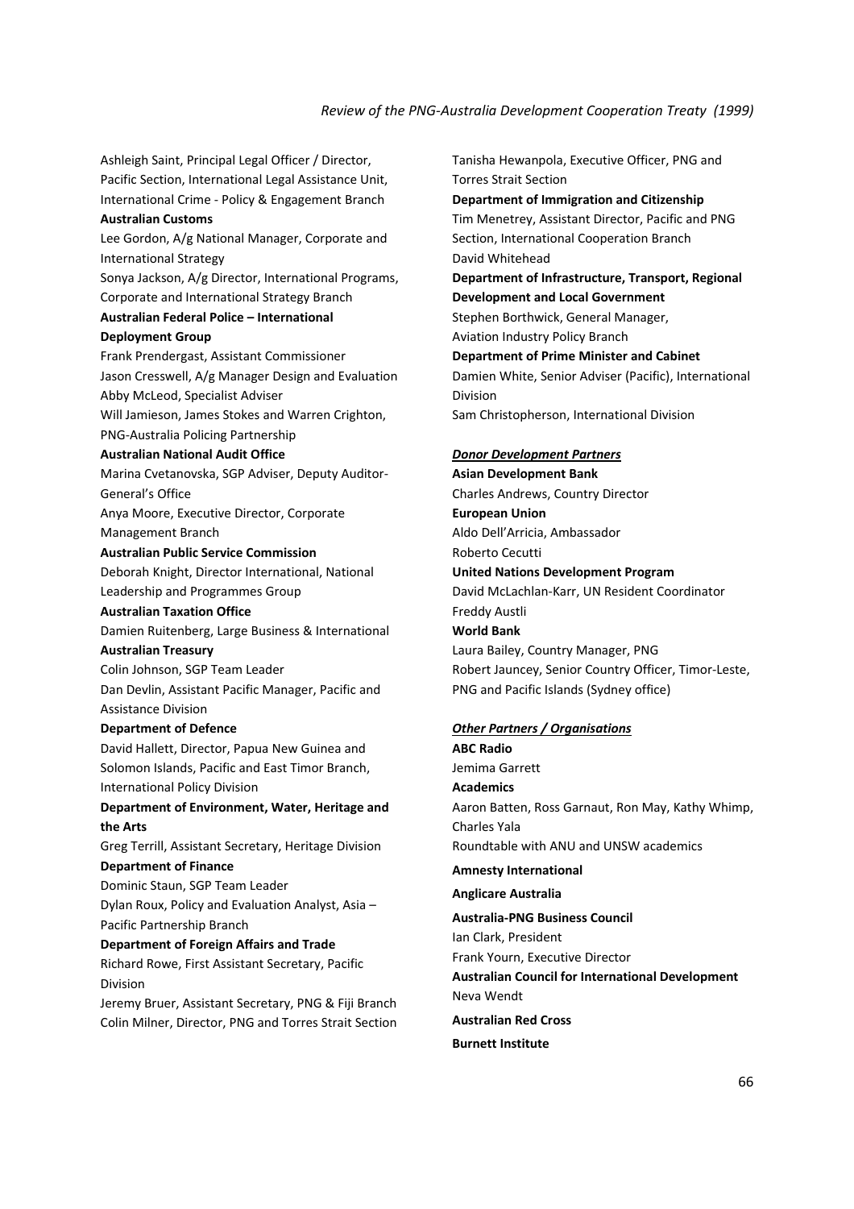Ashleigh Saint, Principal Legal Officer / Director, Pacific Section, International Legal Assistance Unit, International Crime - Policy & Engagement Branch

**Australian Customs**

Lee Gordon, A/g National Manager, Corporate and International Strategy

Sonya Jackson, A/g Director, International Programs, Corporate and International Strategy Branch

**Australian Federal Police – International Deployment Group**

Frank Prendergast, Assistant Commissioner

Jason Cresswell, A/g Manager Design and Evaluation

Abby McLeod, Specialist Adviser

Will Jamieson, James Stokes and Warren Crighton, PNG-Australia Policing Partnership

**Australian National Audit Office**

Marina Cvetanovska, SGP Adviser, Deputy Auditor-General's Office

Anya Moore, Executive Director, Corporate Management Branch

**Australian Public Service Commission**

Deborah Knight, Director International, National Leadership and Programmes Group

**Australian Taxation Office**

Damien Ruitenberg, Large Business & International

**Australian Treasury**

Colin Johnson, SGP Team Leader

Dan Devlin, Assistant Pacific Manager, Pacific and Assistance Division

**Department of Defence**

David Hallett, Director, Papua New Guinea and Solomon Islands, Pacific and East Timor Branch, International Policy Division

**Department of Environment, Water, Heritage and the Arts**

Greg Terrill, Assistant Secretary, Heritage Division

**Department of Finance**

Dominic Staun, SGP Team Leader

Dylan Roux, Policy and Evaluation Analyst, Asia – Pacific Partnership Branch

**Department of Foreign Affairs and Trade**

Richard Rowe, First Assistant Secretary, Pacific Division

Jeremy Bruer, Assistant Secretary, PNG & Fiji Branch

Colin Milner, Director, PNG and Torres Strait Section

Tanisha Hewanpola, Executive Officer, PNG and Torres Strait Section

**Department of Immigration and Citizenship**

Tim Menetrey, Assistant Director, Pacific and PNG Section, International Cooperation Branch

David Whitehead

**Department of Infrastructure, Transport, Regional Development and Local Government**

Stephen Borthwick, General Manager, Aviation Industry Policy Branch

**Department of Prime Minister and Cabinet**

Damien White, Senior Adviser (Pacific), International Division

Sam Christopherson, International Division

***Donor Development Partners***

**Asian Development Bank**

Charles Andrews, Country Director

**European Union**

Aldo Dell'Arricia, Ambassador

Roberto Cecutti

**United Nations Development Program**

David McLachlan-Karr, UN Resident Coordinator

Freddy Austli

**World Bank**

Laura Bailey, Country Manager, PNG

Robert Jauncey, Senior Country Officer, Timor-Leste, PNG and Pacific Islands (Sydney office)

***Other Partners / Organisations***

**ABC Radio**

Jemima Garrett

**Academics**

Aaron Batten, Ross Garnaut, Ron May, Kathy Whimp, Charles Yala

Roundtable with ANU and UNSW academics

**Amnesty International**

**Anglicare Australia**

**Australia-PNG Business Council**

Ian Clark, President

Frank Yourn, Executive Director

**Australian Council for International Development**

Neva Wendt

**Australian Red Cross**

**Burnett Institute**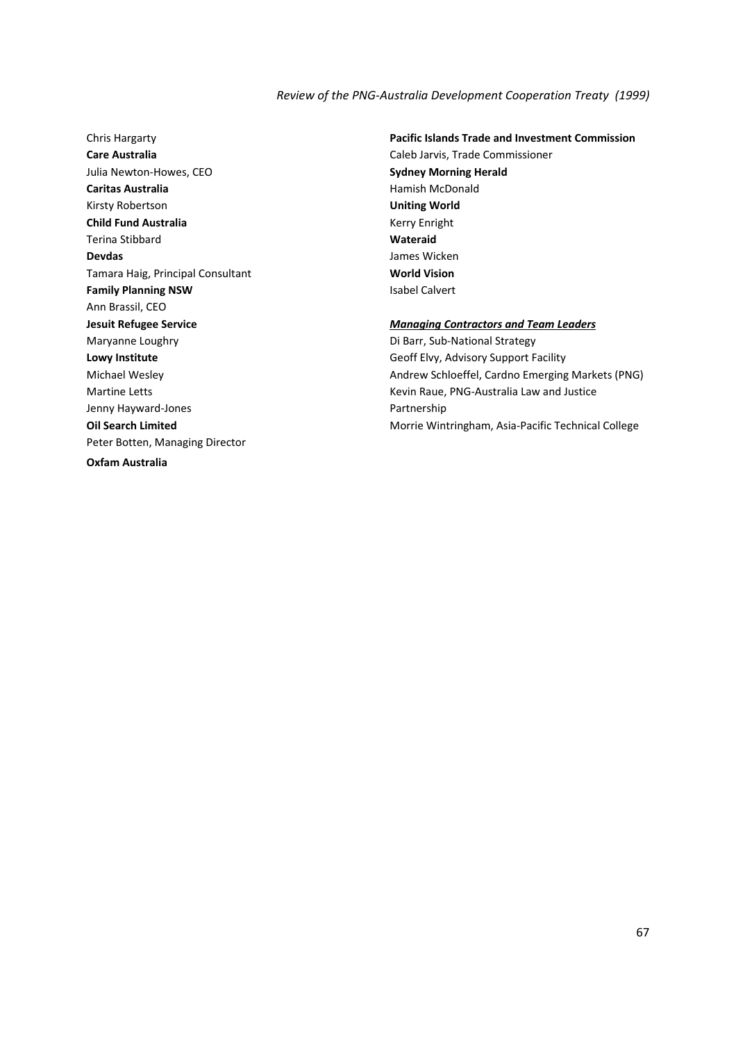Chris Hargarty

**Care Australia**

Julia Newton-Howes, CEO

**Caritas Australia**

Kirsty Robertson

**Child Fund Australia**

Terina Stibbard

**Devdas**

Tamara Haig, Principal Consultant

**Family Planning NSW**

Ann Brassil, CEO

**Jesuit Refugee Service**

Maryanne Loughry

**Lowy Institute**

Michael Wesley

Martine Letts

Jenny Hayward-Jones

**Oil Search Limited**

Peter Botten, Managing Director

**Oxfam Australia**

**Pacific Islands Trade and Investment Commission**

Caleb Jarvis, Trade Commissioner

**Sydney Morning Herald**

Hamish McDonald

**Uniting World**

Kerry Enright

**Wateraid**

James Wicken

**World Vision**

Isabel Calvert

***Managing Contractors and Team Leaders***

Di Barr, Sub-National Strategy

Geoff Elvy, Advisory Support Facility

Andrew Schloeffel, Cardno Emerging Markets (PNG)

Kevin Raue, PNG-Australia Law and Justice Partnership

Morrie Wintringham, Asia-Pacific Technical College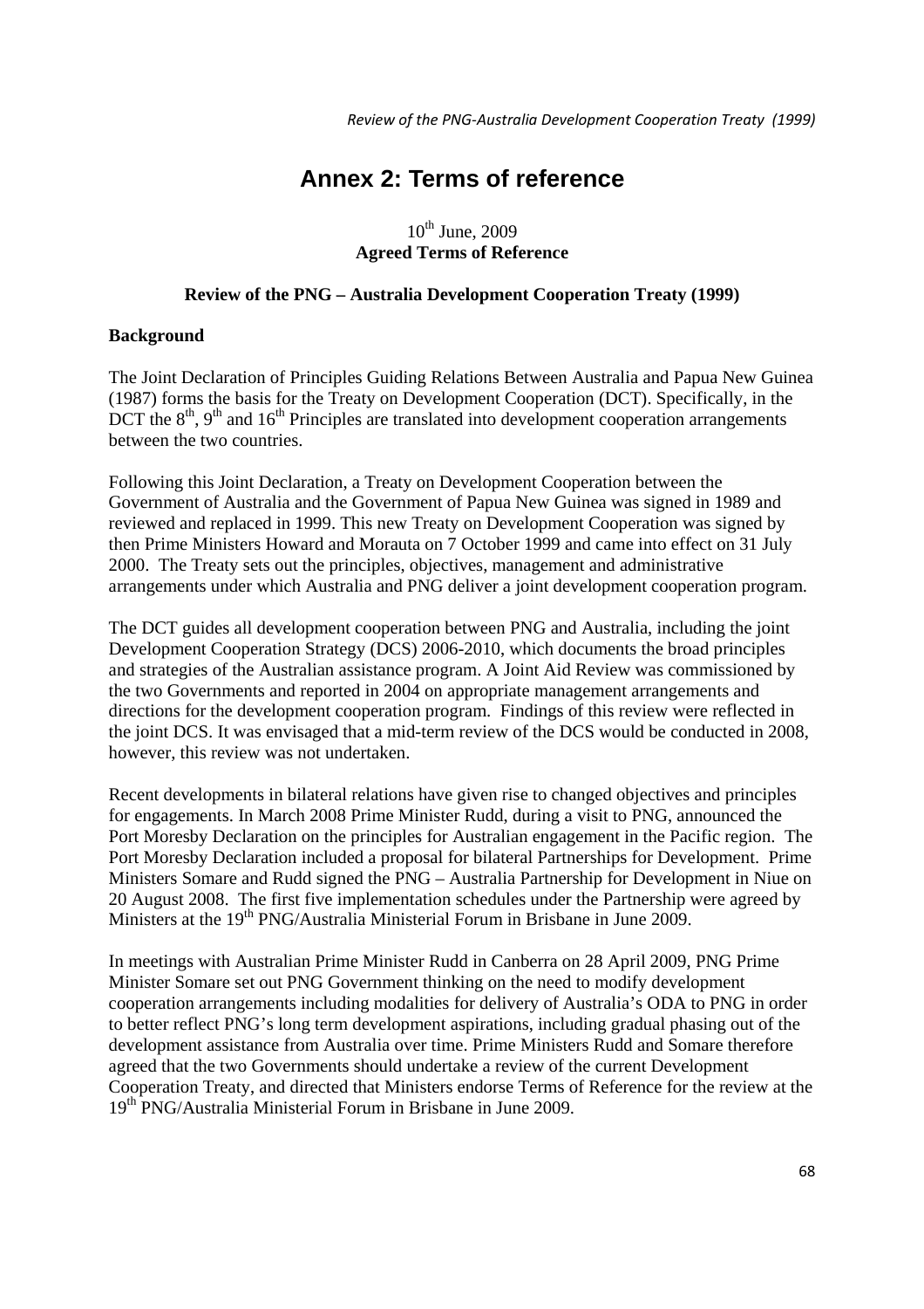# Annex 2: Terms of reference

10th June, 2009
**Agreed Terms of Reference**

**Review of the PNG – Australia Development Cooperation Treaty (1999)**

**Background**

The Joint Declaration of Principles Guiding Relations Between Australia and Papua New Guinea (1987) forms the basis for the Treaty on Development Cooperation (DCT). Specifically, in the DCT the 8th, 9th and 16th Principles are translated into development cooperation arrangements between the two countries.

Following this Joint Declaration, a Treaty on Development Cooperation between the Government of Australia and the Government of Papua New Guinea was signed in 1989 and reviewed and replaced in 1999. This new Treaty on Development Cooperation was signed by then Prime Ministers Howard and Morauta on 7 October 1999 and came into effect on 31 July 2000. The Treaty sets out the principles, objectives, management and administrative arrangements under which Australia and PNG deliver a joint development cooperation program.

The DCT guides all development cooperation between PNG and Australia, including the joint Development Cooperation Strategy (DCS) 2006-2010, which documents the broad principles and strategies of the Australian assistance program. A Joint Aid Review was commissioned by the two Governments and reported in 2004 on appropriate management arrangements and directions for the development cooperation program. Findings of this review were reflected in the joint DCS. It was envisaged that a mid-term review of the DCS would be conducted in 2008, however, this review was not undertaken.

Recent developments in bilateral relations have given rise to changed objectives and principles for engagements. In March 2008 Prime Minister Rudd, during a visit to PNG, announced the Port Moresby Declaration on the principles for Australian engagement in the Pacific region. The Port Moresby Declaration included a proposal for bilateral Partnerships for Development. Prime Ministers Somare and Rudd signed the PNG – Australia Partnership for Development in Niue on 20 August 2008. The first five implementation schedules under the Partnership were agreed by Ministers at the 19th PNG/Australia Ministerial Forum in Brisbane in June 2009.

In meetings with Australian Prime Minister Rudd in Canberra on 28 April 2009, PNG Prime Minister Somare set out PNG Government thinking on the need to modify development cooperation arrangements including modalities for delivery of Australia's ODA to PNG in order to better reflect PNG's long term development aspirations, including gradual phasing out of the development assistance from Australia over time. Prime Ministers Rudd and Somare therefore agreed that the two Governments should undertake a review of the current Development Cooperation Treaty, and directed that Ministers endorse Terms of Reference for the review at the 19th PNG/Australia Ministerial Forum in Brisbane in June 2009.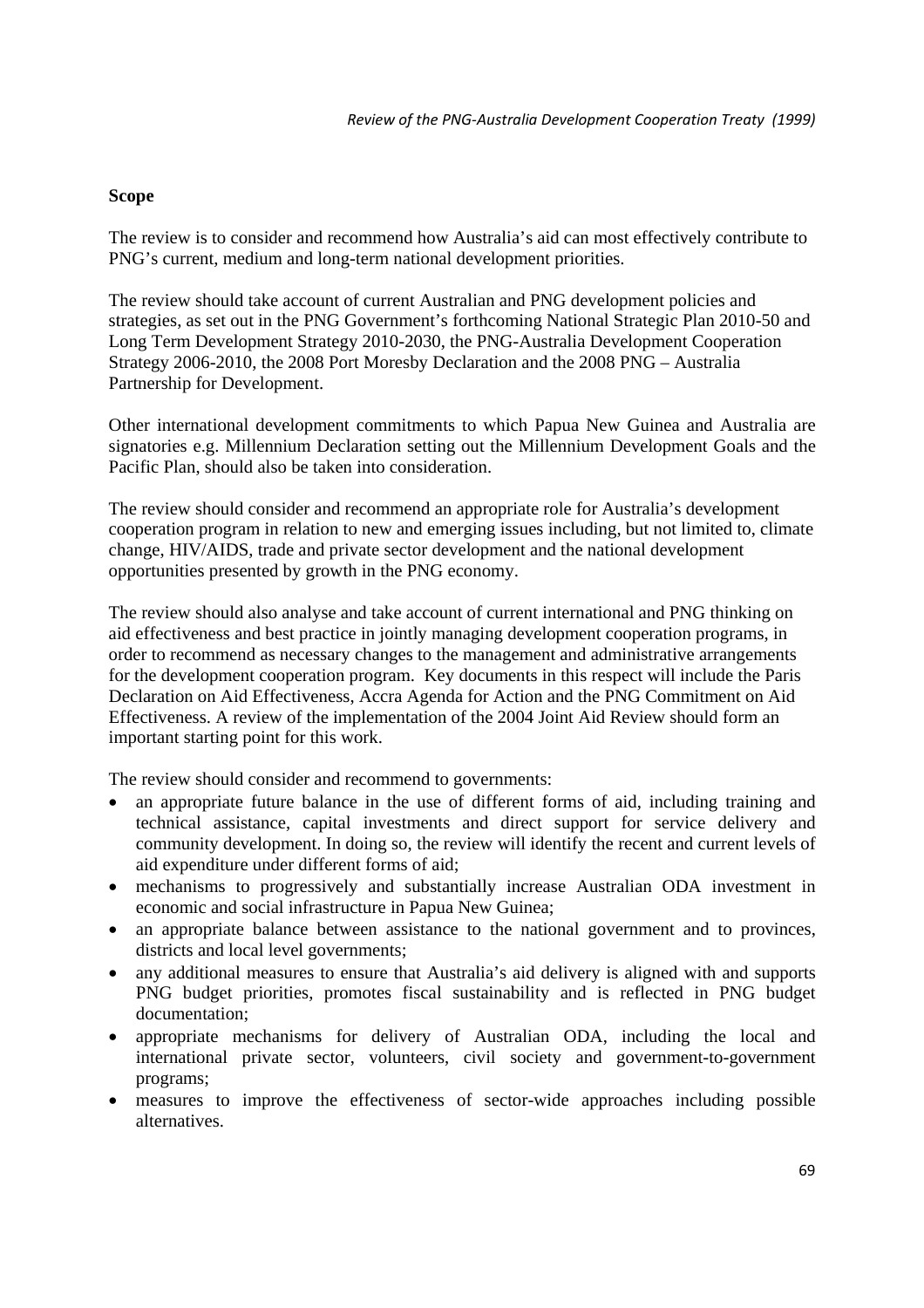**Scope**

The review is to consider and recommend how Australia's aid can most effectively contribute to PNG's current, medium and long-term national development priorities.

The review should take account of current Australian and PNG development policies and strategies, as set out in the PNG Government's forthcoming National Strategic Plan 2010-50 and Long Term Development Strategy 2010-2030, the PNG-Australia Development Cooperation Strategy 2006-2010, the 2008 Port Moresby Declaration and the 2008 PNG – Australia Partnership for Development.

Other international development commitments to which Papua New Guinea and Australia are signatories e.g. Millennium Declaration setting out the Millennium Development Goals and the Pacific Plan, should also be taken into consideration.

The review should consider and recommend an appropriate role for Australia's development cooperation program in relation to new and emerging issues including, but not limited to, climate change, HIV/AIDS, trade and private sector development and the national development opportunities presented by growth in the PNG economy.

The review should also analyse and take account of current international and PNG thinking on aid effectiveness and best practice in jointly managing development cooperation programs, in order to recommend as necessary changes to the management and administrative arrangements for the development cooperation program. Key documents in this respect will include the Paris Declaration on Aid Effectiveness, Accra Agenda for Action and the PNG Commitment on Aid Effectiveness. A review of the implementation of the 2004 Joint Aid Review should form an important starting point for this work.

The review should consider and recommend to governments:

- an appropriate future balance in the use of different forms of aid, including training and technical assistance, capital investments and direct support for service delivery and community development. In doing so, the review will identify the recent and current levels of aid expenditure under different forms of aid;
- mechanisms to progressively and substantially increase Australian ODA investment in economic and social infrastructure in Papua New Guinea;
- an appropriate balance between assistance to the national government and to provinces, districts and local level governments;
- any additional measures to ensure that Australia's aid delivery is aligned with and supports PNG budget priorities, promotes fiscal sustainability and is reflected in PNG budget documentation;
- appropriate mechanisms for delivery of Australian ODA, including the local and international private sector, volunteers, civil society and government-to-government programs;
- measures to improve the effectiveness of sector-wide approaches including possible alternatives.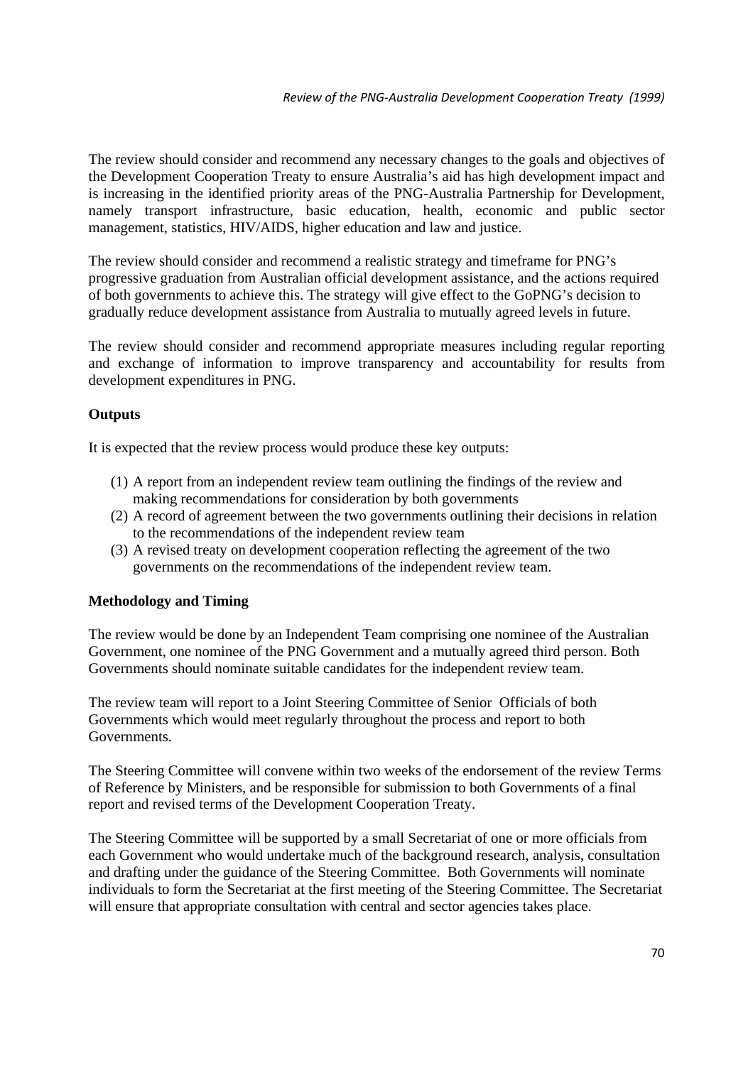The review should consider and recommend any necessary changes to the goals and objectives of the Development Cooperation Treaty to ensure Australia's aid has high development impact and is increasing in the identified priority areas of the PNG-Australia Partnership for Development, namely transport infrastructure, basic education, health, economic and public sector management, statistics, HIV/AIDS, higher education and law and justice.

The review should consider and recommend a realistic strategy and timeframe for PNG's progressive graduation from Australian official development assistance, and the actions required of both governments to achieve this. The strategy will give effect to the GoPNG's decision to gradually reduce development assistance from Australia to mutually agreed levels in future.

The review should consider and recommend appropriate measures including regular reporting and exchange of information to improve transparency and accountability for results from development expenditures in PNG.

**Outputs**

It is expected that the review process would produce these key outputs:

(1) A report from an independent review team outlining the findings of the review and making recommendations for consideration by both governments
(2) A record of agreement between the two governments outlining their decisions in relation to the recommendations of the independent review team
(3) A revised treaty on development cooperation reflecting the agreement of the two governments on the recommendations of the independent review team.

**Methodology and Timing**

The review would be done by an Independent Team comprising one nominee of the Australian Government, one nominee of the PNG Government and a mutually agreed third person. Both Governments should nominate suitable candidates for the independent review team.

The review team will report to a Joint Steering Committee of Senior Officials of both Governments which would meet regularly throughout the process and report to both Governments.

The Steering Committee will convene within two weeks of the endorsement of the review Terms of Reference by Ministers, and be responsible for submission to both Governments of a final report and revised terms of the Development Cooperation Treaty.

The Steering Committee will be supported by a small Secretariat of one or more officials from each Government who would undertake much of the background research, analysis, consultation and drafting under the guidance of the Steering Committee. Both Governments will nominate individuals to form the Secretariat at the first meeting of the Steering Committee. The Secretariat will ensure that appropriate consultation with central and sector agencies takes place.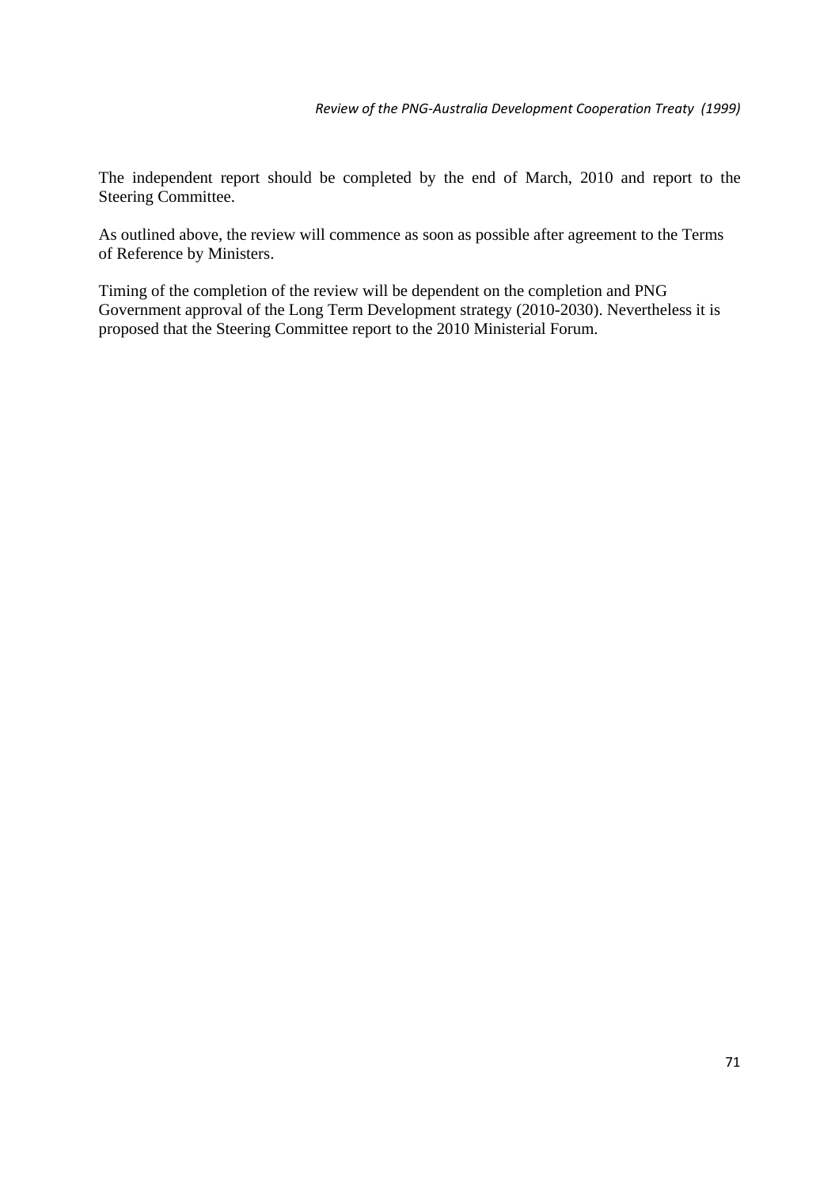The independent report should be completed by the end of March, 2010 and report to the Steering Committee.

As outlined above, the review will commence as soon as possible after agreement to the Terms of Reference by Ministers.

Timing of the completion of the review will be dependent on the completion and PNG Government approval of the Long Term Development strategy (2010-2030). Nevertheless it is proposed that the Steering Committee report to the 2010 Ministerial Forum.